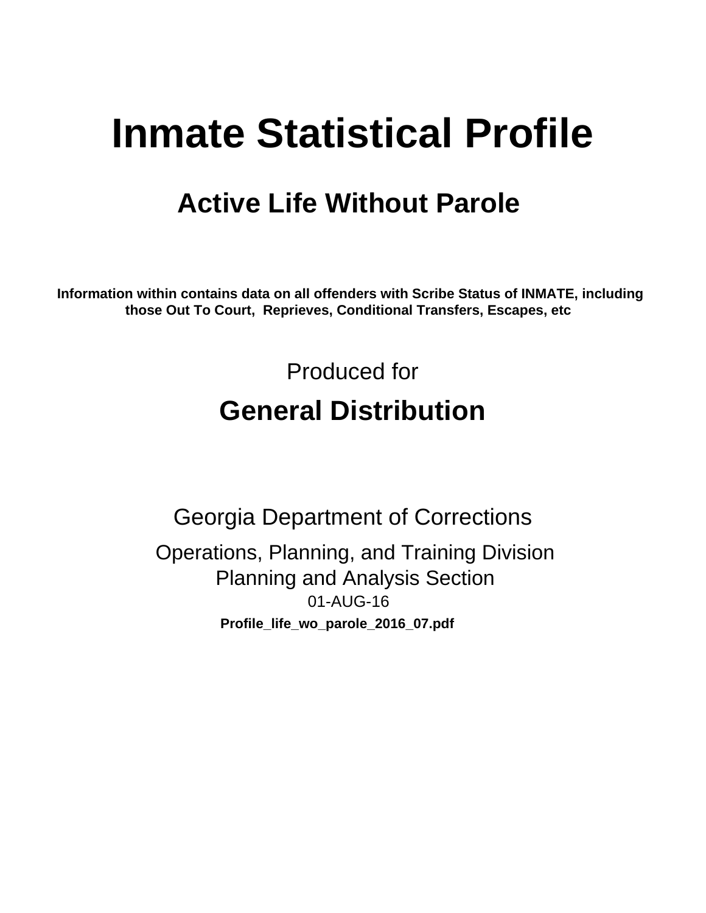# Inmate Statistical Profile

## Active Life Without Parole

**Information within contains data on all offenders with Scribe Status of INMATE, including those Out To Court, Reprieves, Conditional Transfers, Escapes, etc**

Produced for

## General Distribution

Georgia Department of Corrections

Operations, Planning, and Training Division
Planning and Analysis Section
01-AUG-16

**Profile_life_wo_parole_2016_07.pdf**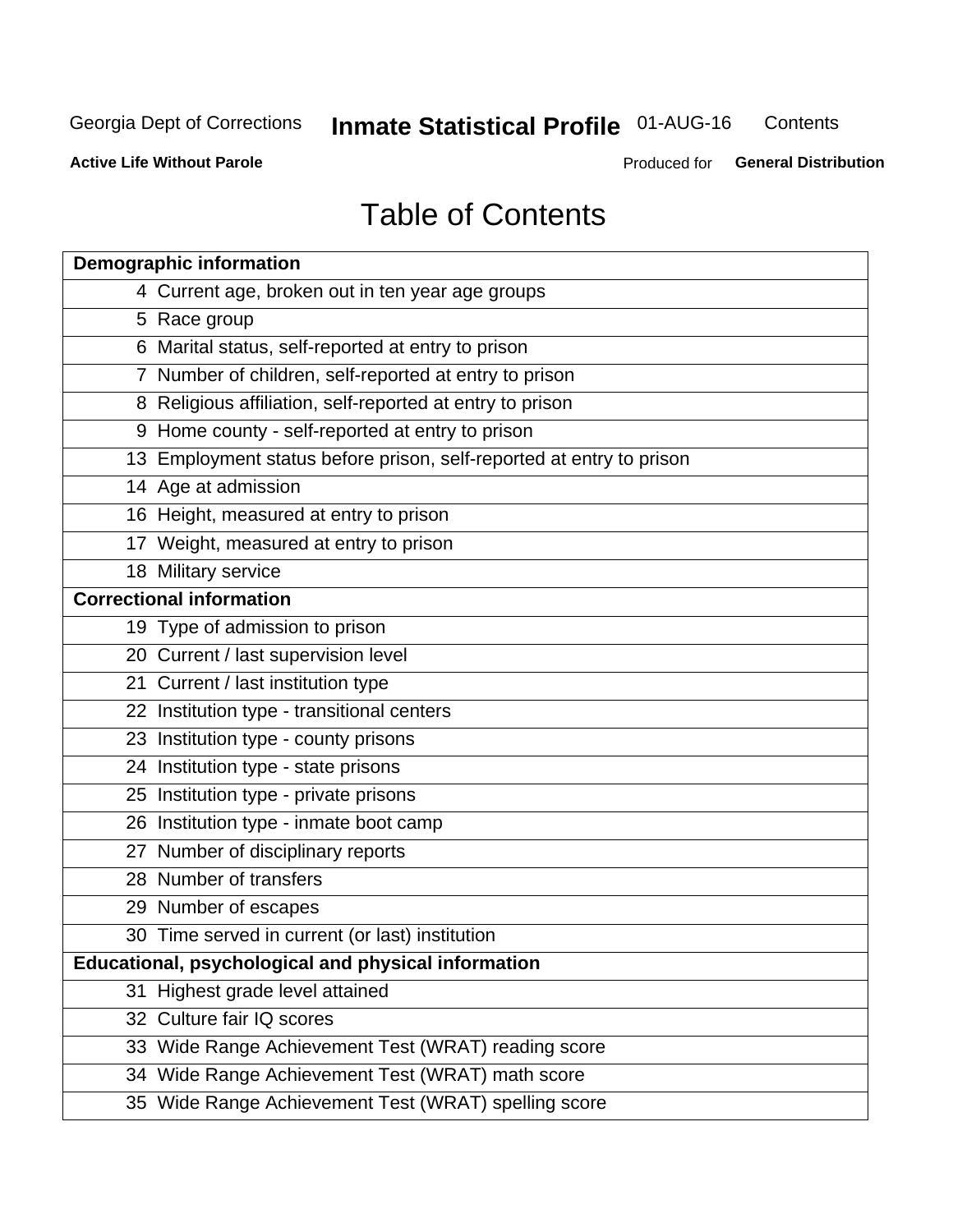# Table of Contents

| Demographic information | |
|---|---|
| 4 | Current age, broken out in ten year age groups |
| 5 | Race group |
| 6 | Marital status, self-reported at entry to prison |
| 7 | Number of children, self-reported at entry to prison |
| 8 | Religious affiliation, self-reported at entry to prison |
| 9 | Home county - self-reported at entry to prison |
| 13 | Employment status before prison, self-reported at entry to prison |
| 14 | Age at admission |
| 16 | Height, measured at entry to prison |
| 17 | Weight, measured at entry to prison |
| 18 | Military service |
| **Correctional information** | |
| 19 | Type of admission to prison |
| 20 | Current / last supervision level |
| 21 | Current / last institution type |
| 22 | Institution type - transitional centers |
| 23 | Institution type - county prisons |
| 24 | Institution type - state prisons |
| 25 | Institution type - private prisons |
| 26 | Institution type - inmate boot camp |
| 27 | Number of disciplinary reports |
| 28 | Number of transfers |
| 29 | Number of escapes |
| 30 | Time served in current (or last) institution |
| **Educational, psychological and physical information** | |
| 31 | Highest grade level attained |
| 32 | Culture fair IQ scores |
| 33 | Wide Range Achievement Test (WRAT) reading score |
| 34 | Wide Range Achievement Test (WRAT) math score |
| 35 | Wide Range Achievement Test (WRAT) spelling score |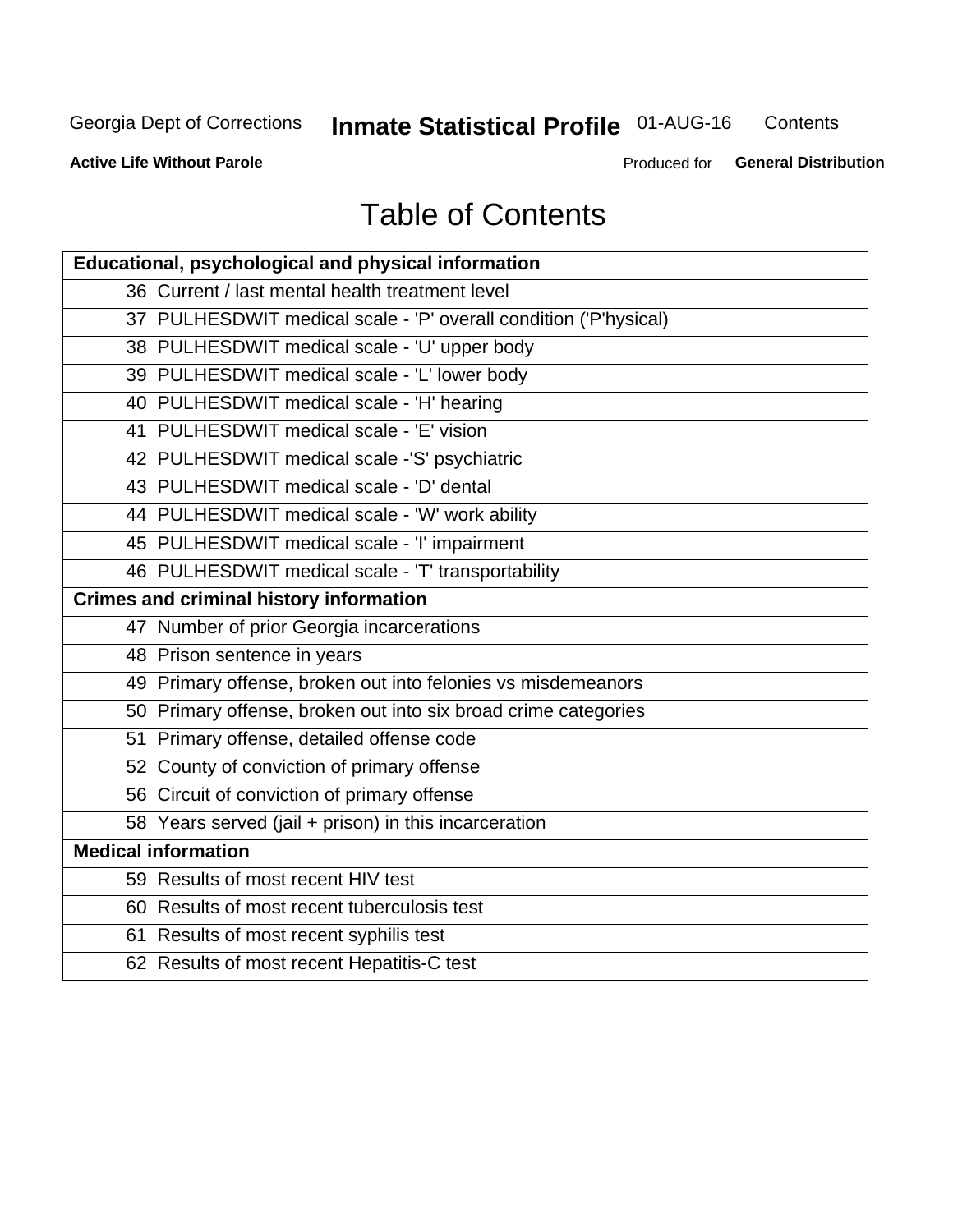# Table of Contents

| Educational, psychological and physical information |
|---|
| 36 Current / last mental health treatment level |
| 37 PULHESDWIT medical scale - 'P' overall condition ('P'hysical) |
| 38 PULHESDWIT medical scale - 'U' upper body |
| 39 PULHESDWIT medical scale - 'L' lower body |
| 40 PULHESDWIT medical scale - 'H' hearing |
| 41 PULHESDWIT medical scale - 'E' vision |
| 42 PULHESDWIT medical scale -'S' psychiatric |
| 43 PULHESDWIT medical scale - 'D' dental |
| 44 PULHESDWIT medical scale - 'W' work ability |
| 45 PULHESDWIT medical scale - 'I' impairment |
| 46 PULHESDWIT medical scale - 'T' transportability |
| **Crimes and criminal history information** |
| 47 Number of prior Georgia incarcerations |
| 48 Prison sentence in years |
| 49 Primary offense, broken out into felonies vs misdemeanors |
| 50 Primary offense, broken out into six broad crime categories |
| 51 Primary offense, detailed offense code |
| 52 County of conviction of primary offense |
| 56 Circuit of conviction of primary offense |
| 58 Years served (jail + prison) in this incarceration |
| **Medical information** |
| 59 Results of most recent HIV test |
| 60 Results of most recent tuberculosis test |
| 61 Results of most recent syphilis test |
| 62 Results of most recent Hepatitis-C test |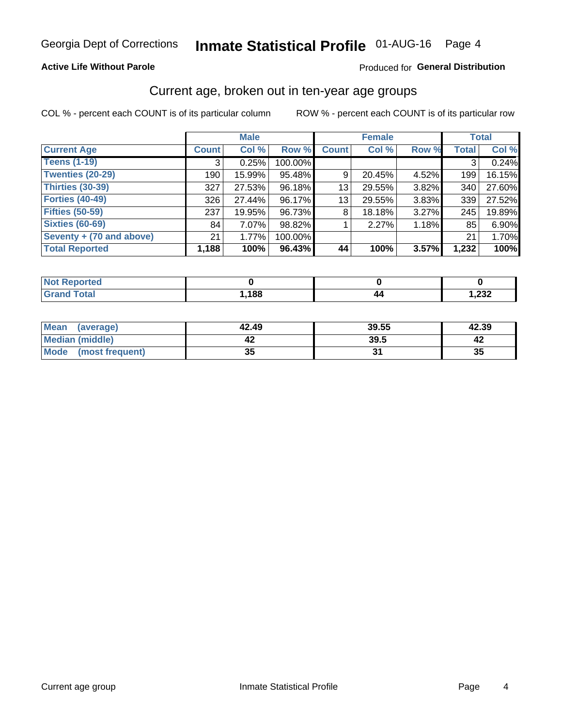# Georgia Dept of Corrections **Inmate Statistical Profile** 01-AUG-16

**Active Life Without Parole**

Produced for **General Distribution**

## Current age, broken out in ten-year age groups

COL % - percent each COUNT is of its particular column

ROW % - percent each COUNT is of its particular row

| | Male | | | Female | | | Total | |
|---|---|---|---|---|---|---|---|---|
| **Current Age** | **Count** | **Col %** | **Row %** | **Count** | **Col %** | **Row %** | **Total** | **Col %** |
| **Teens (1-19)** | 3 | 0.25% | 100.00% | | | | 3 | 0.24% |
| **Twenties (20-29)** | 190 | 15.99% | 95.48% | 9 | 20.45% | 4.52% | 199 | 16.15% |
| **Thirties (30-39)** | 327 | 27.53% | 96.18% | 13 | 29.55% | 3.82% | 340 | 27.60% |
| **Forties (40-49)** | 326 | 27.44% | 96.17% | 13 | 29.55% | 3.83% | 339 | 27.52% |
| **Fifties (50-59)** | 237 | 19.95% | 96.73% | 8 | 18.18% | 3.27% | 245 | 19.89% |
| **Sixties (60-69)** | 84 | 7.07% | 98.82% | 1 | 2.27% | 1.18% | 85 | 6.90% |
| **Seventy + (70 and above)** | 21 | 1.77% | 100.00% | | | | 21 | 1.70% |
| **Total Reported** | **1,188** | **100%** | **96.43%** | **44** | **100%** | **3.57%** | **1,232** | **100%** |

| | Male | Female | Total |
|---|---|---|---|
| **Not Reported** | **0** | **0** | **0** |
| **Grand Total** | **1,188** | **44** | **1,232** |

| | Male | Female | Total |
|---|---|---|---|
| **Mean (average)** | **42.49** | **39.55** | **42.39** |
| **Median (middle)** | **42** | **39.5** | **42** |
| **Mode (most frequent)** | **35** | **31** | **35** |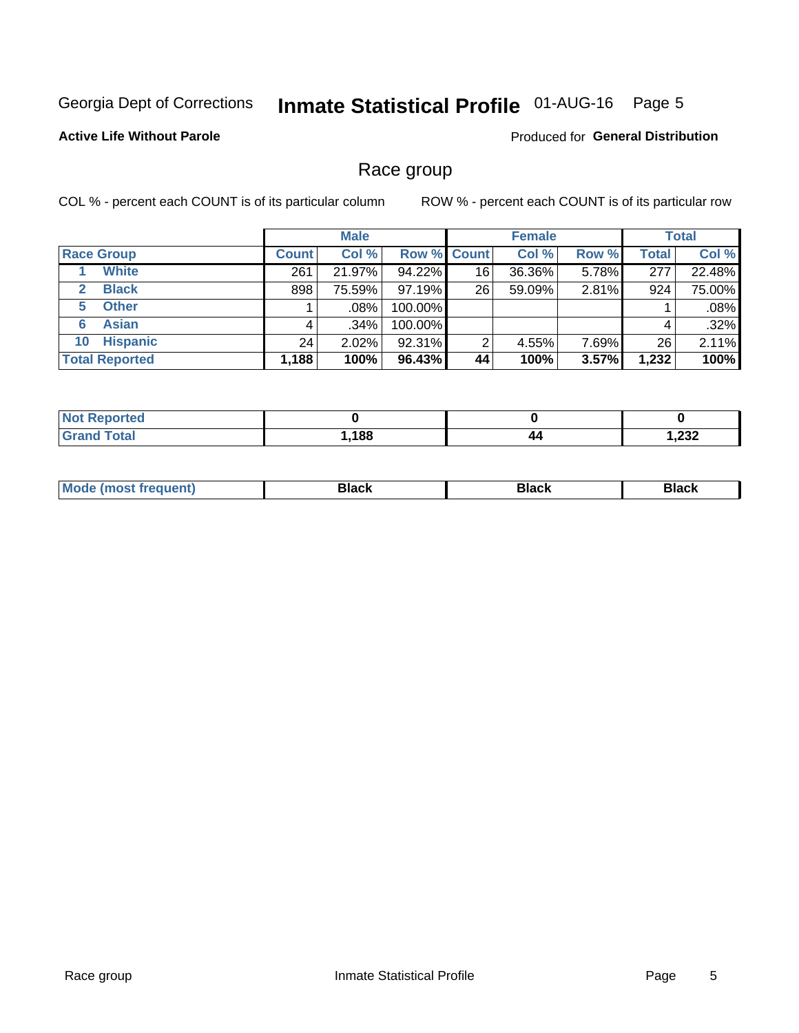Georgia Dept of Corrections **Inmate Statistical Profile** 01-AUG-16

**Active Life Without Parole**

Produced for **General Distribution**

## Race group

COL % - percent each COUNT is of its particular column

ROW % - percent each COUNT is of its particular row

| | Male | | | Female | | | Total | |
|---|---|---|---|---|---|---|---|---|
| **Race Group** | **Count** | **Col %** | **Row %** | **Count** | **Col %** | **Row %** | **Total** | **Col %** |
| 1 White | 261 | 21.97% | 94.22% | 16 | 36.36% | 5.78% | 277 | 22.48% |
| 2 Black | 898 | 75.59% | 97.19% | 26 | 59.09% | 2.81% | 924 | 75.00% |
| 5 Other | 1 | .08% | 100.00% | | | | 1 | .08% |
| 6 Asian | 4 | .34% | 100.00% | | | | 4 | .32% |
| 10 Hispanic | 24 | 2.02% | 92.31% | 2 | 4.55% | 7.69% | 26 | 2.11% |
| **Total Reported** | **1,188** | **100%** | **96.43%** | **44** | **100%** | **3.57%** | **1,232** | **100%** |

| | Male | Female | Total |
|---|---|---|---|
| Not Reported | **0** | **0** | **0** |
| Grand Total | **1,188** | **44** | **1,232** |

| | Male | Female | Total |
|---|---|---|---|
| Mode (most frequent) | **Black** | **Black** | **Black** |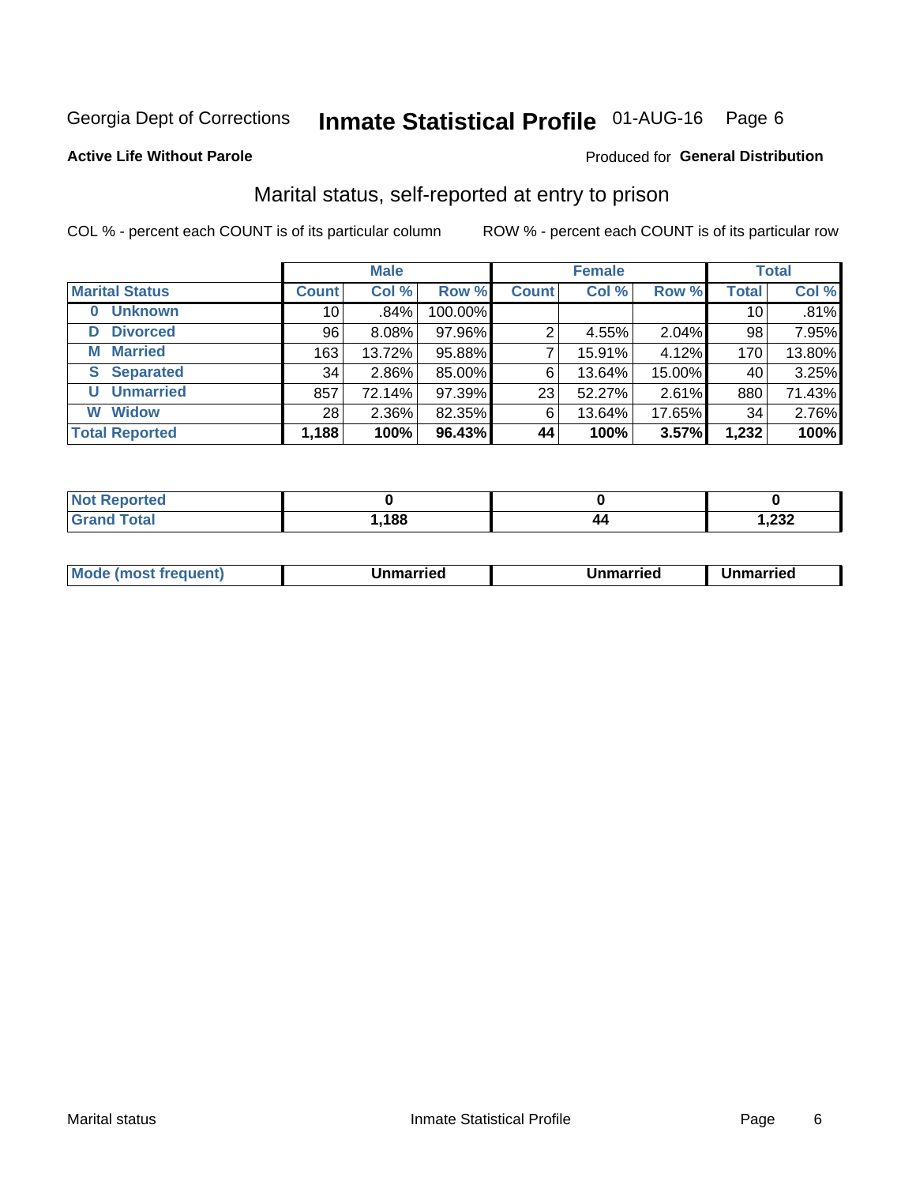Georgia Dept of Corrections **Inmate Statistical Profile** 01-AUG-16

**Active Life Without Parole**

Produced for **General Distribution**

## Marital status, self-reported at entry to prison

COL % - percent each COUNT is of its particular column ROW % - percent each COUNT is of its particular row

| | Male | | | Female | | | Total | |
|---|---|---|---|---|---|---|---|---|
| **Marital Status** | **Count** | **Col %** | **Row %** | **Count** | **Col %** | **Row %** | **Total** | **Col %** |
| **0 Unknown** | 10 | .84% | 100.00% | | | | 10 | .81% |
| **D Divorced** | 96 | 8.08% | 97.96% | 2 | 4.55% | 2.04% | 98 | 7.95% |
| **M Married** | 163 | 13.72% | 95.88% | 7 | 15.91% | 4.12% | 170 | 13.80% |
| **S Separated** | 34 | 2.86% | 85.00% | 6 | 13.64% | 15.00% | 40 | 3.25% |
| **U Unmarried** | 857 | 72.14% | 97.39% | 23 | 52.27% | 2.61% | 880 | 71.43% |
| **W Widow** | 28 | 2.36% | 82.35% | 6 | 13.64% | 17.65% | 34 | 2.76% |
| **Total Reported** | **1,188** | **100%** | **96.43%** | **44** | **100%** | **3.57%** | **1,232** | **100%** |

| | Male | Female | Total |
|---|---|---|---|
| **Not Reported** | **0** | **0** | **0** |
| **Grand Total** | **1,188** | **44** | **1,232** |

| | Male | Female | Total |
|---|---|---|---|
| **Mode (most frequent)** | **Unmarried** | **Unmarried** | **Unmarried** |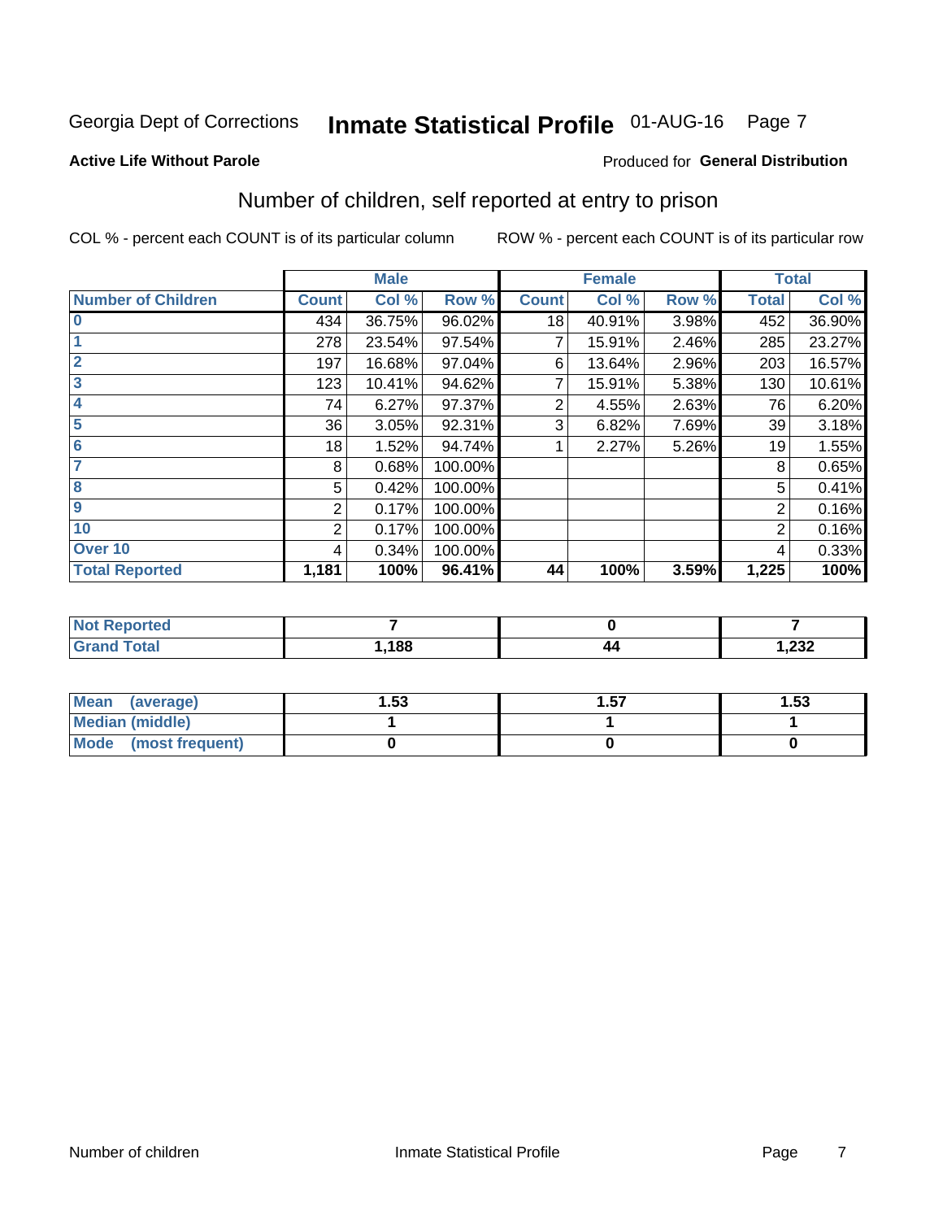Georgia Dept of Corrections **Inmate Statistical Profile** 01-AUG-16

**Active Life Without Parole** Produced for **General Distribution**

## Number of children, self reported at entry to prison

COL % - percent each COUNT is of its particular column ROW % - percent each COUNT is of its particular row

| | Male | | | Female | | | Total | |
|---|---|---|---|---|---|---|---|---|
| **Number of Children** | **Count** | **Col %** | **Row %** | **Count** | **Col %** | **Row %** | **Total** | **Col %** |
| 0 | 434 | 36.75% | 96.02% | 18 | 40.91% | 3.98% | 452 | 36.90% |
| 1 | 278 | 23.54% | 97.54% | 7 | 15.91% | 2.46% | 285 | 23.27% |
| 2 | 197 | 16.68% | 97.04% | 6 | 13.64% | 2.96% | 203 | 16.57% |
| 3 | 123 | 10.41% | 94.62% | 7 | 15.91% | 5.38% | 130 | 10.61% |
| 4 | 74 | 6.27% | 97.37% | 2 | 4.55% | 2.63% | 76 | 6.20% |
| 5 | 36 | 3.05% | 92.31% | 3 | 6.82% | 7.69% | 39 | 3.18% |
| 6 | 18 | 1.52% | 94.74% | 1 | 2.27% | 5.26% | 19 | 1.55% |
| 7 | 8 | 0.68% | 100.00% | | | | 8 | 0.65% |
| 8 | 5 | 0.42% | 100.00% | | | | 5 | 0.41% |
| 9 | 2 | 0.17% | 100.00% | | | | 2 | 0.16% |
| 10 | 2 | 0.17% | 100.00% | | | | 2 | 0.16% |
| Over 10 | 4 | 0.34% | 100.00% | | | | 4 | 0.33% |
| **Total Reported** | **1,181** | **100%** | **96.41%** | **44** | **100%** | **3.59%** | **1,225** | **100%** |

| | Male | Female | Total |
|---|---|---|---|
| Not Reported | 7 | 0 | 7 |
| Grand Total | 1,188 | 44 | 1,232 |

| | Male | Female | Total |
|---|---|---|---|
| Mean (average) | 1.53 | 1.57 | 1.53 |
| Median (middle) | 1 | 1 | 1 |
| Mode (most frequent) | 0 | 0 | 0 |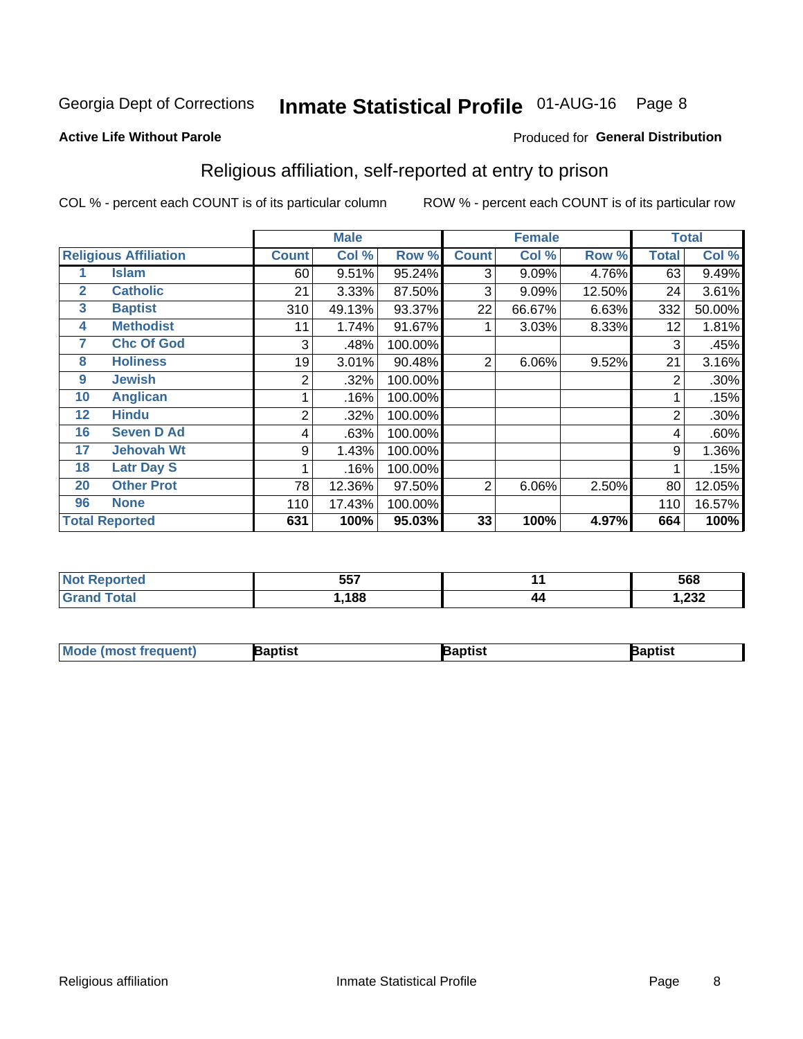Georgia Dept of Corrections **Inmate Statistical Profile** 01-AUG-16 Page 8

**Active Life Without Parole**

Produced for **General Distribution**

## Religious affiliation, self-reported at entry to prison

COL % - percent each COUNT is of its particular column ROW % - percent each COUNT is of its particular row

| Religious Affiliation | | Male | | | Female | | | Total | |
|---|---|---|---|---|---|---|---|---|---|
| | | Count | Col % | Row % | Count | Col % | Row % | Total | Col % |
| 1 | Islam | 60 | 9.51% | 95.24% | 3 | 9.09% | 4.76% | 63 | 9.49% |
| 2 | Catholic | 21 | 3.33% | 87.50% | 3 | 9.09% | 12.50% | 24 | 3.61% |
| 3 | Baptist | 310 | 49.13% | 93.37% | 22 | 66.67% | 6.63% | 332 | 50.00% |
| 4 | Methodist | 11 | 1.74% | 91.67% | 1 | 3.03% | 8.33% | 12 | 1.81% |
| 7 | Chc Of God | 3 | .48% | 100.00% | | | | 3 | .45% |
| 8 | Holiness | 19 | 3.01% | 90.48% | 2 | 6.06% | 9.52% | 21 | 3.16% |
| 9 | Jewish | 2 | .32% | 100.00% | | | | 2 | .30% |
| 10 | Anglican | 1 | .16% | 100.00% | | | | 1 | .15% |
| 12 | Hindu | 2 | .32% | 100.00% | | | | 2 | .30% |
| 16 | Seven D Ad | 4 | .63% | 100.00% | | | | 4 | .60% |
| 17 | Jehovah Wt | 9 | 1.43% | 100.00% | | | | 9 | 1.36% |
| 18 | Latr Day S | 1 | .16% | 100.00% | | | | 1 | .15% |
| 20 | Other Prot | 78 | 12.36% | 97.50% | 2 | 6.06% | 2.50% | 80 | 12.05% |
| 96 | None | 110 | 17.43% | 100.00% | | | | 110 | 16.57% |
| **Total Reported** | | **631** | **100%** | **95.03%** | **33** | **100%** | **4.97%** | **664** | **100%** |

| | Male | Female | Total |
|---|---|---|---|
| Not Reported | 557 | 11 | 568 |
| Grand Total | 1,188 | 44 | 1,232 |

| | Male | Female | Total |
|---|---|---|---|
| Mode (most frequent) | Baptist | Baptist | Baptist |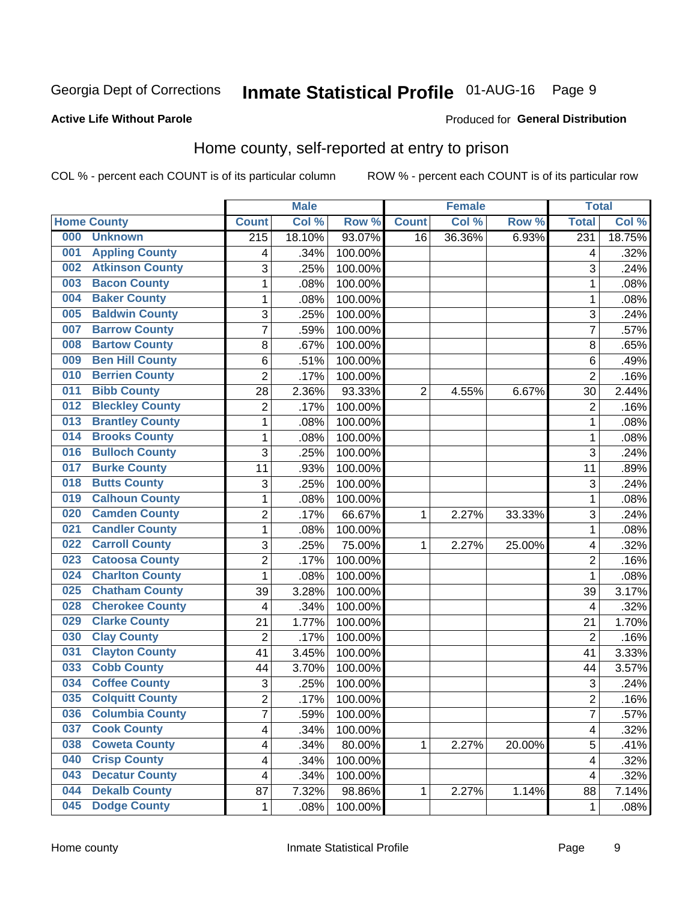Georgia Dept of Corrections **Inmate Statistical Profile** 01-AUG-16

**Active Life Without Parole**

Produced for **General Distribution**

## Home county, self-reported at entry to prison

COL % - percent each COUNT is of its particular column ROW % - percent each COUNT is of its particular row

| Home County | | Male | | | Female | | | Total | |
|---|---|---|---|---|---|---|---|---|---|
| | | Count | Col % | Row % | Count | Col % | Row % | Total | Col % |
| 000 | Unknown | 215 | 18.10% | 93.07% | 16 | 36.36% | 6.93% | 231 | 18.75% |
| 001 | Appling County | 4 | .34% | 100.00% | | | | 4 | .32% |
| 002 | Atkinson County | 3 | .25% | 100.00% | | | | 3 | .24% |
| 003 | Bacon County | 1 | .08% | 100.00% | | | | 1 | .08% |
| 004 | Baker County | 1 | .08% | 100.00% | | | | 1 | .08% |
| 005 | Baldwin County | 3 | .25% | 100.00% | | | | 3 | .24% |
| 007 | Barrow County | 7 | .59% | 100.00% | | | | 7 | .57% |
| 008 | Bartow County | 8 | .67% | 100.00% | | | | 8 | .65% |
| 009 | Ben Hill County | 6 | .51% | 100.00% | | | | 6 | .49% |
| 010 | Berrien County | 2 | .17% | 100.00% | | | | 2 | .16% |
| 011 | Bibb County | 28 | 2.36% | 93.33% | 2 | 4.55% | 6.67% | 30 | 2.44% |
| 012 | Bleckley County | 2 | .17% | 100.00% | | | | 2 | .16% |
| 013 | Brantley County | 1 | .08% | 100.00% | | | | 1 | .08% |
| 014 | Brooks County | 1 | .08% | 100.00% | | | | 1 | .08% |
| 016 | Bulloch County | 3 | .25% | 100.00% | | | | 3 | .24% |
| 017 | Burke County | 11 | .93% | 100.00% | | | | 11 | .89% |
| 018 | Butts County | 3 | .25% | 100.00% | | | | 3 | .24% |
| 019 | Calhoun County | 1 | .08% | 100.00% | | | | 1 | .08% |
| 020 | Camden County | 2 | .17% | 66.67% | 1 | 2.27% | 33.33% | 3 | .24% |
| 021 | Candler County | 1 | .08% | 100.00% | | | | 1 | .08% |
| 022 | Carroll County | 3 | .25% | 75.00% | 1 | 2.27% | 25.00% | 4 | .32% |
| 023 | Catoosa County | 2 | .17% | 100.00% | | | | 2 | .16% |
| 024 | Charlton County | 1 | .08% | 100.00% | | | | 1 | .08% |
| 025 | Chatham County | 39 | 3.28% | 100.00% | | | | 39 | 3.17% |
| 028 | Cherokee County | 4 | .34% | 100.00% | | | | 4 | .32% |
| 029 | Clarke County | 21 | 1.77% | 100.00% | | | | 21 | 1.70% |
| 030 | Clay County | 2 | .17% | 100.00% | | | | 2 | .16% |
| 031 | Clayton County | 41 | 3.45% | 100.00% | | | | 41 | 3.33% |
| 033 | Cobb County | 44 | 3.70% | 100.00% | | | | 44 | 3.57% |
| 034 | Coffee County | 3 | .25% | 100.00% | | | | 3 | .24% |
| 035 | Colquitt County | 2 | .17% | 100.00% | | | | 2 | .16% |
| 036 | Columbia County | 7 | .59% | 100.00% | | | | 7 | .57% |
| 037 | Cook County | 4 | .34% | 100.00% | | | | 4 | .32% |
| 038 | Coweta County | 4 | .34% | 80.00% | 1 | 2.27% | 20.00% | 5 | .41% |
| 040 | Crisp County | 4 | .34% | 100.00% | | | | 4 | .32% |
| 043 | Decatur County | 4 | .34% | 100.00% | | | | 4 | .32% |
| 044 | Dekalb County | 87 | 7.32% | 98.86% | 1 | 2.27% | 1.14% | 88 | 7.14% |
| 045 | Dodge County | 1 | .08% | 100.00% | | | | 1 | .08% |

Home county Inmate Statistical Profile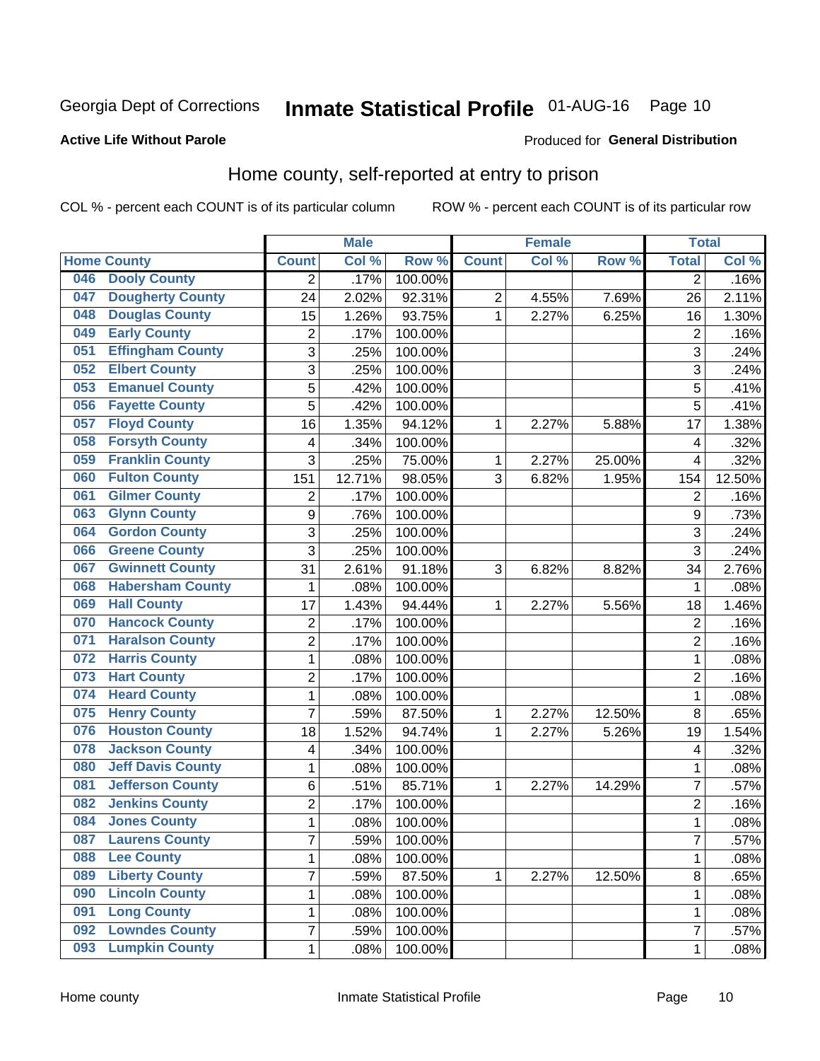Georgia Dept of Corrections **Inmate Statistical Profile** 01-AUG-16

**Active Life Without Parole**

Produced for **General Distribution**

## Home county, self-reported at entry to prison

COL % - percent each COUNT is of its particular column ROW % - percent each COUNT is of its particular row

| Home County | | Male | | | Female | | | Total | |
|---|---|---|---|---|---|---|---|---|---|
| | | Count | Col % | Row % | Count | Col % | Row % | Total | Col % |
| 046 | Dooly County | 2 | .17% | 100.00% | | | | 2 | .16% |
| 047 | Dougherty County | 24 | 2.02% | 92.31% | 2 | 4.55% | 7.69% | 26 | 2.11% |
| 048 | Douglas County | 15 | 1.26% | 93.75% | 1 | 2.27% | 6.25% | 16 | 1.30% |
| 049 | Early County | 2 | .17% | 100.00% | | | | 2 | .16% |
| 051 | Effingham County | 3 | .25% | 100.00% | | | | 3 | .24% |
| 052 | Elbert County | 3 | .25% | 100.00% | | | | 3 | .24% |
| 053 | Emanuel County | 5 | .42% | 100.00% | | | | 5 | .41% |
| 056 | Fayette County | 5 | .42% | 100.00% | | | | 5 | .41% |
| 057 | Floyd County | 16 | 1.35% | 94.12% | 1 | 2.27% | 5.88% | 17 | 1.38% |
| 058 | Forsyth County | 4 | .34% | 100.00% | | | | 4 | .32% |
| 059 | Franklin County | 3 | .25% | 75.00% | 1 | 2.27% | 25.00% | 4 | .32% |
| 060 | Fulton County | 151 | 12.71% | 98.05% | 3 | 6.82% | 1.95% | 154 | 12.50% |
| 061 | Gilmer County | 2 | .17% | 100.00% | | | | 2 | .16% |
| 063 | Glynn County | 9 | .76% | 100.00% | | | | 9 | .73% |
| 064 | Gordon County | 3 | .25% | 100.00% | | | | 3 | .24% |
| 066 | Greene County | 3 | .25% | 100.00% | | | | 3 | .24% |
| 067 | Gwinnett County | 31 | 2.61% | 91.18% | 3 | 6.82% | 8.82% | 34 | 2.76% |
| 068 | Habersham County | 1 | .08% | 100.00% | | | | 1 | .08% |
| 069 | Hall County | 17 | 1.43% | 94.44% | 1 | 2.27% | 5.56% | 18 | 1.46% |
| 070 | Hancock County | 2 | .17% | 100.00% | | | | 2 | .16% |
| 071 | Haralson County | 2 | .17% | 100.00% | | | | 2 | .16% |
| 072 | Harris County | 1 | .08% | 100.00% | | | | 1 | .08% |
| 073 | Hart County | 2 | .17% | 100.00% | | | | 2 | .16% |
| 074 | Heard County | 1 | .08% | 100.00% | | | | 1 | .08% |
| 075 | Henry County | 7 | .59% | 87.50% | 1 | 2.27% | 12.50% | 8 | .65% |
| 076 | Houston County | 18 | 1.52% | 94.74% | 1 | 2.27% | 5.26% | 19 | 1.54% |
| 078 | Jackson County | 4 | .34% | 100.00% | | | | 4 | .32% |
| 080 | Jeff Davis County | 1 | .08% | 100.00% | | | | 1 | .08% |
| 081 | Jefferson County | 6 | .51% | 85.71% | 1 | 2.27% | 14.29% | 7 | .57% |
| 082 | Jenkins County | 2 | .17% | 100.00% | | | | 2 | .16% |
| 084 | Jones County | 1 | .08% | 100.00% | | | | 1 | .08% |
| 087 | Laurens County | 7 | .59% | 100.00% | | | | 7 | .57% |
| 088 | Lee County | 1 | .08% | 100.00% | | | | 1 | .08% |
| 089 | Liberty County | 7 | .59% | 87.50% | 1 | 2.27% | 12.50% | 8 | .65% |
| 090 | Lincoln County | 1 | .08% | 100.00% | | | | 1 | .08% |
| 091 | Long County | 1 | .08% | 100.00% | | | | 1 | .08% |
| 092 | Lowndes County | 7 | .59% | 100.00% | | | | 7 | .57% |
| 093 | Lumpkin County | 1 | .08% | 100.00% | | | | 1 | .08% |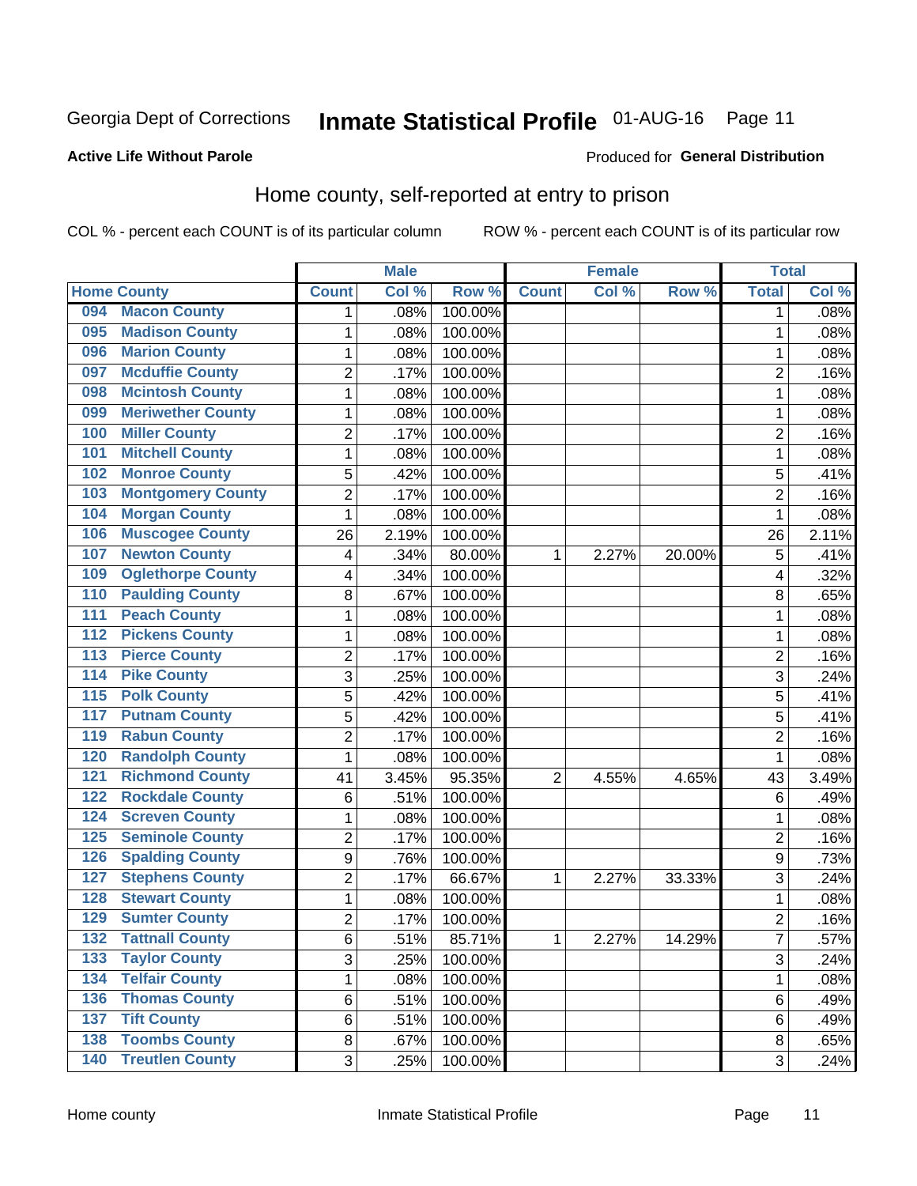Georgia Dept of Corrections **Inmate Statistical Profile** 01-AUG-16 Page 11

**Active Life Without Parole**

Produced for **General Distribution**

## Home county, self-reported at entry to prison

COL % - percent each COUNT is of its particular column ROW % - percent each COUNT is of its particular row

| Home County | Male | | | Female | | | Total | |
|---|---|---|---|---|---|---|---|---|
| | Count | Col % | Row % | Count | Col % | Row % | Total | Col % |
| 094 Macon County | 1 | .08% | 100.00% | | | | 1 | .08% |
| 095 Madison County | 1 | .08% | 100.00% | | | | 1 | .08% |
| 096 Marion County | 1 | .08% | 100.00% | | | | 1 | .08% |
| 097 Mcduffie County | 2 | .17% | 100.00% | | | | 2 | .16% |
| 098 Mcintosh County | 1 | .08% | 100.00% | | | | 1 | .08% |
| 099 Meriwether County | 1 | .08% | 100.00% | | | | 1 | .08% |
| 100 Miller County | 2 | .17% | 100.00% | | | | 2 | .16% |
| 101 Mitchell County | 1 | .08% | 100.00% | | | | 1 | .08% |
| 102 Monroe County | 5 | .42% | 100.00% | | | | 5 | .41% |
| 103 Montgomery County | 2 | .17% | 100.00% | | | | 2 | .16% |
| 104 Morgan County | 1 | .08% | 100.00% | | | | 1 | .08% |
| 106 Muscogee County | 26 | 2.19% | 100.00% | | | | 26 | 2.11% |
| 107 Newton County | 4 | .34% | 80.00% | 1 | 2.27% | 20.00% | 5 | .41% |
| 109 Oglethorpe County | 4 | .34% | 100.00% | | | | 4 | .32% |
| 110 Paulding County | 8 | .67% | 100.00% | | | | 8 | .65% |
| 111 Peach County | 1 | .08% | 100.00% | | | | 1 | .08% |
| 112 Pickens County | 1 | .08% | 100.00% | | | | 1 | .08% |
| 113 Pierce County | 2 | .17% | 100.00% | | | | 2 | .16% |
| 114 Pike County | 3 | .25% | 100.00% | | | | 3 | .24% |
| 115 Polk County | 5 | .42% | 100.00% | | | | 5 | .41% |
| 117 Putnam County | 5 | .42% | 100.00% | | | | 5 | .41% |
| 119 Rabun County | 2 | .17% | 100.00% | | | | 2 | .16% |
| 120 Randolph County | 1 | .08% | 100.00% | | | | 1 | .08% |
| 121 Richmond County | 41 | 3.45% | 95.35% | 2 | 4.55% | 4.65% | 43 | 3.49% |
| 122 Rockdale County | 6 | .51% | 100.00% | | | | 6 | .49% |
| 124 Screven County | 1 | .08% | 100.00% | | | | 1 | .08% |
| 125 Seminole County | 2 | .17% | 100.00% | | | | 2 | .16% |
| 126 Spalding County | 9 | .76% | 100.00% | | | | 9 | .73% |
| 127 Stephens County | 2 | .17% | 66.67% | 1 | 2.27% | 33.33% | 3 | .24% |
| 128 Stewart County | 1 | .08% | 100.00% | | | | 1 | .08% |
| 129 Sumter County | 2 | .17% | 100.00% | | | | 2 | .16% |
| 132 Tattnall County | 6 | .51% | 85.71% | 1 | 2.27% | 14.29% | 7 | .57% |
| 133 Taylor County | 3 | .25% | 100.00% | | | | 3 | .24% |
| 134 Telfair County | 1 | .08% | 100.00% | | | | 1 | .08% |
| 136 Thomas County | 6 | .51% | 100.00% | | | | 6 | .49% |
| 137 Tift County | 6 | .51% | 100.00% | | | | 6 | .49% |
| 138 Toombs County | 8 | .67% | 100.00% | | | | 8 | .65% |
| 140 Treutlen County | 3 | .25% | 100.00% | | | | 3 | .24% |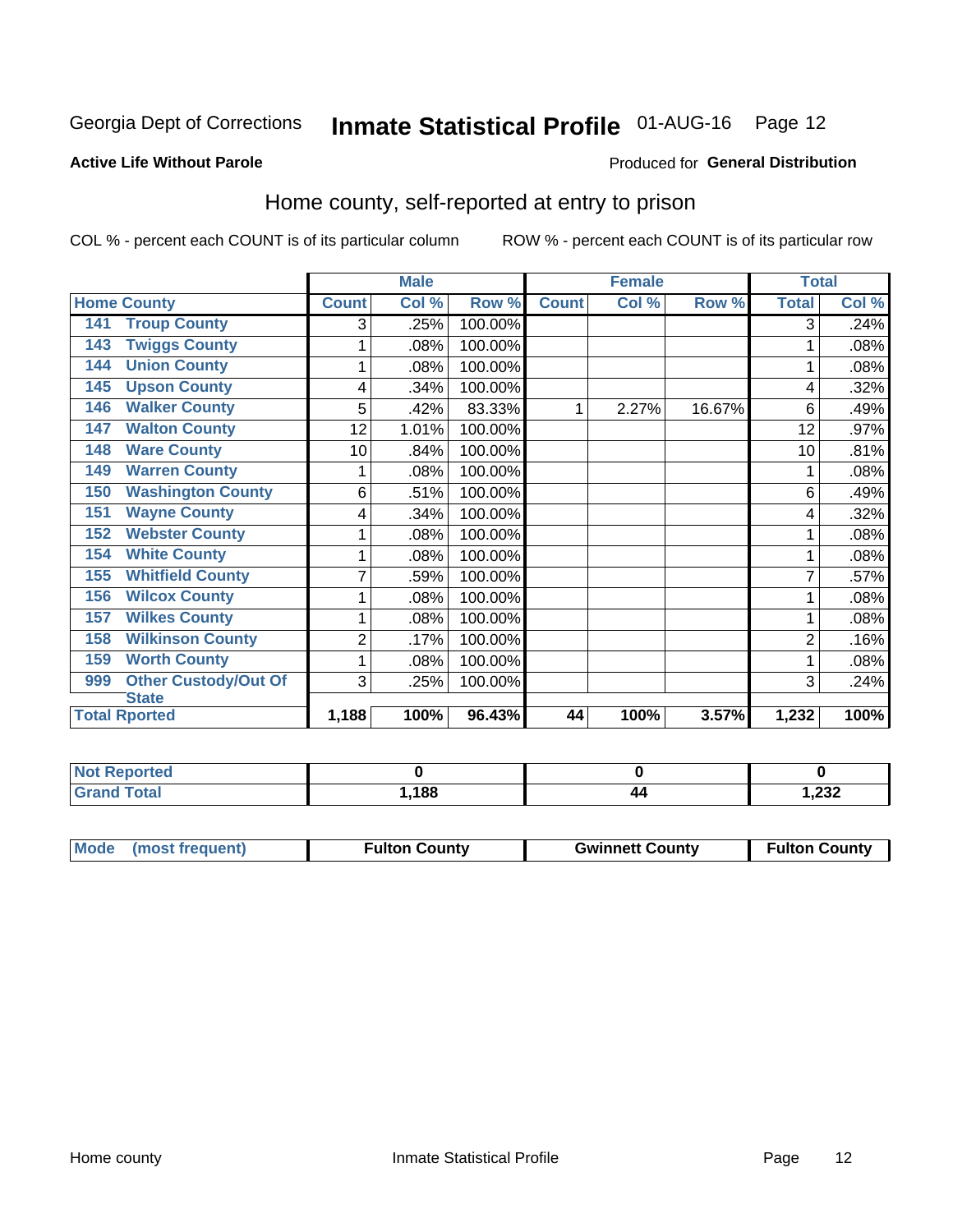Georgia Dept of Corrections **Inmate Statistical Profile** 01-AUG-16

**Active Life Without Parole**

Produced for **General Distribution**

## Home county, self-reported at entry to prison

COL % - percent each COUNT is of its particular column     ROW % - percent each COUNT is of its particular row

| | | Male | | | Female | | | Total | |
|---|---|---|---|---|---|---|---|---|---|
| Home County | | Count | Col % | Row % | Count | Col % | Row % | Total | Col % |
| 141 | Troup County | 3 | .25% | 100.00% | | | | 3 | .24% |
| 143 | Twiggs County | 1 | .08% | 100.00% | | | | 1 | .08% |
| 144 | Union County | 1 | .08% | 100.00% | | | | 1 | .08% |
| 145 | Upson County | 4 | .34% | 100.00% | | | | 4 | .32% |
| 146 | Walker County | 5 | .42% | 83.33% | 1 | 2.27% | 16.67% | 6 | .49% |
| 147 | Walton County | 12 | 1.01% | 100.00% | | | | 12 | .97% |
| 148 | Ware County | 10 | .84% | 100.00% | | | | 10 | .81% |
| 149 | Warren County | 1 | .08% | 100.00% | | | | 1 | .08% |
| 150 | Washington County | 6 | .51% | 100.00% | | | | 6 | .49% |
| 151 | Wayne County | 4 | .34% | 100.00% | | | | 4 | .32% |
| 152 | Webster County | 1 | .08% | 100.00% | | | | 1 | .08% |
| 154 | White County | 1 | .08% | 100.00% | | | | 1 | .08% |
| 155 | Whitfield County | 7 | .59% | 100.00% | | | | 7 | .57% |
| 156 | Wilcox County | 1 | .08% | 100.00% | | | | 1 | .08% |
| 157 | Wilkes County | 1 | .08% | 100.00% | | | | 1 | .08% |
| 158 | Wilkinson County | 2 | .17% | 100.00% | | | | 2 | .16% |
| 159 | Worth County | 1 | .08% | 100.00% | | | | 1 | .08% |
| 999 | Other Custody/Out Of State | 3 | .25% | 100.00% | | | | 3 | .24% |
| **Total Rported** | | **1,188** | **100%** | **96.43%** | **44** | **100%** | **3.57%** | **1,232** | **100%** |

| | Male | Female | Total |
|---|---|---|---|
| Not Reported | **0** | **0** | **0** |
| Grand Total | **1,188** | **44** | **1,232** |

| | Male | Female | Total |
|---|---|---|---|
| Mode (most frequent) | **Fulton County** | **Gwinnett County** | **Fulton County** |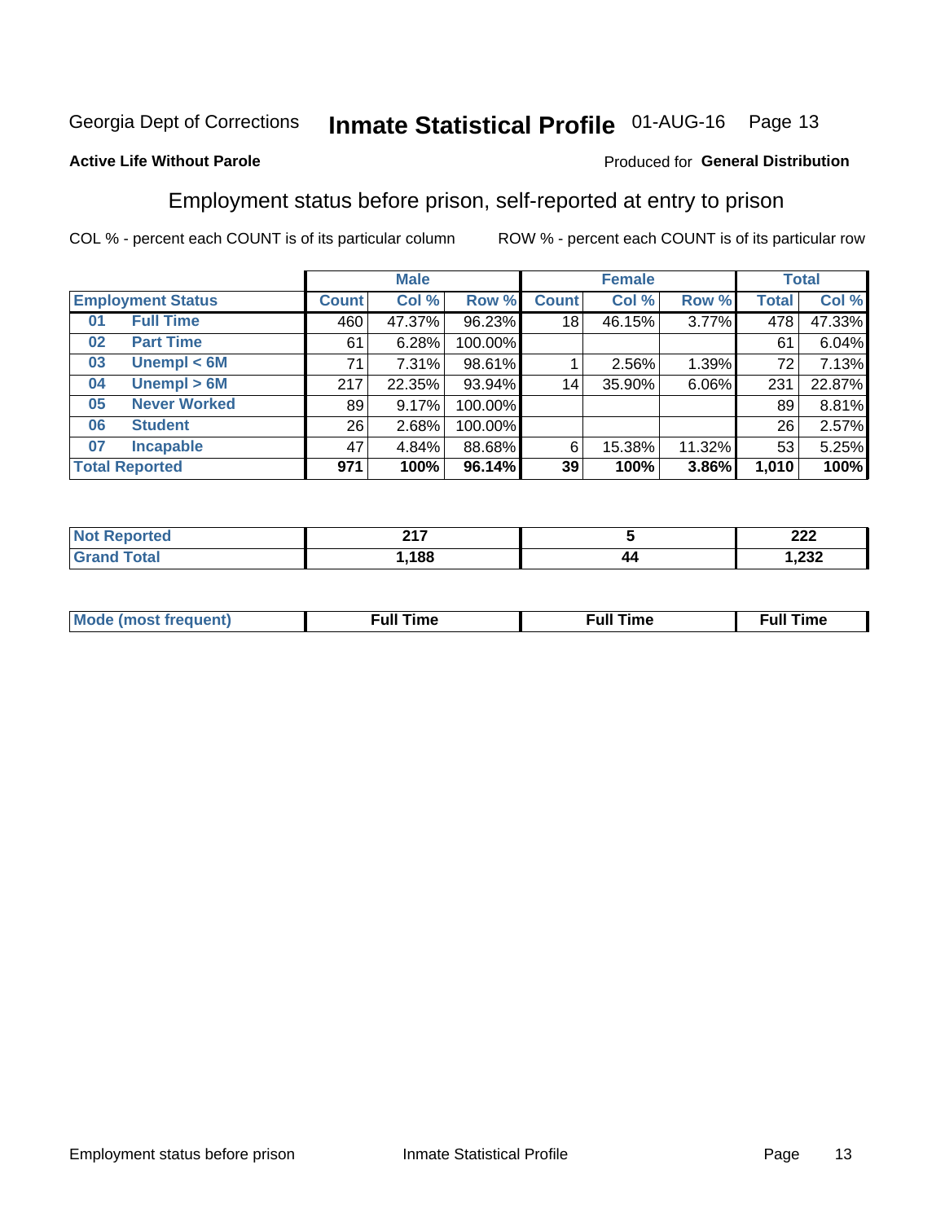Georgia Dept of Corrections **Inmate Statistical Profile** 01-AUG-16 Page 13

**Active Life Without Parole**

Produced for **General Distribution**

## Employment status before prison, self-reported at entry to prison

COL % - percent each COUNT is of its particular column ROW % - percent each COUNT is of its particular row

| | | Male | | | Female | | | Total | |
|---|---|---|---|---|---|---|---|---|---|
| **Employment Status** | | **Count** | **Col %** | **Row %** | **Count** | **Col %** | **Row %** | **Total** | **Col %** |
| 01 | Full Time | 460 | 47.37% | 96.23% | 18 | 46.15% | 3.77% | 478 | 47.33% |
| 02 | Part Time | 61 | 6.28% | 100.00% | | | | 61 | 6.04% |
| 03 | Unempl < 6M | 71 | 7.31% | 98.61% | 1 | 2.56% | 1.39% | 72 | 7.13% |
| 04 | Unempl > 6M | 217 | 22.35% | 93.94% | 14 | 35.90% | 6.06% | 231 | 22.87% |
| 05 | Never Worked | 89 | 9.17% | 100.00% | | | | 89 | 8.81% |
| 06 | Student | 26 | 2.68% | 100.00% | | | | 26 | 2.57% |
| 07 | Incapable | 47 | 4.84% | 88.68% | 6 | 15.38% | 11.32% | 53 | 5.25% |
| **Total Reported** | | **971** | **100%** | **96.14%** | **39** | **100%** | **3.86%** | **1,010** | **100%** |

| | Male | Female | Total |
|---|---|---|---|
| Not Reported | 217 | 5 | 222 |
| Grand Total | 1,188 | 44 | 1,232 |

| | Male | Female | Total |
|---|---|---|---|
| Mode (most frequent) | Full Time | Full Time | Full Time |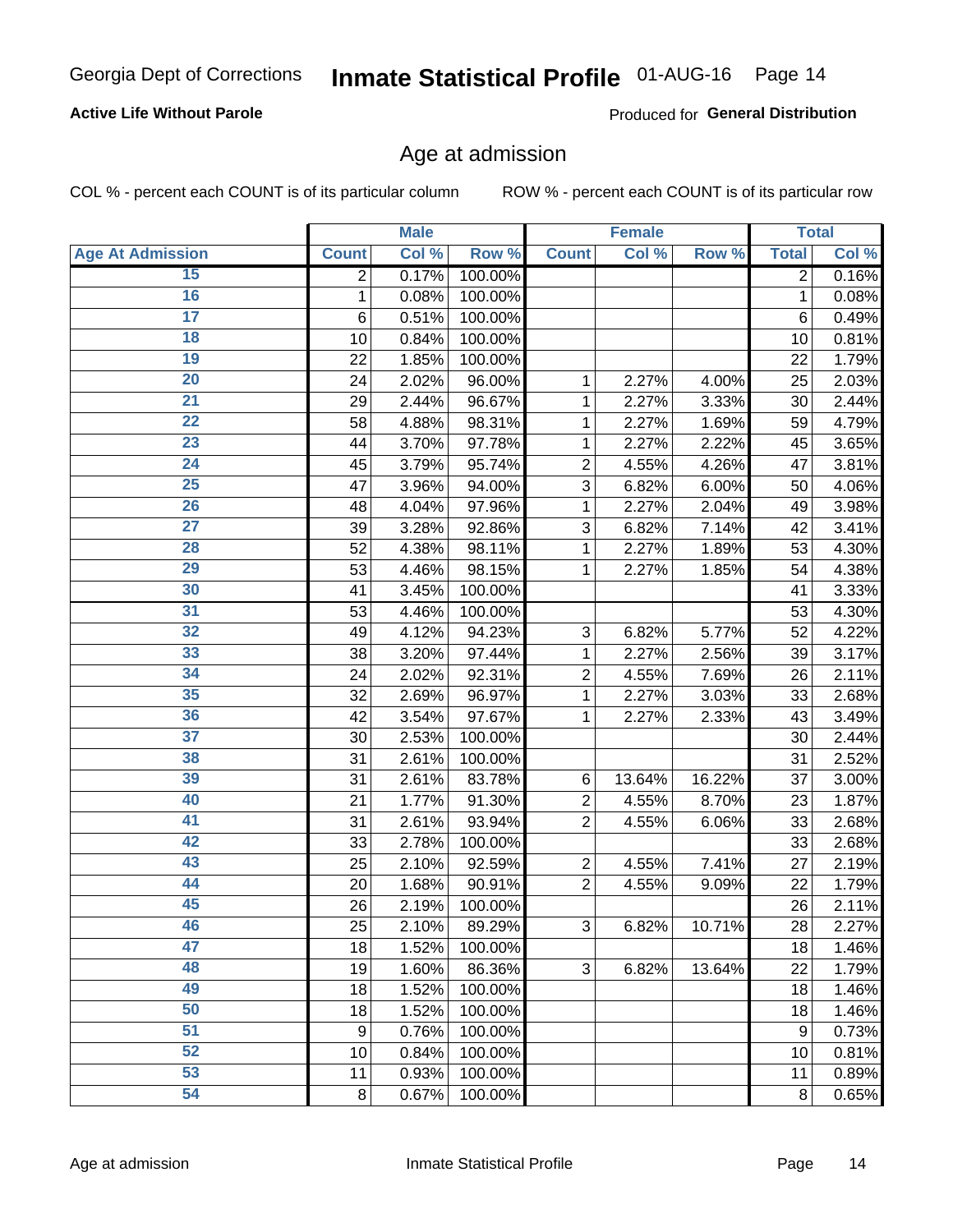Georgia Dept of Corrections **Inmate Statistical Profile** 01-AUG-16

**Active Life Without Parole**

Produced for **General Distribution**

## Age at admission

COL % - percent each COUNT is of its particular column

ROW % - percent each COUNT is of its particular row

| | Male | | | Female | | | Total | |
|---|---|---|---|---|---|---|---|---|
| Age At Admission | Count | Col % | Row % | Count | Col % | Row % | Total | Col % |
| 15 | 2 | 0.17% | 100.00% | | | | 2 | 0.16% |
| 16 | 1 | 0.08% | 100.00% | | | | 1 | 0.08% |
| 17 | 6 | 0.51% | 100.00% | | | | 6 | 0.49% |
| 18 | 10 | 0.84% | 100.00% | | | | 10 | 0.81% |
| 19 | 22 | 1.85% | 100.00% | | | | 22 | 1.79% |
| 20 | 24 | 2.02% | 96.00% | 1 | 2.27% | 4.00% | 25 | 2.03% |
| 21 | 29 | 2.44% | 96.67% | 1 | 2.27% | 3.33% | 30 | 2.44% |
| 22 | 58 | 4.88% | 98.31% | 1 | 2.27% | 1.69% | 59 | 4.79% |
| 23 | 44 | 3.70% | 97.78% | 1 | 2.27% | 2.22% | 45 | 3.65% |
| 24 | 45 | 3.79% | 95.74% | 2 | 4.55% | 4.26% | 47 | 3.81% |
| 25 | 47 | 3.96% | 94.00% | 3 | 6.82% | 6.00% | 50 | 4.06% |
| 26 | 48 | 4.04% | 97.96% | 1 | 2.27% | 2.04% | 49 | 3.98% |
| 27 | 39 | 3.28% | 92.86% | 3 | 6.82% | 7.14% | 42 | 3.41% |
| 28 | 52 | 4.38% | 98.11% | 1 | 2.27% | 1.89% | 53 | 4.30% |
| 29 | 53 | 4.46% | 98.15% | 1 | 2.27% | 1.85% | 54 | 4.38% |
| 30 | 41 | 3.45% | 100.00% | | | | 41 | 3.33% |
| 31 | 53 | 4.46% | 100.00% | | | | 53 | 4.30% |
| 32 | 49 | 4.12% | 94.23% | 3 | 6.82% | 5.77% | 52 | 4.22% |
| 33 | 38 | 3.20% | 97.44% | 1 | 2.27% | 2.56% | 39 | 3.17% |
| 34 | 24 | 2.02% | 92.31% | 2 | 4.55% | 7.69% | 26 | 2.11% |
| 35 | 32 | 2.69% | 96.97% | 1 | 2.27% | 3.03% | 33 | 2.68% |
| 36 | 42 | 3.54% | 97.67% | 1 | 2.27% | 2.33% | 43 | 3.49% |
| 37 | 30 | 2.53% | 100.00% | | | | 30 | 2.44% |
| 38 | 31 | 2.61% | 100.00% | | | | 31 | 2.52% |
| 39 | 31 | 2.61% | 83.78% | 6 | 13.64% | 16.22% | 37 | 3.00% |
| 40 | 21 | 1.77% | 91.30% | 2 | 4.55% | 8.70% | 23 | 1.87% |
| 41 | 31 | 2.61% | 93.94% | 2 | 4.55% | 6.06% | 33 | 2.68% |
| 42 | 33 | 2.78% | 100.00% | | | | 33 | 2.68% |
| 43 | 25 | 2.10% | 92.59% | 2 | 4.55% | 7.41% | 27 | 2.19% |
| 44 | 20 | 1.68% | 90.91% | 2 | 4.55% | 9.09% | 22 | 1.79% |
| 45 | 26 | 2.19% | 100.00% | | | | 26 | 2.11% |
| 46 | 25 | 2.10% | 89.29% | 3 | 6.82% | 10.71% | 28 | 2.27% |
| 47 | 18 | 1.52% | 100.00% | | | | 18 | 1.46% |
| 48 | 19 | 1.60% | 86.36% | 3 | 6.82% | 13.64% | 22 | 1.79% |
| 49 | 18 | 1.52% | 100.00% | | | | 18 | 1.46% |
| 50 | 18 | 1.52% | 100.00% | | | | 18 | 1.46% |
| 51 | 9 | 0.76% | 100.00% | | | | 9 | 0.73% |
| 52 | 10 | 0.84% | 100.00% | | | | 10 | 0.81% |
| 53 | 11 | 0.93% | 100.00% | | | | 11 | 0.89% |
| 54 | 8 | 0.67% | 100.00% | | | | 8 | 0.65% |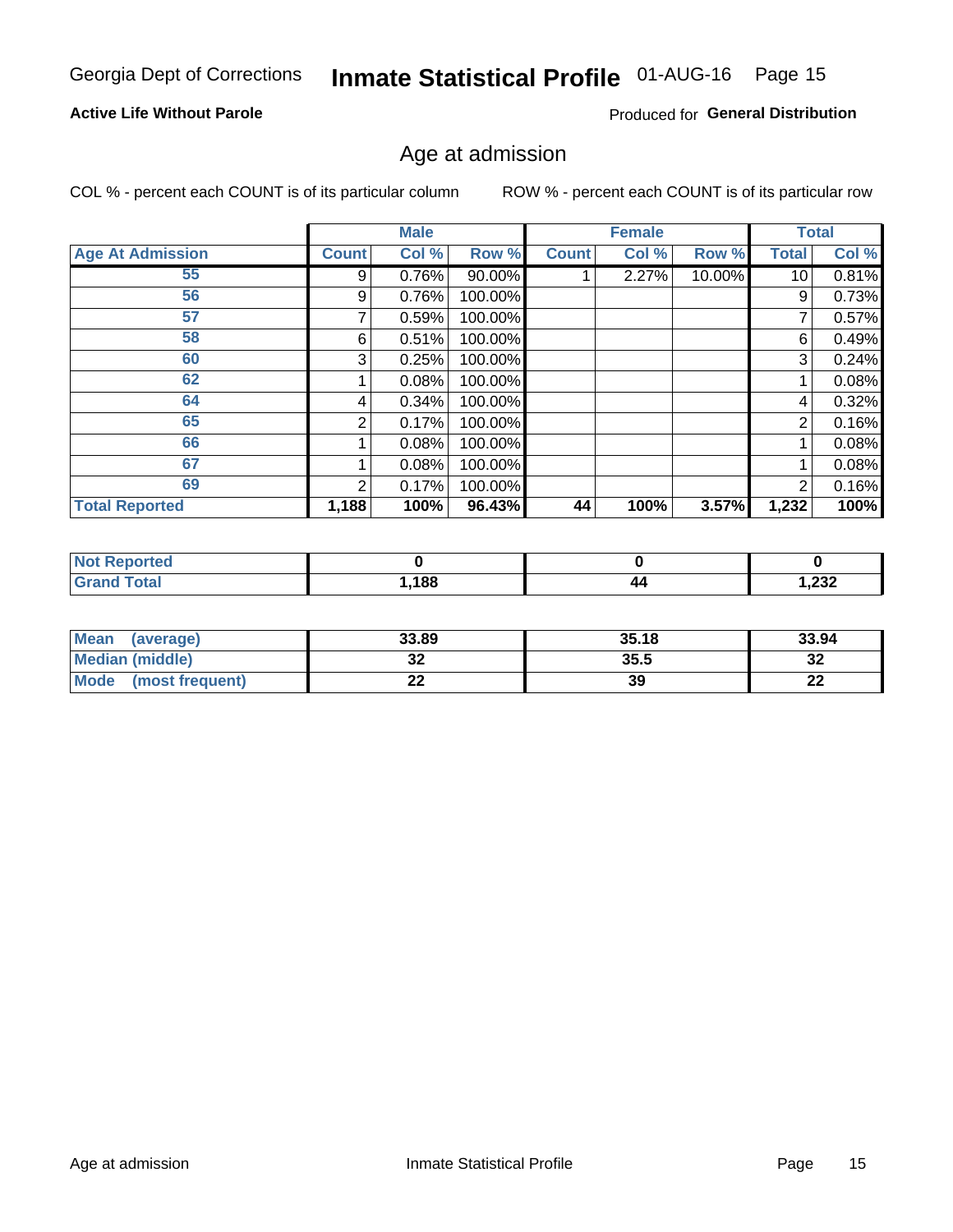Active Life Without Parole

Produced for **General Distribution**

## Age at admission

COL % - percent each COUNT is of its particular column

ROW % - percent each COUNT is of its particular row

| | Male | | | Female | | | Total | |
|---|---|---|---|---|---|---|---|---|
| **Age At Admission** | **Count** | **Col %** | **Row %** | **Count** | **Col %** | **Row %** | **Total** | **Col %** |
| 55 | 9 | 0.76% | 90.00% | 1 | 2.27% | 10.00% | 10 | 0.81% |
| 56 | 9 | 0.76% | 100.00% | | | | 9 | 0.73% |
| 57 | 7 | 0.59% | 100.00% | | | | 7 | 0.57% |
| 58 | 6 | 0.51% | 100.00% | | | | 6 | 0.49% |
| 60 | 3 | 0.25% | 100.00% | | | | 3 | 0.24% |
| 62 | 1 | 0.08% | 100.00% | | | | 1 | 0.08% |
| 64 | 4 | 0.34% | 100.00% | | | | 4 | 0.32% |
| 65 | 2 | 0.17% | 100.00% | | | | 2 | 0.16% |
| 66 | 1 | 0.08% | 100.00% | | | | 1 | 0.08% |
| 67 | 1 | 0.08% | 100.00% | | | | 1 | 0.08% |
| 69 | 2 | 0.17% | 100.00% | | | | 2 | 0.16% |
| **Total Reported** | **1,188** | **100%** | **96.43%** | **44** | **100%** | **3.57%** | **1,232** | **100%** |

| | Male | Female | Total |
|---|---|---|---|
| **Not Reported** | **0** | **0** | **0** |
| **Grand Total** | **1,188** | **44** | **1,232** |

| | Male | Female | Total |
|---|---|---|---|
| **Mean (average)** | **33.89** | **35.18** | **33.94** |
| **Median (middle)** | **32** | **35.5** | **32** |
| **Mode (most frequent)** | **22** | **39** | **22** |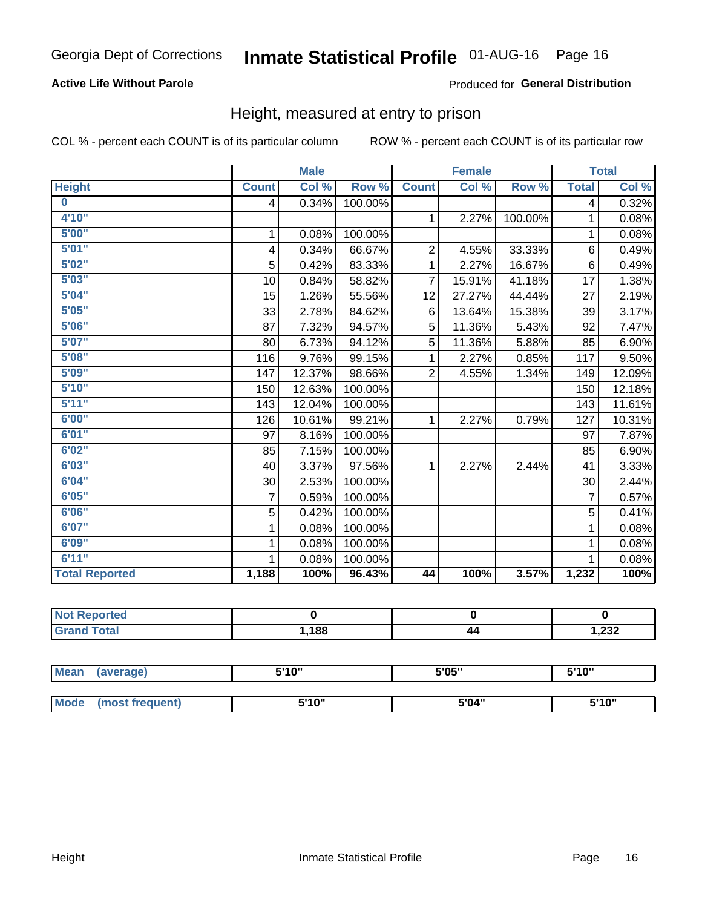Georgia Dept of Corrections **Inmate Statistical Profile** 01-AUG-16

**Active Life Without Parole**

Produced for **General Distribution**

## Height, measured at entry to prison

COL % - percent each COUNT is of its particular column ROW % - percent each COUNT is of its particular row

| Height | Male Count | Male Col % | Male Row % | Female Count | Female Col % | Female Row % | Total | Total Col % |
|---|---|---|---|---|---|---|---|---|
| 0 | 4 | 0.34% | 100.00% | | | | 4 | 0.32% |
| 4'10" | | | | 1 | 2.27% | 100.00% | 1 | 0.08% |
| 5'00" | 1 | 0.08% | 100.00% | | | | 1 | 0.08% |
| 5'01" | 4 | 0.34% | 66.67% | 2 | 4.55% | 33.33% | 6 | 0.49% |
| 5'02" | 5 | 0.42% | 83.33% | 1 | 2.27% | 16.67% | 6 | 0.49% |
| 5'03" | 10 | 0.84% | 58.82% | 7 | 15.91% | 41.18% | 17 | 1.38% |
| 5'04" | 15 | 1.26% | 55.56% | 12 | 27.27% | 44.44% | 27 | 2.19% |
| 5'05" | 33 | 2.78% | 84.62% | 6 | 13.64% | 15.38% | 39 | 3.17% |
| 5'06" | 87 | 7.32% | 94.57% | 5 | 11.36% | 5.43% | 92 | 7.47% |
| 5'07" | 80 | 6.73% | 94.12% | 5 | 11.36% | 5.88% | 85 | 6.90% |
| 5'08" | 116 | 9.76% | 99.15% | 1 | 2.27% | 0.85% | 117 | 9.50% |
| 5'09" | 147 | 12.37% | 98.66% | 2 | 4.55% | 1.34% | 149 | 12.09% |
| 5'10" | 150 | 12.63% | 100.00% | | | | 150 | 12.18% |
| 5'11" | 143 | 12.04% | 100.00% | | | | 143 | 11.61% |
| 6'00" | 126 | 10.61% | 99.21% | 1 | 2.27% | 0.79% | 127 | 10.31% |
| 6'01" | 97 | 8.16% | 100.00% | | | | 97 | 7.87% |
| 6'02" | 85 | 7.15% | 100.00% | | | | 85 | 6.90% |
| 6'03" | 40 | 3.37% | 97.56% | 1 | 2.27% | 2.44% | 41 | 3.33% |
| 6'04" | 30 | 2.53% | 100.00% | | | | 30 | 2.44% |
| 6'05" | 7 | 0.59% | 100.00% | | | | 7 | 0.57% |
| 6'06" | 5 | 0.42% | 100.00% | | | | 5 | 0.41% |
| 6'07" | 1 | 0.08% | 100.00% | | | | 1 | 0.08% |
| 6'09" | 1 | 0.08% | 100.00% | | | | 1 | 0.08% |
| 6'11" | 1 | 0.08% | 100.00% | | | | 1 | 0.08% |
| **Total Reported** | **1,188** | **100%** | **96.43%** | **44** | **100%** | **3.57%** | **1,232** | **100%** |

| | Male | Female | Total |
|---|---|---|---|
| Not Reported | 0 | 0 | 0 |
| Grand Total | 1,188 | 44 | 1,232 |

| | Male | Female | Total |
|---|---|---|---|
| Mean (average) | 5'10" | 5'05" | 5'10" |
| Mode (most frequent) | 5'10" | 5'04" | 5'10" |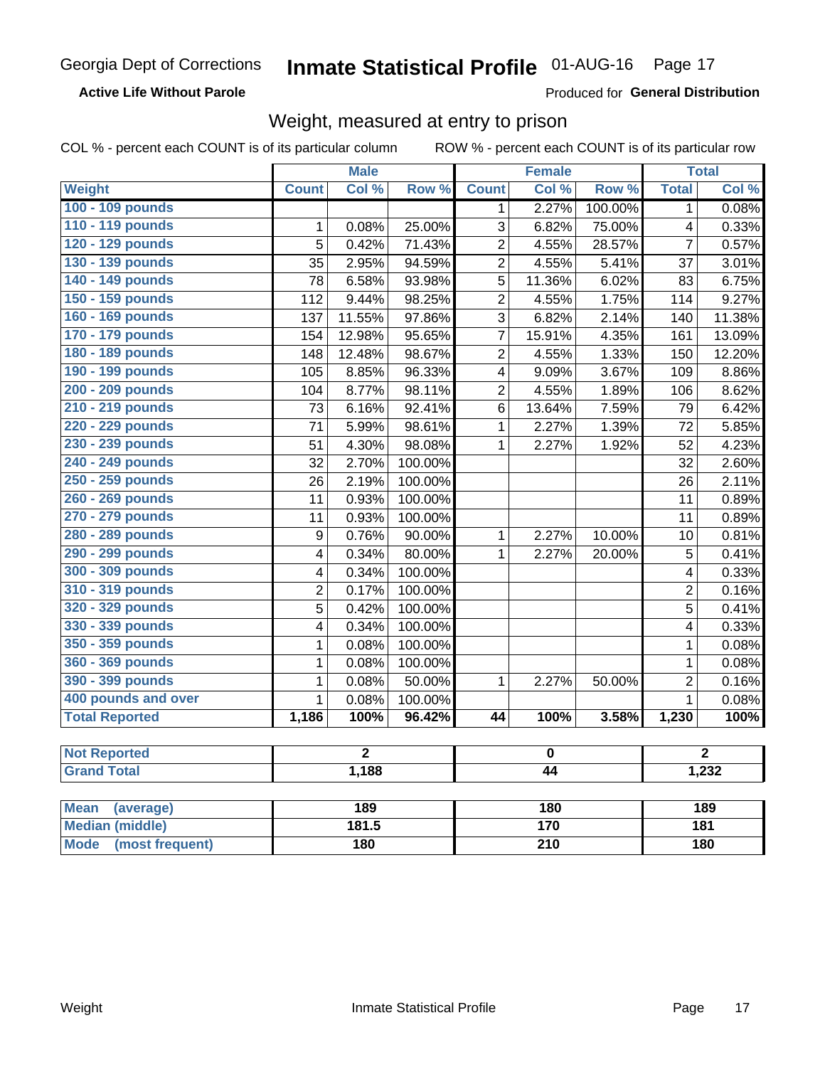Georgia Dept of Corrections **Inmate Statistical Profile** 01-AUG-16

**Active Life Without Parole**

Produced for **General Distribution**

## Weight, measured at entry to prison

COL % - percent each COUNT is of its particular column ROW % - percent each COUNT is of its particular row

| | Male | | | Female | | | Total | |
|---|---|---|---|---|---|---|---|---|
| **Weight** | **Count** | **Col %** | **Row %** | **Count** | **Col %** | **Row %** | **Total** | **Col %** |
| **100 - 109 pounds** | | | | 1 | 2.27% | 100.00% | 1 | 0.08% |
| **110 - 119 pounds** | 1 | 0.08% | 25.00% | 3 | 6.82% | 75.00% | 4 | 0.33% |
| **120 - 129 pounds** | 5 | 0.42% | 71.43% | 2 | 4.55% | 28.57% | 7 | 0.57% |
| **130 - 139 pounds** | 35 | 2.95% | 94.59% | 2 | 4.55% | 5.41% | 37 | 3.01% |
| **140 - 149 pounds** | 78 | 6.58% | 93.98% | 5 | 11.36% | 6.02% | 83 | 6.75% |
| **150 - 159 pounds** | 112 | 9.44% | 98.25% | 2 | 4.55% | 1.75% | 114 | 9.27% |
| **160 - 169 pounds** | 137 | 11.55% | 97.86% | 3 | 6.82% | 2.14% | 140 | 11.38% |
| **170 - 179 pounds** | 154 | 12.98% | 95.65% | 7 | 15.91% | 4.35% | 161 | 13.09% |
| **180 - 189 pounds** | 148 | 12.48% | 98.67% | 2 | 4.55% | 1.33% | 150 | 12.20% |
| **190 - 199 pounds** | 105 | 8.85% | 96.33% | 4 | 9.09% | 3.67% | 109 | 8.86% |
| **200 - 209 pounds** | 104 | 8.77% | 98.11% | 2 | 4.55% | 1.89% | 106 | 8.62% |
| **210 - 219 pounds** | 73 | 6.16% | 92.41% | 6 | 13.64% | 7.59% | 79 | 6.42% |
| **220 - 229 pounds** | 71 | 5.99% | 98.61% | 1 | 2.27% | 1.39% | 72 | 5.85% |
| **230 - 239 pounds** | 51 | 4.30% | 98.08% | 1 | 2.27% | 1.92% | 52 | 4.23% |
| **240 - 249 pounds** | 32 | 2.70% | 100.00% | | | | 32 | 2.60% |
| **250 - 259 pounds** | 26 | 2.19% | 100.00% | | | | 26 | 2.11% |
| **260 - 269 pounds** | 11 | 0.93% | 100.00% | | | | 11 | 0.89% |
| **270 - 279 pounds** | 11 | 0.93% | 100.00% | | | | 11 | 0.89% |
| **280 - 289 pounds** | 9 | 0.76% | 90.00% | 1 | 2.27% | 10.00% | 10 | 0.81% |
| **290 - 299 pounds** | 4 | 0.34% | 80.00% | 1 | 2.27% | 20.00% | 5 | 0.41% |
| **300 - 309 pounds** | 4 | 0.34% | 100.00% | | | | 4 | 0.33% |
| **310 - 319 pounds** | 2 | 0.17% | 100.00% | | | | 2 | 0.16% |
| **320 - 329 pounds** | 5 | 0.42% | 100.00% | | | | 5 | 0.41% |
| **330 - 339 pounds** | 4 | 0.34% | 100.00% | | | | 4 | 0.33% |
| **350 - 359 pounds** | 1 | 0.08% | 100.00% | | | | 1 | 0.08% |
| **360 - 369 pounds** | 1 | 0.08% | 100.00% | | | | 1 | 0.08% |
| **390 - 399 pounds** | 1 | 0.08% | 50.00% | 1 | 2.27% | 50.00% | 2 | 0.16% |
| **400 pounds and over** | 1 | 0.08% | 100.00% | | | | 1 | 0.08% |
| **Total Reported** | **1,186** | **100%** | **96.42%** | **44** | **100%** | **3.58%** | **1,230** | **100%** |

| | Male | Female | Total |
|---|---|---|---|
| **Not Reported** | **2** | **0** | **2** |
| **Grand Total** | **1,188** | **44** | **1,232** |

| | Male | Female | Total |
|---|---|---|---|
| **Mean (average)** | **189** | **180** | **189** |
| **Median (middle)** | **181.5** | **170** | **181** |
| **Mode (most frequent)** | **180** | **210** | **180** |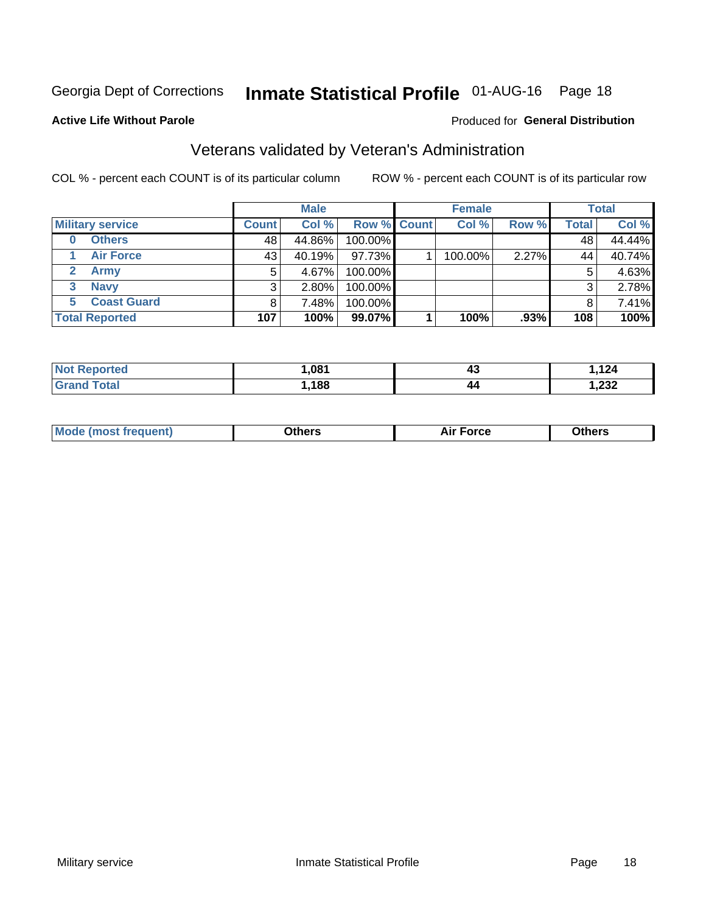Georgia Dept of Corrections **Inmate Statistical Profile** 01-AUG-16 Page 18

**Active Life Without Parole**

Produced for **General Distribution**

## Veterans validated by Veteran's Administration

COL % - percent each COUNT is of its particular column

ROW % - percent each COUNT is of its particular row

| | Male | | | Female | | | Total | |
|---|---|---|---|---|---|---|---|---|
| **Military service** | **Count** | **Col %** | **Row %** | **Count** | **Col %** | **Row %** | **Total** | **Col %** |
| **0 Others** | 48 | 44.86% | 100.00% | | | | 48 | 44.44% |
| **1 Air Force** | 43 | 40.19% | 97.73% | 1 | 100.00% | 2.27% | 44 | 40.74% |
| **2 Army** | 5 | 4.67% | 100.00% | | | | 5 | 4.63% |
| **3 Navy** | 3 | 2.80% | 100.00% | | | | 3 | 2.78% |
| **5 Coast Guard** | 8 | 7.48% | 100.00% | | | | 8 | 7.41% |
| **Total Reported** | **107** | **100%** | **99.07%** | **1** | **100%** | **.93%** | **108** | **100%** |

| | Male | Female | Total |
|---|---|---|---|
| **Not Reported** | **1,081** | **43** | **1,124** |
| **Grand Total** | **1,188** | **44** | **1,232** |

| | Male | Female | Total |
|---|---|---|---|
| **Mode (most frequent)** | **Others** | **Air Force** | **Others** |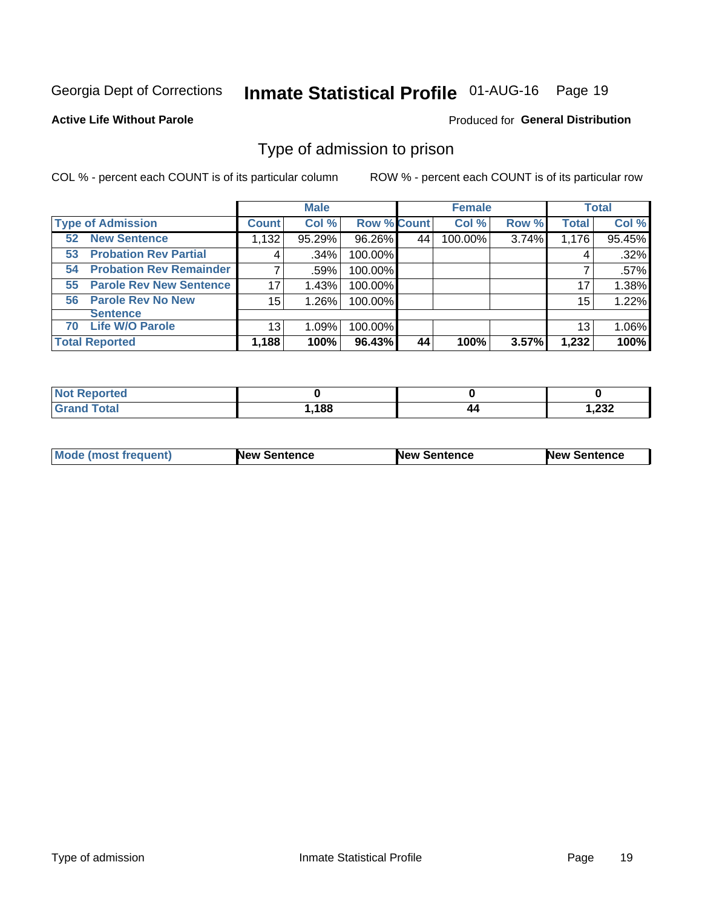Georgia Dept of Corrections

# Inmate Statistical Profile 01-AUG-16 Page 19

**Active Life Without Parole**

Produced for **General Distribution**

## Type of admission to prison

COL % - percent each COUNT is of its particular column

ROW % - percent each COUNT is of its particular row

| | Male | | | Female | | | Total | |
|---|---|---|---|---|---|---|---|---|
| **Type of Admission** | **Count** | **Col %** | **Row %** | **Count** | **Col %** | **Row %** | **Total** | **Col %** |
| **52 New Sentence** | 1,132 | 95.29% | 96.26% | 44 | 100.00% | 3.74% | 1,176 | 95.45% |
| **53 Probation Rev Partial** | 4 | .34% | 100.00% | | | | 4 | .32% |
| **54 Probation Rev Remainder** | 7 | .59% | 100.00% | | | | 7 | .57% |
| **55 Parole Rev New Sentence** | 17 | 1.43% | 100.00% | | | | 17 | 1.38% |
| **56 Parole Rev No New Sentence** | 15 | 1.26% | 100.00% | | | | 15 | 1.22% |
| **70 Life W/O Parole** | 13 | 1.09% | 100.00% | | | | 13 | 1.06% |
| **Total Reported** | **1,188** | **100%** | **96.43%** | **44** | **100%** | **3.57%** | **1,232** | **100%** |

| | Male | Female | Total |
|---|---|---|---|
| **Not Reported** | **0** | **0** | **0** |
| **Grand Total** | **1,188** | **44** | **1,232** |

| | Male | Female | Total |
|---|---|---|---|
| **Mode (most frequent)** | **New Sentence** | **New Sentence** | **New Sentence** |

Type of admission Inmate Statistical Profile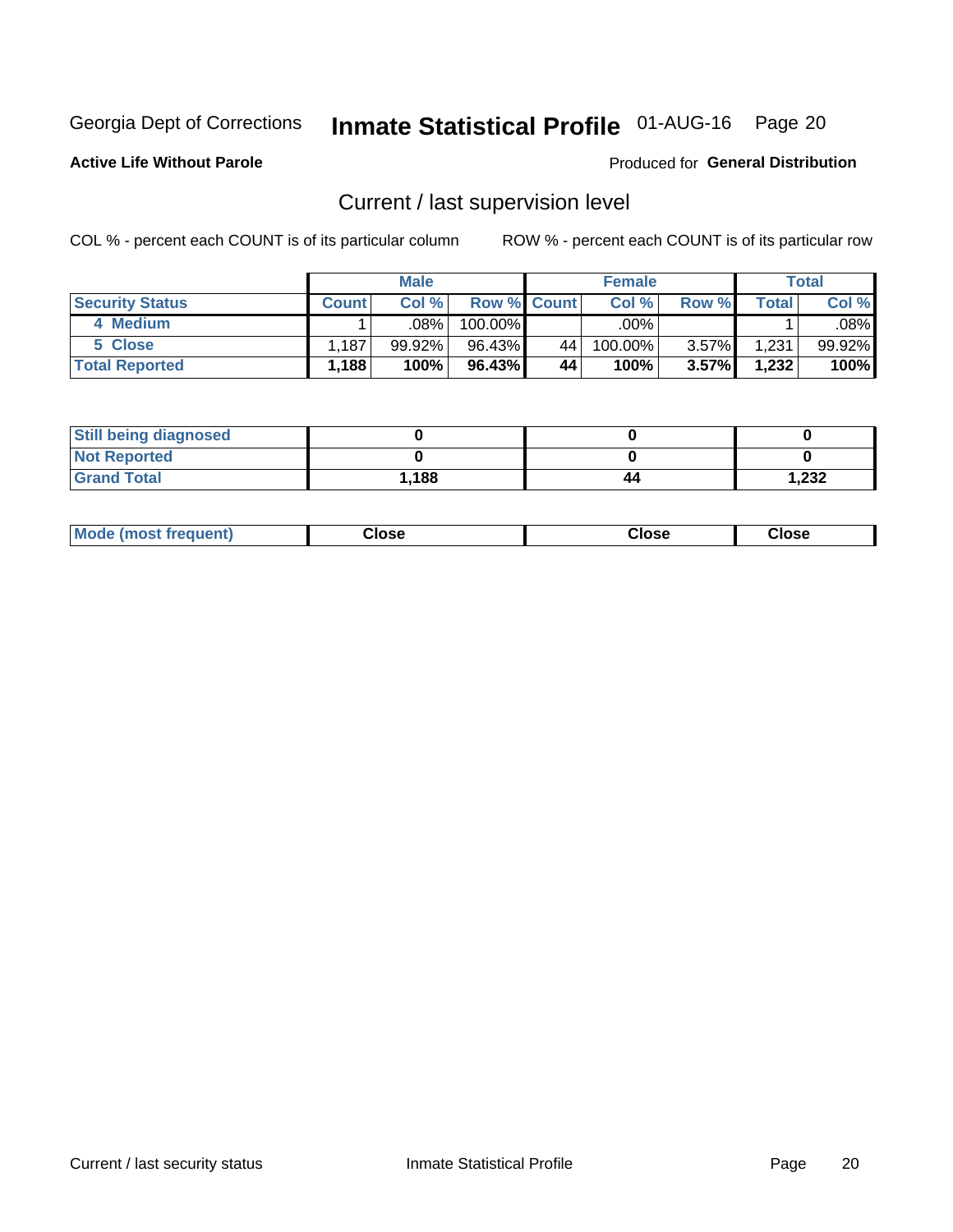Georgia Dept of Corrections **Inmate Statistical Profile** 01-AUG-16

**Active Life Without Parole**

Produced for **General Distribution**

## Current / last supervision level

COL % - percent each COUNT is of its particular column

ROW % - percent each COUNT is of its particular row

| | Male | | | Female | | | Total | |
|---|---|---|---|---|---|---|---|---|
| **Security Status** | **Count** | **Col %** | **Row %** | **Count** | **Col %** | **Row %** | **Total** | **Col %** |
| 4 Medium | 1 | .08% | 100.00% | | .00% | | 1 | .08% |
| 5 Close | 1,187 | 99.92% | 96.43% | 44 | 100.00% | 3.57% | 1,231 | 99.92% |
| **Total Reported** | **1,188** | **100%** | **96.43%** | **44** | **100%** | **3.57%** | **1,232** | **100%** |

| | Male | Female | Total |
|---|---|---|---|
| **Still being diagnosed** | **0** | **0** | **0** |
| **Not Reported** | **0** | **0** | **0** |
| **Grand Total** | **1,188** | **44** | **1,232** |

| | Male | Female | Total |
|---|---|---|---|
| **Mode (most frequent)** | **Close** | **Close** | **Close** |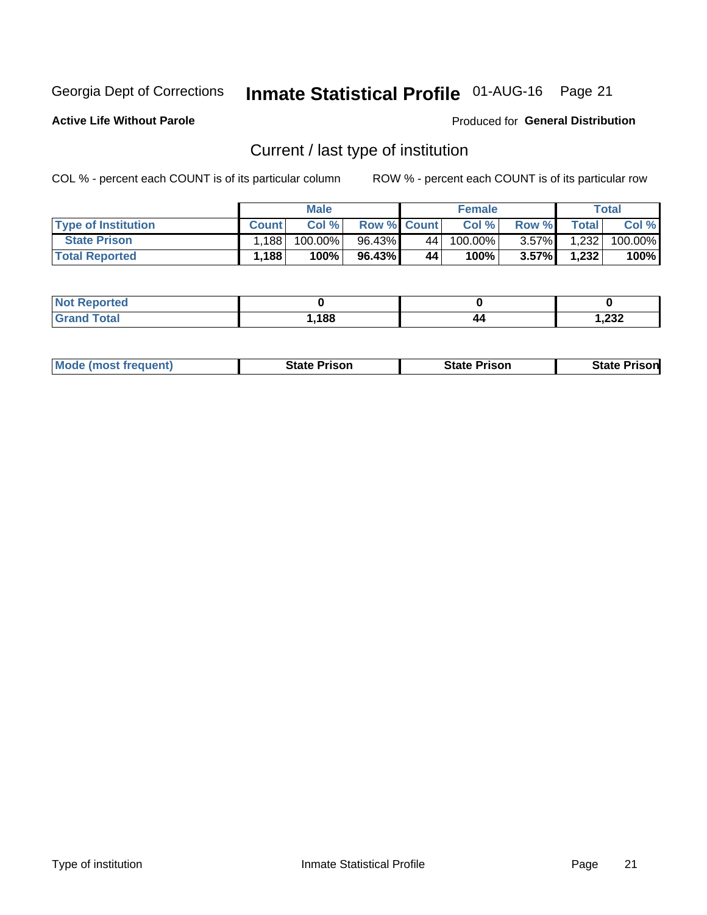Georgia Dept of Corrections **Inmate Statistical Profile** 01-AUG-16

**Active Life Without Parole**

Produced for **General Distribution**

## Current / last type of institution

COL % - percent each COUNT is of its particular column

ROW % - percent each COUNT is of its particular row

| | Male | | | Female | | | Total | |
|---|---|---|---|---|---|---|---|---|
| **Type of Institution** | **Count** | **Col %** | **Row %** | **Count** | **Col %** | **Row %** | **Total** | **Col %** |
| **State Prison** | 1,188 | 100.00% | 96.43% | 44 | 100.00% | 3.57% | 1,232 | 100.00% |
| **Total Reported** | **1,188** | **100%** | **96.43%** | **44** | **100%** | **3.57%** | **1,232** | **100%** |

| | Male | Female | Total |
|---|---|---|---|
| **Not Reported** | **0** | **0** | **0** |
| **Grand Total** | **1,188** | **44** | **1,232** |

| | Male | Female | Total |
|---|---|---|---|
| **Mode (most frequent)** | **State Prison** | **State Prison** | **State Prison** |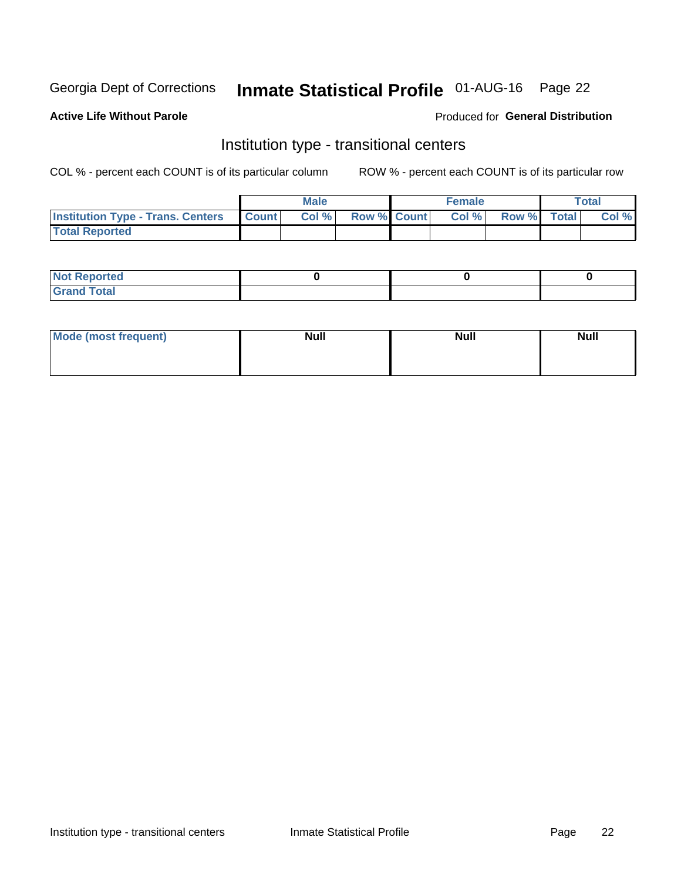Georgia Dept of Corrections **Inmate Statistical Profile** 01-AUG-16

**Active Life Without Parole**

Produced for **General Distribution**

## Institution type - transitional centers

COL % - percent each COUNT is of its particular column    ROW % - percent each COUNT is of its particular row

| | Male | | | Female | | | Total | |
|---|---|---|---|---|---|---|---|---|
| **Institution Type - Trans. Centers** | **Count** | **Col %** | **Row %** | **Count** | **Col %** | **Row %** | **Total** | **Col %** |
| **Total Reported** | | | | | | | | |

| | Male | Female | Total |
|---|---|---|---|
| **Not Reported** | 0 | 0 | 0 |
| **Grand Total** | | | |

| | Male | Female | Total |
|---|---|---|---|
| **Mode (most frequent)** | **Null** | **Null** | **Null** |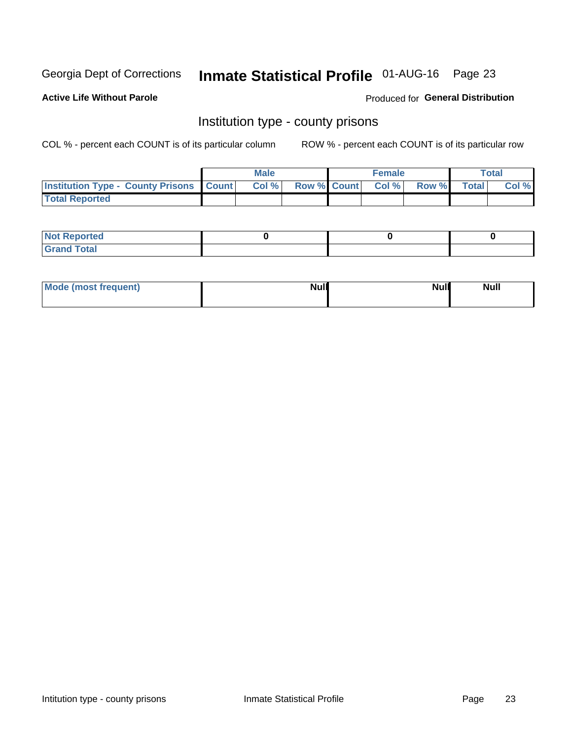Georgia Dept of Corrections **Inmate Statistical Profile** 01-AUG-16 Page 23

**Active Life Without Parole**

Produced for **General Distribution**

## Institution type - county prisons

COL % - percent each COUNT is of its particular column

ROW % - percent each COUNT is of its particular row

| | Male | | | Female | | | Total | |
|---|---|---|---|---|---|---|---|---|
| **Institution Type - County Prisons** | **Count** | **Col %** | **Row %** | **Count** | **Col %** | **Row %** | **Total** | **Col %** |
| **Total Reported** | | | | | | | | |

| | Male | Female | Total |
|---|---|---|---|
| **Not Reported** | 0 | 0 | 0 |
| **Grand Total** | | | |

| | Male | Female | Total |
|---|---|---|---|
| **Mode (most frequent)** | Null | Null | Null |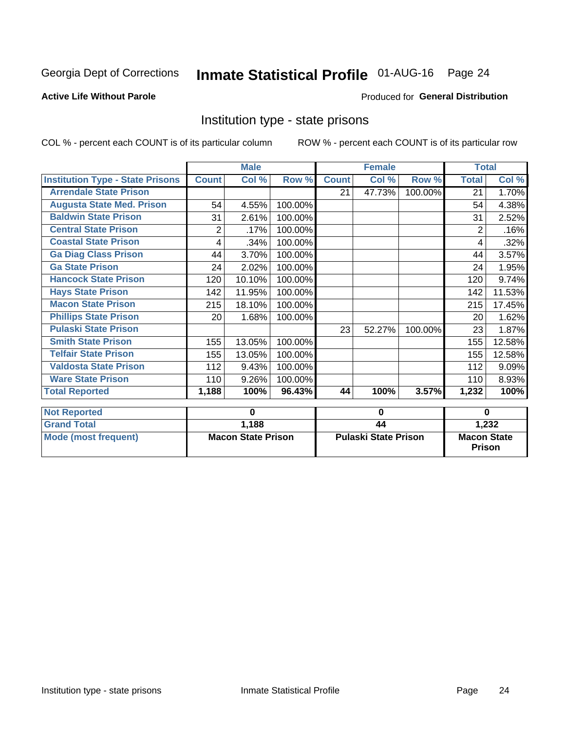Georgia Dept of Corrections **Inmate Statistical Profile** 01-AUG-16

**Active Life Without Parole**

Produced for **General Distribution**

## Institution type - state prisons

COL % - percent each COUNT is of its particular column ROW % - percent each COUNT is of its particular row

| | Male | | | Female | | | Total | |
|---|---|---|---|---|---|---|---|---|
| **Institution Type - State Prisons** | **Count** | **Col %** | **Row %** | **Count** | **Col %** | **Row %** | **Total** | **Col %** |
| **Arrendale State Prison** | | | | 21 | 47.73% | 100.00% | 21 | 1.70% |
| **Augusta State Med. Prison** | 54 | 4.55% | 100.00% | | | | 54 | 4.38% |
| **Baldwin State Prison** | 31 | 2.61% | 100.00% | | | | 31 | 2.52% |
| **Central State Prison** | 2 | .17% | 100.00% | | | | 2 | .16% |
| **Coastal State Prison** | 4 | .34% | 100.00% | | | | 4 | .32% |
| **Ga Diag Class Prison** | 44 | 3.70% | 100.00% | | | | 44 | 3.57% |
| **Ga State Prison** | 24 | 2.02% | 100.00% | | | | 24 | 1.95% |
| **Hancock State Prison** | 120 | 10.10% | 100.00% | | | | 120 | 9.74% |
| **Hays State Prison** | 142 | 11.95% | 100.00% | | | | 142 | 11.53% |
| **Macon State Prison** | 215 | 18.10% | 100.00% | | | | 215 | 17.45% |
| **Phillips State Prison** | 20 | 1.68% | 100.00% | | | | 20 | 1.62% |
| **Pulaski State Prison** | | | | 23 | 52.27% | 100.00% | 23 | 1.87% |
| **Smith State Prison** | 155 | 13.05% | 100.00% | | | | 155 | 12.58% |
| **Telfair State Prison** | 155 | 13.05% | 100.00% | | | | 155 | 12.58% |
| **Valdosta State Prison** | 112 | 9.43% | 100.00% | | | | 112 | 9.09% |
| **Ware State Prison** | 110 | 9.26% | 100.00% | | | | 110 | 8.93% |
| **Total Reported** | **1,188** | **100%** | **96.43%** | **44** | **100%** | **3.57%** | **1,232** | **100%** |

| | Male | Female | Total |
|---|---|---|---|
| **Not Reported** | **0** | **0** | **0** |
| **Grand Total** | **1,188** | **44** | **1,232** |
| **Mode (most frequent)** | **Macon State Prison** | **Pulaski State Prison** | **Macon State Prison** |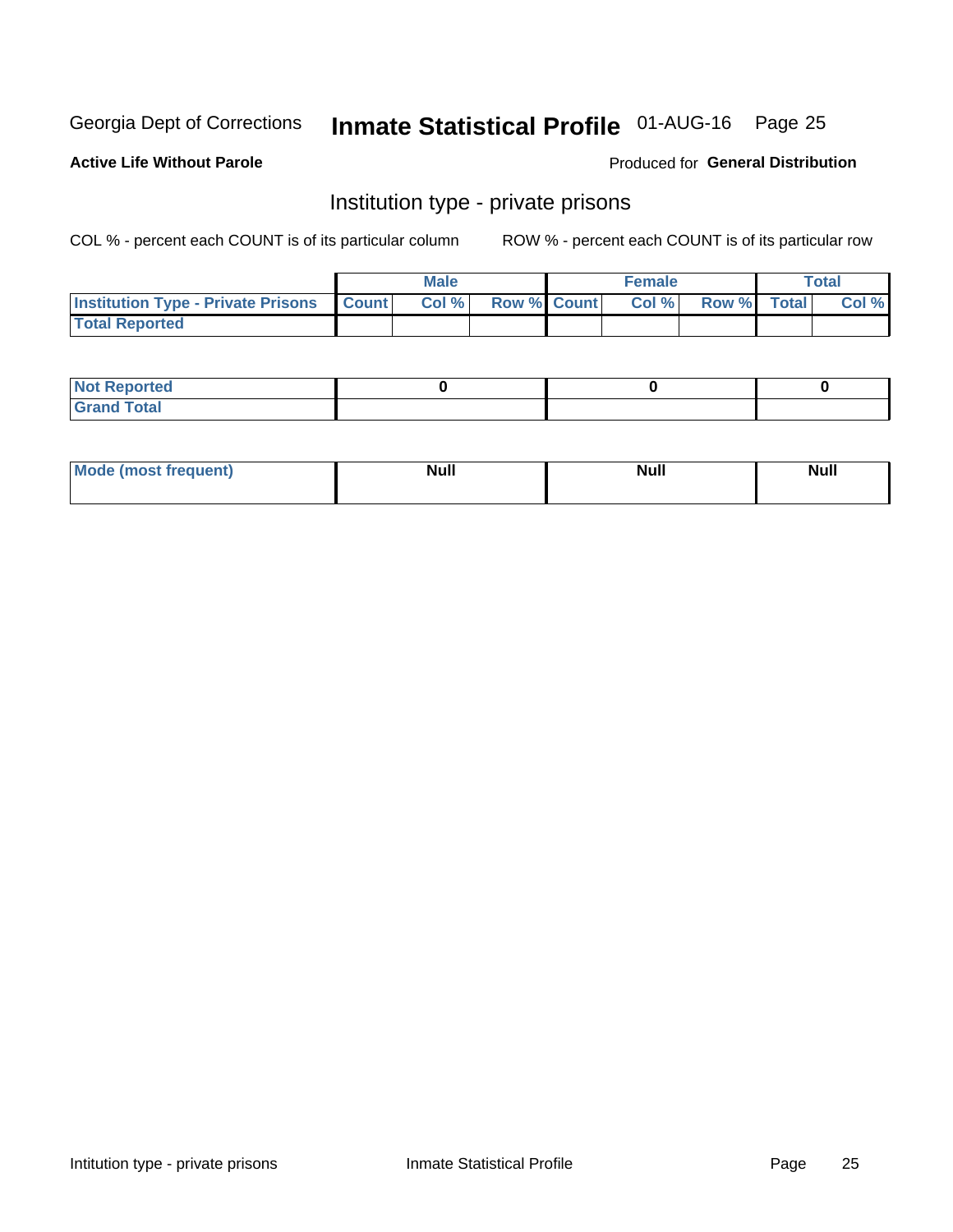Georgia Dept of Corrections **Inmate Statistical Profile** 01-AUG-16 Page 25

**Active Life Without Parole**

Produced for **General Distribution**

## Institution type - private prisons

COL % - percent each COUNT is of its particular column

ROW % - percent each COUNT is of its particular row

| | Male | | | Female | | | Total | |
|---|---|---|---|---|---|---|---|---|
| Institution Type - Private Prisons | Count | Col % | Row % | Count | Col % | Row % | Total | Col % |
| Total Reported | | | | | | | | |

| | Male | Female | Total |
|---|---|---|---|
| Not Reported | 0 | 0 | 0 |
| Grand Total | | | |

| | Male | Female | Total |
|---|---|---|---|
| Mode (most frequent) | Null | Null | Null |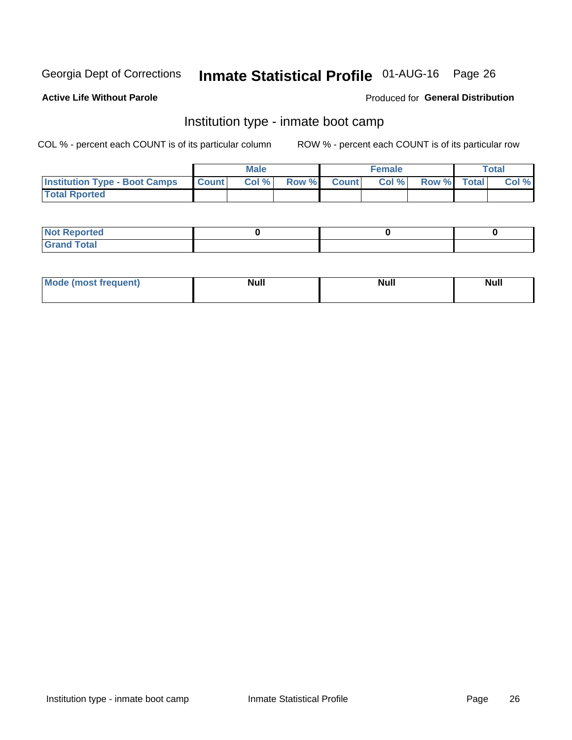Georgia Dept of Corrections **Inmate Statistical Profile** 01-AUG-16

**Active Life Without Parole**

Produced for **General Distribution**

## Institution type - inmate boot camp

COL % - percent each COUNT is of its particular column

ROW % - percent each COUNT is of its particular row

| | Male | | | Female | | | Total | |
|---|---|---|---|---|---|---|---|---|
| Institution Type - Boot Camps | Count | Col % | Row % | Count | Col % | Row % | Total | Col % |
| Total Rported | | | | | | | | |

| | Male | Female | Total |
|---|---|---|---|
| Not Reported | 0 | 0 | 0 |
| Grand Total | | | |

| | Male | Female | Total |
|---|---|---|---|
| Mode (most frequent) | Null | Null | Null |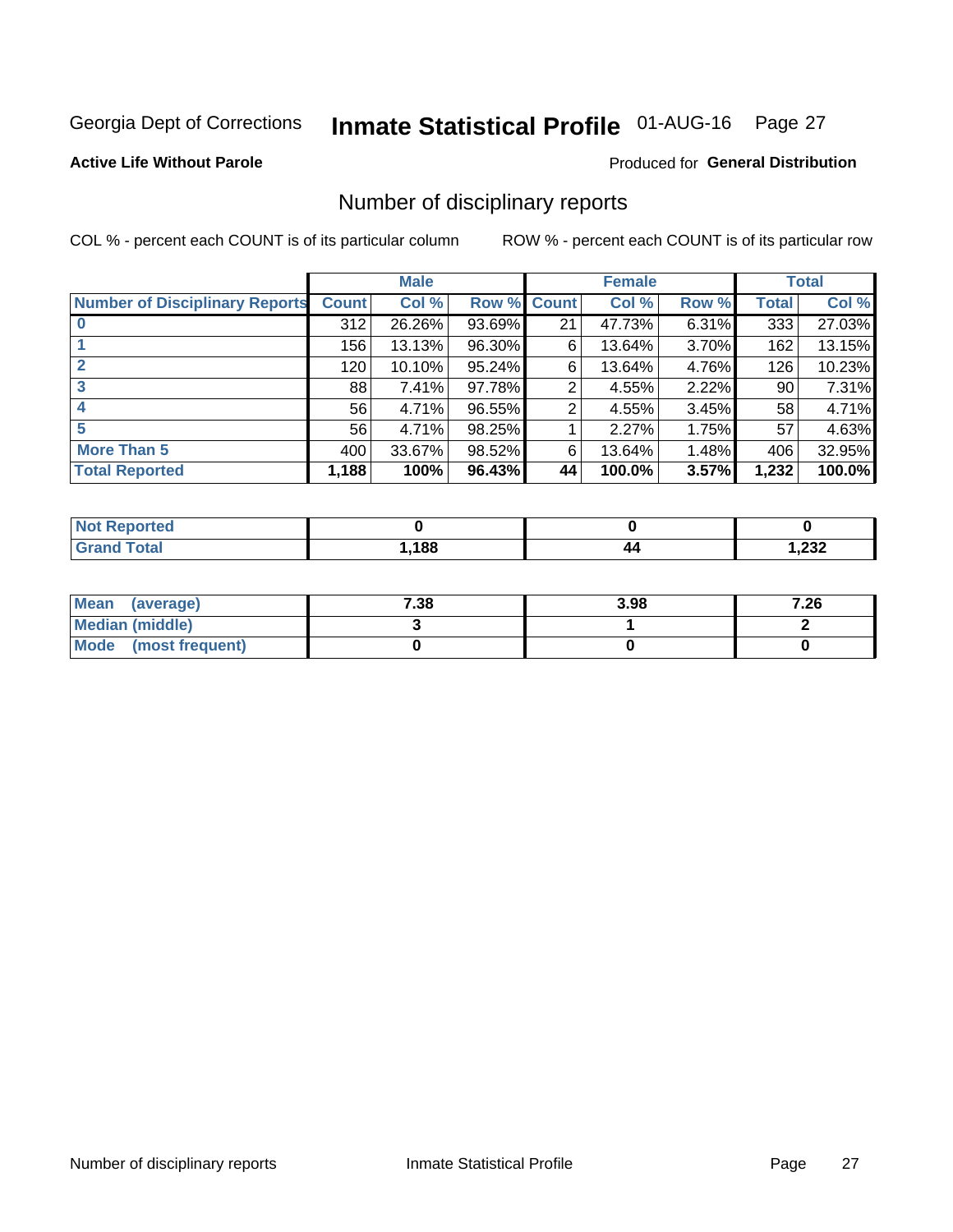Georgia Dept of Corrections **Inmate Statistical Profile** 01-AUG-16

**Active Life Without Parole**

Produced for **General Distribution**

## Number of disciplinary reports

COL % - percent each COUNT is of its particular column

ROW % - percent each COUNT is of its particular row

| | Male | | | Female | | | Total | |
|---|---|---|---|---|---|---|---|---|
| **Number of Disciplinary Reports** | **Count** | **Col %** | **Row %** | **Count** | **Col %** | **Row %** | **Total** | **Col %** |
| **0** | 312 | 26.26% | 93.69% | 21 | 47.73% | 6.31% | 333 | 27.03% |
| **1** | 156 | 13.13% | 96.30% | 6 | 13.64% | 3.70% | 162 | 13.15% |
| **2** | 120 | 10.10% | 95.24% | 6 | 13.64% | 4.76% | 126 | 10.23% |
| **3** | 88 | 7.41% | 97.78% | 2 | 4.55% | 2.22% | 90 | 7.31% |
| **4** | 56 | 4.71% | 96.55% | 2 | 4.55% | 3.45% | 58 | 4.71% |
| **5** | 56 | 4.71% | 98.25% | 1 | 2.27% | 1.75% | 57 | 4.63% |
| **More Than 5** | 400 | 33.67% | 98.52% | 6 | 13.64% | 1.48% | 406 | 32.95% |
| **Total Reported** | **1,188** | **100%** | **96.43%** | **44** | **100.0%** | **3.57%** | **1,232** | **100.0%** |

| | Male | Female | Total |
|---|---|---|---|
| **Not Reported** | **0** | **0** | **0** |
| **Grand Total** | **1,188** | **44** | **1,232** |

| | Male | Female | Total |
|---|---|---|---|
| **Mean (average)** | **7.38** | **3.98** | **7.26** |
| **Median (middle)** | **3** | **1** | **2** |
| **Mode (most frequent)** | **0** | **0** | **0** |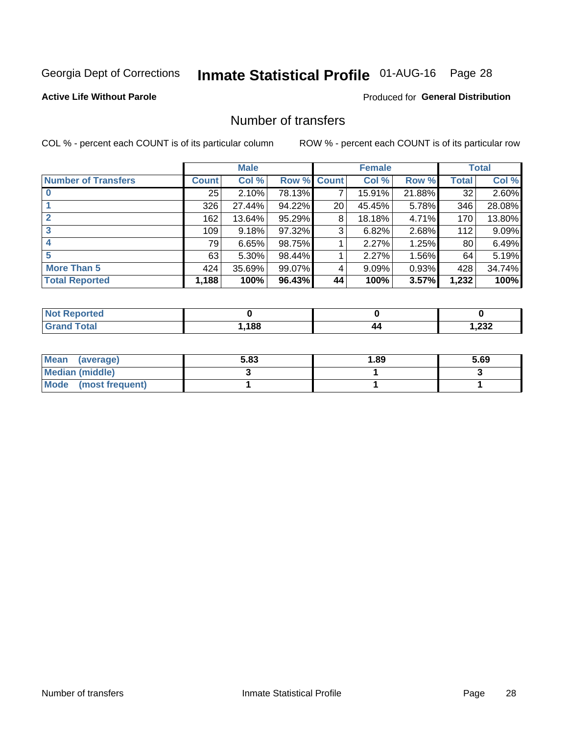Georgia Dept of Corrections **Inmate Statistical Profile** 01-AUG-16

**Active Life Without Parole**

Produced for **General Distribution**

## Number of transfers

COL % - percent each COUNT is of its particular column    ROW % - percent each COUNT is of its particular row

| | Male | | | Female | | | Total | |
|---|---|---|---|---|---|---|---|---|
| **Number of Transfers** | **Count** | **Col %** | **Row %** | **Count** | **Col %** | **Row %** | **Total** | **Col %** |
| **0** | 25 | 2.10% | 78.13% | 7 | 15.91% | 21.88% | 32 | 2.60% |
| **1** | 326 | 27.44% | 94.22% | 20 | 45.45% | 5.78% | 346 | 28.08% |
| **2** | 162 | 13.64% | 95.29% | 8 | 18.18% | 4.71% | 170 | 13.80% |
| **3** | 109 | 9.18% | 97.32% | 3 | 6.82% | 2.68% | 112 | 9.09% |
| **4** | 79 | 6.65% | 98.75% | 1 | 2.27% | 1.25% | 80 | 6.49% |
| **5** | 63 | 5.30% | 98.44% | 1 | 2.27% | 1.56% | 64 | 5.19% |
| **More Than 5** | 424 | 35.69% | 99.07% | 4 | 9.09% | 0.93% | 428 | 34.74% |
| **Total Reported** | **1,188** | **100%** | **96.43%** | **44** | **100%** | **3.57%** | **1,232** | **100%** |

| | Male | Female | Total |
|---|---|---|---|
| **Not Reported** | **0** | **0** | **0** |
| **Grand Total** | **1,188** | **44** | **1,232** |

| | Male | Female | Total |
|---|---|---|---|
| **Mean (average)** | **5.83** | **1.89** | **5.69** |
| **Median (middle)** | **3** | **1** | **3** |
| **Mode (most frequent)** | **1** | **1** | **1** |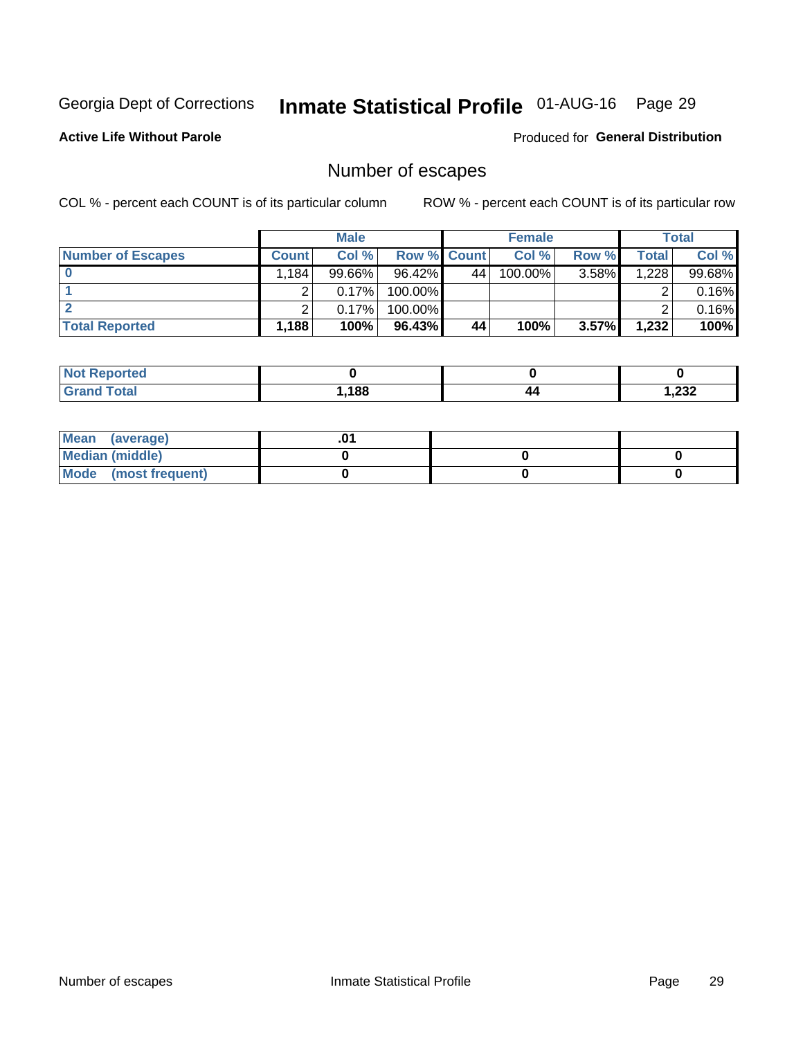Georgia Dept of Corrections **Inmate Statistical Profile** 01-AUG-16

**Active Life Without Parole**

Produced for **General Distribution**

## Number of escapes

COL % - percent each COUNT is of its particular column

ROW % - percent each COUNT is of its particular row

| | Male | | | Female | | | Total | |
|---|---|---|---|---|---|---|---|---|
| **Number of Escapes** | **Count** | **Col %** | **Row %** | **Count** | **Col %** | **Row %** | **Total** | **Col %** |
| **0** | 1,184 | 99.66% | 96.42% | 44 | 100.00% | 3.58% | 1,228 | 99.68% |
| **1** | 2 | 0.17% | 100.00% | | | | 2 | 0.16% |
| **2** | 2 | 0.17% | 100.00% | | | | 2 | 0.16% |
| **Total Reported** | **1,188** | **100%** | **96.43%** | **44** | **100%** | **3.57%** | **1,232** | **100%** |

| | Male | Female | Total |
|---|---|---|---|
| **Not Reported** | **0** | **0** | **0** |
| **Grand Total** | **1,188** | **44** | **1,232** |

| | Male | Female | Total |
|---|---|---|---|
| **Mean (average)** | **.01** | | |
| **Median (middle)** | **0** | **0** | **0** |
| **Mode (most frequent)** | **0** | **0** | **0** |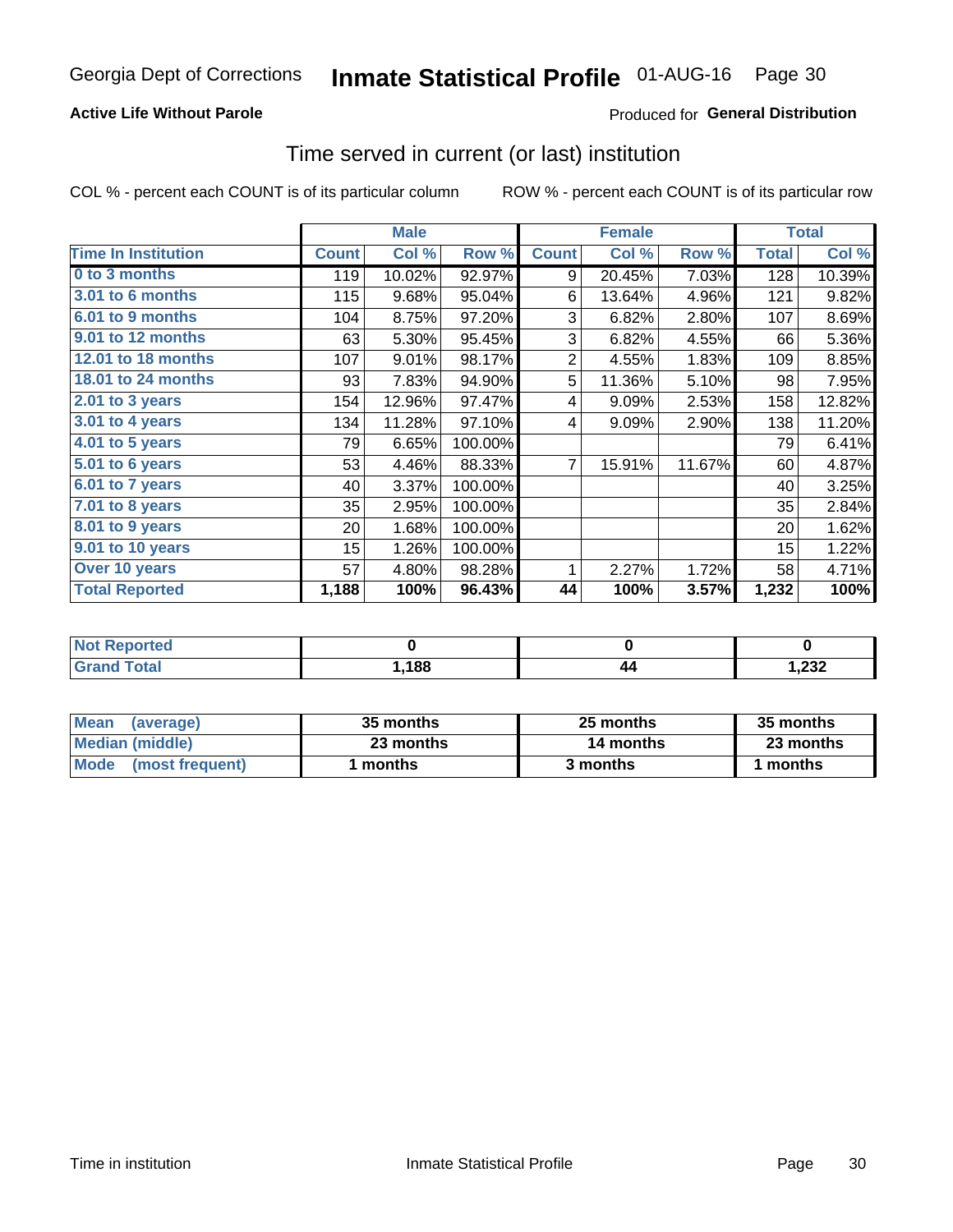Georgia Dept of Corrections **Inmate Statistical Profile** 01-AUG-16

**Active Life Without Parole**

Produced for **General Distribution**

## Time served in current (or last) institution

COL % - percent each COUNT is of its particular column

ROW % - percent each COUNT is of its particular row

| | Male | | | Female | | | Total | |
|---|---|---|---|---|---|---|---|---|
| **Time In Institution** | **Count** | **Col %** | **Row %** | **Count** | **Col %** | **Row %** | **Total** | **Col %** |
| **0 to 3 months** | 119 | 10.02% | 92.97% | 9 | 20.45% | 7.03% | 128 | 10.39% |
| **3.01 to 6 months** | 115 | 9.68% | 95.04% | 6 | 13.64% | 4.96% | 121 | 9.82% |
| **6.01 to 9 months** | 104 | 8.75% | 97.20% | 3 | 6.82% | 2.80% | 107 | 8.69% |
| **9.01 to 12 months** | 63 | 5.30% | 95.45% | 3 | 6.82% | 4.55% | 66 | 5.36% |
| **12.01 to 18 months** | 107 | 9.01% | 98.17% | 2 | 4.55% | 1.83% | 109 | 8.85% |
| **18.01 to 24 months** | 93 | 7.83% | 94.90% | 5 | 11.36% | 5.10% | 98 | 7.95% |
| **2.01 to 3 years** | 154 | 12.96% | 97.47% | 4 | 9.09% | 2.53% | 158 | 12.82% |
| **3.01 to 4 years** | 134 | 11.28% | 97.10% | 4 | 9.09% | 2.90% | 138 | 11.20% |
| **4.01 to 5 years** | 79 | 6.65% | 100.00% | | | | 79 | 6.41% |
| **5.01 to 6 years** | 53 | 4.46% | 88.33% | 7 | 15.91% | 11.67% | 60 | 4.87% |
| **6.01 to 7 years** | 40 | 3.37% | 100.00% | | | | 40 | 3.25% |
| **7.01 to 8 years** | 35 | 2.95% | 100.00% | | | | 35 | 2.84% |
| **8.01 to 9 years** | 20 | 1.68% | 100.00% | | | | 20 | 1.62% |
| **9.01 to 10 years** | 15 | 1.26% | 100.00% | | | | 15 | 1.22% |
| **Over 10 years** | 57 | 4.80% | 98.28% | 1 | 2.27% | 1.72% | 58 | 4.71% |
| **Total Reported** | **1,188** | **100%** | **96.43%** | **44** | **100%** | **3.57%** | **1,232** | **100%** |

| | Male | Female | Total |
|---|---|---|---|
| **Not Reported** | **0** | **0** | **0** |
| **Grand Total** | **1,188** | **44** | **1,232** |

| | Male | Female | Total |
|---|---|---|---|
| **Mean (average)** | **35 months** | **25 months** | **35 months** |
| **Median (middle)** | **23 months** | **14 months** | **23 months** |
| **Mode (most frequent)** | **1 months** | **3 months** | **1 months** |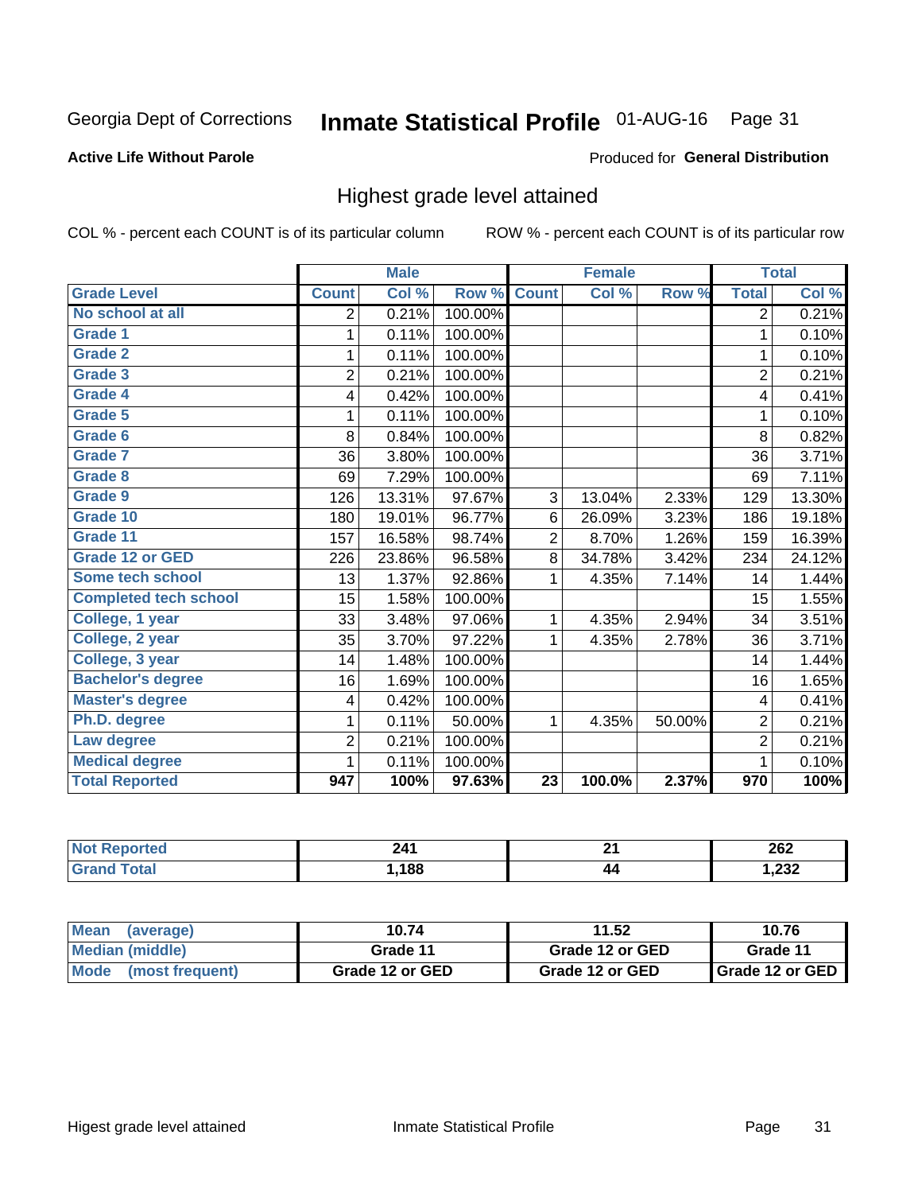Georgia Dept of Corrections **Inmate Statistical Profile** 01-AUG-16

**Active Life Without Parole**

Produced for **General Distribution**

## Highest grade level attained

COL % - percent each COUNT is of its particular column ROW % - percent each COUNT is of its particular row

| | Male | | | Female | | | Total | |
|---|---|---|---|---|---|---|---|---|
| **Grade Level** | **Count** | **Col %** | **Row %** | **Count** | **Col %** | **Row %** | **Total** | **Col %** |
| No school at all | 2 | 0.21% | 100.00% | | | | 2 | 0.21% |
| Grade 1 | 1 | 0.11% | 100.00% | | | | 1 | 0.10% |
| Grade 2 | 1 | 0.11% | 100.00% | | | | 1 | 0.10% |
| Grade 3 | 2 | 0.21% | 100.00% | | | | 2 | 0.21% |
| Grade 4 | 4 | 0.42% | 100.00% | | | | 4 | 0.41% |
| Grade 5 | 1 | 0.11% | 100.00% | | | | 1 | 0.10% |
| Grade 6 | 8 | 0.84% | 100.00% | | | | 8 | 0.82% |
| Grade 7 | 36 | 3.80% | 100.00% | | | | 36 | 3.71% |
| Grade 8 | 69 | 7.29% | 100.00% | | | | 69 | 7.11% |
| Grade 9 | 126 | 13.31% | 97.67% | 3 | 13.04% | 2.33% | 129 | 13.30% |
| Grade 10 | 180 | 19.01% | 96.77% | 6 | 26.09% | 3.23% | 186 | 19.18% |
| Grade 11 | 157 | 16.58% | 98.74% | 2 | 8.70% | 1.26% | 159 | 16.39% |
| Grade 12 or GED | 226 | 23.86% | 96.58% | 8 | 34.78% | 3.42% | 234 | 24.12% |
| Some tech school | 13 | 1.37% | 92.86% | 1 | 4.35% | 7.14% | 14 | 1.44% |
| Completed tech school | 15 | 1.58% | 100.00% | | | | 15 | 1.55% |
| College, 1 year | 33 | 3.48% | 97.06% | 1 | 4.35% | 2.94% | 34 | 3.51% |
| College, 2 year | 35 | 3.70% | 97.22% | 1 | 4.35% | 2.78% | 36 | 3.71% |
| College, 3 year | 14 | 1.48% | 100.00% | | | | 14 | 1.44% |
| Bachelor's degree | 16 | 1.69% | 100.00% | | | | 16 | 1.65% |
| Master's degree | 4 | 0.42% | 100.00% | | | | 4 | 0.41% |
| Ph.D. degree | 1 | 0.11% | 50.00% | 1 | 4.35% | 50.00% | 2 | 0.21% |
| Law degree | 2 | 0.21% | 100.00% | | | | 2 | 0.21% |
| Medical degree | 1 | 0.11% | 100.00% | | | | 1 | 0.10% |
| **Total Reported** | **947** | **100%** | **97.63%** | **23** | **100.0%** | **2.37%** | **970** | **100%** |

| | Male | Female | Total |
|---|---|---|---|
| Not Reported | 241 | 21 | 262 |
| Grand Total | 1,188 | 44 | 1,232 |

| | Male | Female | Total |
|---|---|---|---|
| Mean (average) | 10.74 | 11.52 | 10.76 |
| Median (middle) | Grade 11 | Grade 12 or GED | Grade 11 |
| Mode (most frequent) | Grade 12 or GED | Grade 12 or GED | Grade 12 or GED |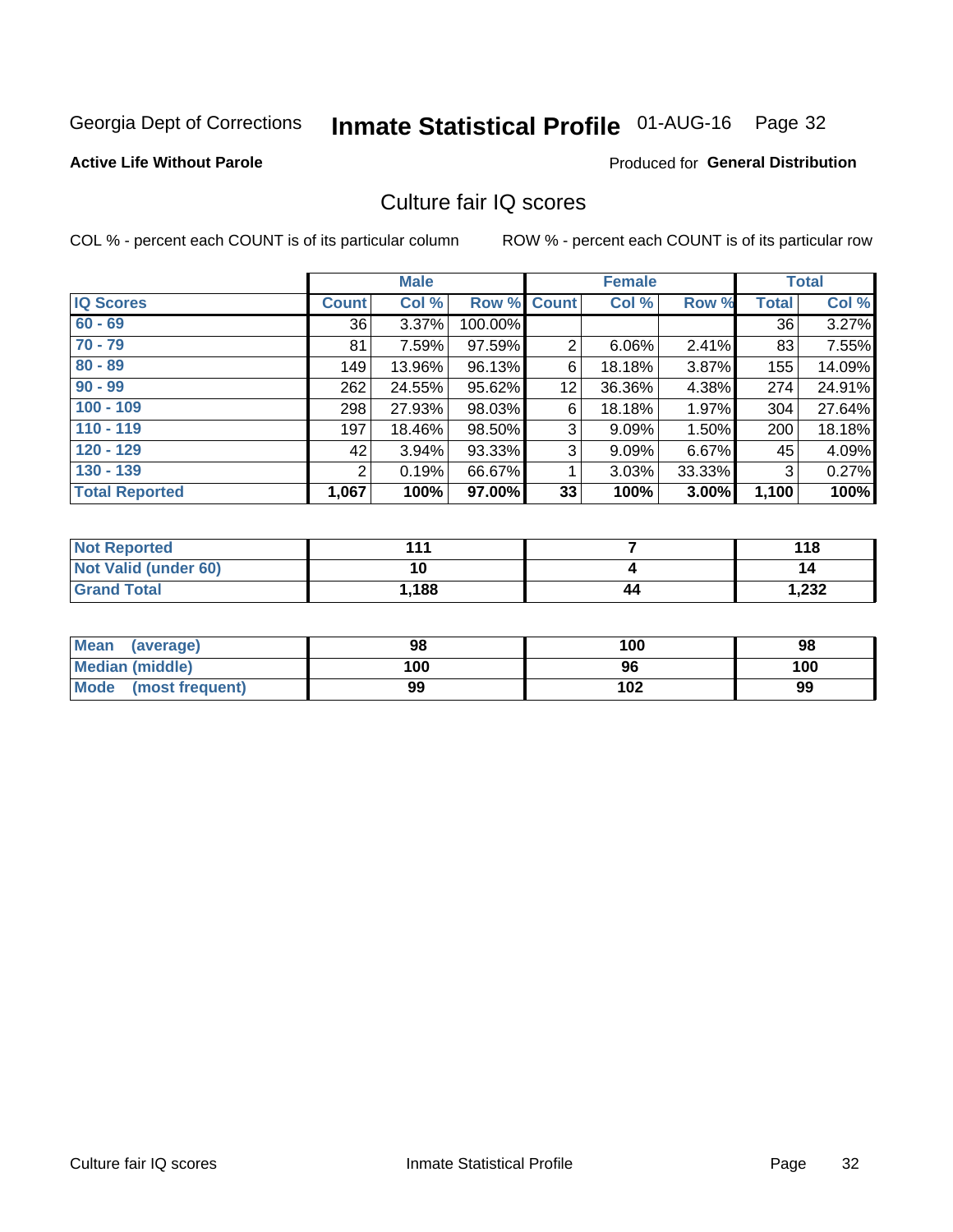Georgia Dept of Corrections **Inmate Statistical Profile** 01-AUG-16

**Active Life Without Parole**

Produced for **General Distribution**

## Culture fair IQ scores

COL % - percent each COUNT is of its particular column

ROW % - percent each COUNT is of its particular row

| | Male | | | Female | | | Total | |
|---|---|---|---|---|---|---|---|---|
| **IQ Scores** | **Count** | **Col %** | **Row %** | **Count** | **Col %** | **Row %** | **Total** | **Col %** |
| **60 - 69** | 36 | 3.37% | 100.00% | | | | 36 | 3.27% |
| **70 - 79** | 81 | 7.59% | 97.59% | 2 | 6.06% | 2.41% | 83 | 7.55% |
| **80 - 89** | 149 | 13.96% | 96.13% | 6 | 18.18% | 3.87% | 155 | 14.09% |
| **90 - 99** | 262 | 24.55% | 95.62% | 12 | 36.36% | 4.38% | 274 | 24.91% |
| **100 - 109** | 298 | 27.93% | 98.03% | 6 | 18.18% | 1.97% | 304 | 27.64% |
| **110 - 119** | 197 | 18.46% | 98.50% | 3 | 9.09% | 1.50% | 200 | 18.18% |
| **120 - 129** | 42 | 3.94% | 93.33% | 3 | 9.09% | 6.67% | 45 | 4.09% |
| **130 - 139** | 2 | 0.19% | 66.67% | 1 | 3.03% | 33.33% | 3 | 0.27% |
| **Total Reported** | **1,067** | **100%** | **97.00%** | **33** | **100%** | **3.00%** | **1,100** | **100%** |

| | Male | Female | Total |
|---|---|---|---|
| **Not Reported** | **111** | **7** | **118** |
| **Not Valid (under 60)** | **10** | **4** | **14** |
| **Grand Total** | **1,188** | **44** | **1,232** |

| | Male | Female | Total |
|---|---|---|---|
| **Mean (average)** | **98** | **100** | **98** |
| **Median (middle)** | **100** | **96** | **100** |
| **Mode (most frequent)** | **99** | **102** | **99** |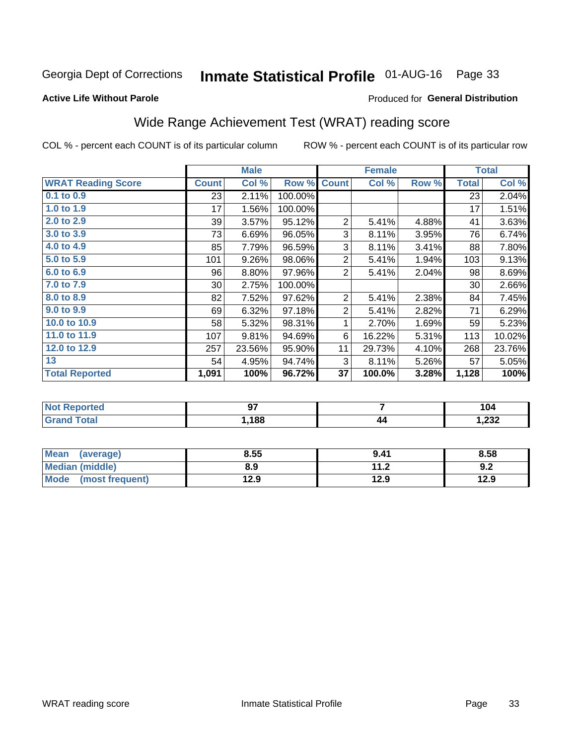Georgia Dept of Corrections **Inmate Statistical Profile** 01-AUG-16

**Active Life Without Parole**

Produced for **General Distribution**

## Wide Range Achievement Test (WRAT) reading score

COL % - percent each COUNT is of its particular column        ROW % - percent each COUNT is of its particular row

| | Male | | | Female | | | Total | |
|---|---|---|---|---|---|---|---|---|
| **WRAT Reading Score** | **Count** | **Col %** | **Row %** | **Count** | **Col %** | **Row %** | **Total** | **Col %** |
| 0.1 to 0.9 | 23 | 2.11% | 100.00% | | | | 23 | 2.04% |
| 1.0 to 1.9 | 17 | 1.56% | 100.00% | | | | 17 | 1.51% |
| 2.0 to 2.9 | 39 | 3.57% | 95.12% | 2 | 5.41% | 4.88% | 41 | 3.63% |
| 3.0 to 3.9 | 73 | 6.69% | 96.05% | 3 | 8.11% | 3.95% | 76 | 6.74% |
| 4.0 to 4.9 | 85 | 7.79% | 96.59% | 3 | 8.11% | 3.41% | 88 | 7.80% |
| 5.0 to 5.9 | 101 | 9.26% | 98.06% | 2 | 5.41% | 1.94% | 103 | 9.13% |
| 6.0 to 6.9 | 96 | 8.80% | 97.96% | 2 | 5.41% | 2.04% | 98 | 8.69% |
| 7.0 to 7.9 | 30 | 2.75% | 100.00% | | | | 30 | 2.66% |
| 8.0 to 8.9 | 82 | 7.52% | 97.62% | 2 | 5.41% | 2.38% | 84 | 7.45% |
| 9.0 to 9.9 | 69 | 6.32% | 97.18% | 2 | 5.41% | 2.82% | 71 | 6.29% |
| 10.0 to 10.9 | 58 | 5.32% | 98.31% | 1 | 2.70% | 1.69% | 59 | 5.23% |
| 11.0 to 11.9 | 107 | 9.81% | 94.69% | 6 | 16.22% | 5.31% | 113 | 10.02% |
| 12.0 to 12.9 | 257 | 23.56% | 95.90% | 11 | 29.73% | 4.10% | 268 | 23.76% |
| 13 | 54 | 4.95% | 94.74% | 3 | 8.11% | 5.26% | 57 | 5.05% |
| **Total Reported** | **1,091** | **100%** | **96.72%** | **37** | **100.0%** | **3.28%** | **1,128** | **100%** |

| | Male | Female | Total |
|---|---|---|---|
| Not Reported | **97** | **7** | **104** |
| Grand Total | **1,188** | **44** | **1,232** |

| | Male | Female | Total |
|---|---|---|---|
| Mean (average) | **8.55** | **9.41** | **8.58** |
| Median (middle) | **8.9** | **11.2** | **9.2** |
| Mode (most frequent) | **12.9** | **12.9** | **12.9** |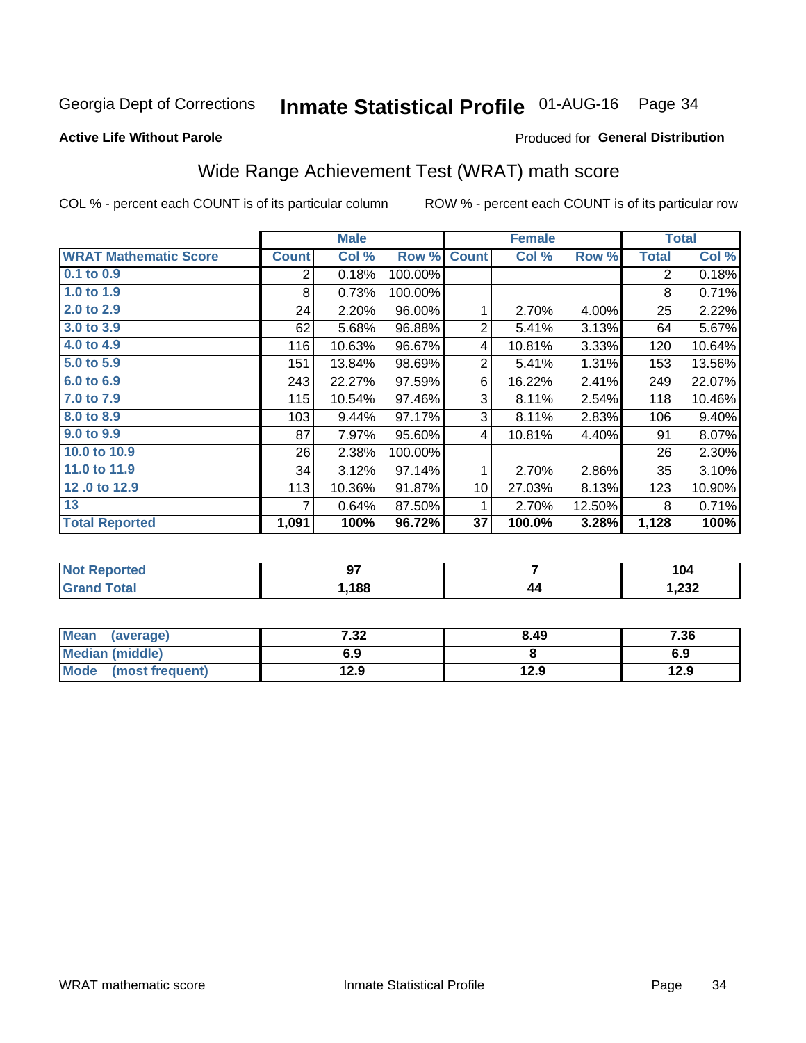Georgia Dept of Corrections **Inmate Statistical Profile** 01-AUG-16

**Active Life Without Parole**

Produced for **General Distribution**

## Wide Range Achievement Test (WRAT) math score

COL % - percent each COUNT is of its particular column    ROW % - percent each COUNT is of its particular row

| | Male | | | Female | | | Total | |
|---|---|---|---|---|---|---|---|---|
| **WRAT Mathematic Score** | **Count** | **Col %** | **Row %** | **Count** | **Col %** | **Row %** | **Total** | **Col %** |
| 0.1 to 0.9 | 2 | 0.18% | 100.00% | | | | 2 | 0.18% |
| 1.0 to 1.9 | 8 | 0.73% | 100.00% | | | | 8 | 0.71% |
| 2.0 to 2.9 | 24 | 2.20% | 96.00% | 1 | 2.70% | 4.00% | 25 | 2.22% |
| 3.0 to 3.9 | 62 | 5.68% | 96.88% | 2 | 5.41% | 3.13% | 64 | 5.67% |
| 4.0 to 4.9 | 116 | 10.63% | 96.67% | 4 | 10.81% | 3.33% | 120 | 10.64% |
| 5.0 to 5.9 | 151 | 13.84% | 98.69% | 2 | 5.41% | 1.31% | 153 | 13.56% |
| 6.0 to 6.9 | 243 | 22.27% | 97.59% | 6 | 16.22% | 2.41% | 249 | 22.07% |
| 7.0 to 7.9 | 115 | 10.54% | 97.46% | 3 | 8.11% | 2.54% | 118 | 10.46% |
| 8.0 to 8.9 | 103 | 9.44% | 97.17% | 3 | 8.11% | 2.83% | 106 | 9.40% |
| 9.0 to 9.9 | 87 | 7.97% | 95.60% | 4 | 10.81% | 4.40% | 91 | 8.07% |
| 10.0 to 10.9 | 26 | 2.38% | 100.00% | | | | 26 | 2.30% |
| 11.0 to 11.9 | 34 | 3.12% | 97.14% | 1 | 2.70% | 2.86% | 35 | 3.10% |
| 12 .0 to 12.9 | 113 | 10.36% | 91.87% | 10 | 27.03% | 8.13% | 123 | 10.90% |
| 13 | 7 | 0.64% | 87.50% | 1 | 2.70% | 12.50% | 8 | 0.71% |
| **Total Reported** | **1,091** | **100%** | **96.72%** | **37** | **100.0%** | **3.28%** | **1,128** | **100%** |

| | Male | Female | Total |
|---|---|---|---|
| **Not Reported** | **97** | **7** | **104** |
| **Grand Total** | **1,188** | **44** | **1,232** |

| | Male | Female | Total |
|---|---|---|---|
| **Mean (average)** | **7.32** | **8.49** | **7.36** |
| **Median (middle)** | **6.9** | **8** | **6.9** |
| **Mode (most frequent)** | **12.9** | **12.9** | **12.9** |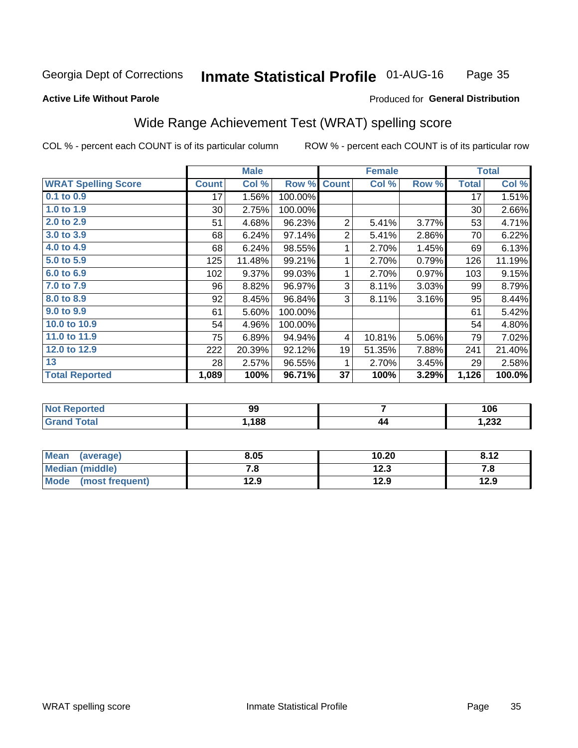Georgia Dept of Corrections **Inmate Statistical Profile** 01-AUG-16

**Active Life Without Parole**

Produced for **General Distribution**

## Wide Range Achievement Test (WRAT) spelling score

COL % - percent each COUNT is of its particular column ROW % - percent each COUNT is of its particular row

| | Male | | | Female | | | Total | |
|---|---|---|---|---|---|---|---|---|
| **WRAT Spelling Score** | **Count** | **Col %** | **Row %** | **Count** | **Col %** | **Row %** | **Total** | **Col %** |
| 0.1 to 0.9 | 17 | 1.56% | 100.00% | | | | 17 | 1.51% |
| 1.0 to 1.9 | 30 | 2.75% | 100.00% | | | | 30 | 2.66% |
| 2.0 to 2.9 | 51 | 4.68% | 96.23% | 2 | 5.41% | 3.77% | 53 | 4.71% |
| 3.0 to 3.9 | 68 | 6.24% | 97.14% | 2 | 5.41% | 2.86% | 70 | 6.22% |
| 4.0 to 4.9 | 68 | 6.24% | 98.55% | 1 | 2.70% | 1.45% | 69 | 6.13% |
| 5.0 to 5.9 | 125 | 11.48% | 99.21% | 1 | 2.70% | 0.79% | 126 | 11.19% |
| 6.0 to 6.9 | 102 | 9.37% | 99.03% | 1 | 2.70% | 0.97% | 103 | 9.15% |
| 7.0 to 7.9 | 96 | 8.82% | 96.97% | 3 | 8.11% | 3.03% | 99 | 8.79% |
| 8.0 to 8.9 | 92 | 8.45% | 96.84% | 3 | 8.11% | 3.16% | 95 | 8.44% |
| 9.0 to 9.9 | 61 | 5.60% | 100.00% | | | | 61 | 5.42% |
| 10.0 to 10.9 | 54 | 4.96% | 100.00% | | | | 54 | 4.80% |
| 11.0 to 11.9 | 75 | 6.89% | 94.94% | 4 | 10.81% | 5.06% | 79 | 7.02% |
| 12.0 to 12.9 | 222 | 20.39% | 92.12% | 19 | 51.35% | 7.88% | 241 | 21.40% |
| 13 | 28 | 2.57% | 96.55% | 1 | 2.70% | 3.45% | 29 | 2.58% |
| **Total Reported** | **1,089** | **100%** | **96.71%** | **37** | **100%** | **3.29%** | **1,126** | **100.0%** |

| | Male | Female | Total |
|---|---|---|---|
| Not Reported | 99 | 7 | 106 |
| Grand Total | 1,188 | 44 | 1,232 |

| | Male | Female | Total |
|---|---|---|---|
| Mean (average) | 8.05 | 10.20 | 8.12 |
| Median (middle) | 7.8 | 12.3 | 7.8 |
| Mode (most frequent) | 12.9 | 12.9 | 12.9 |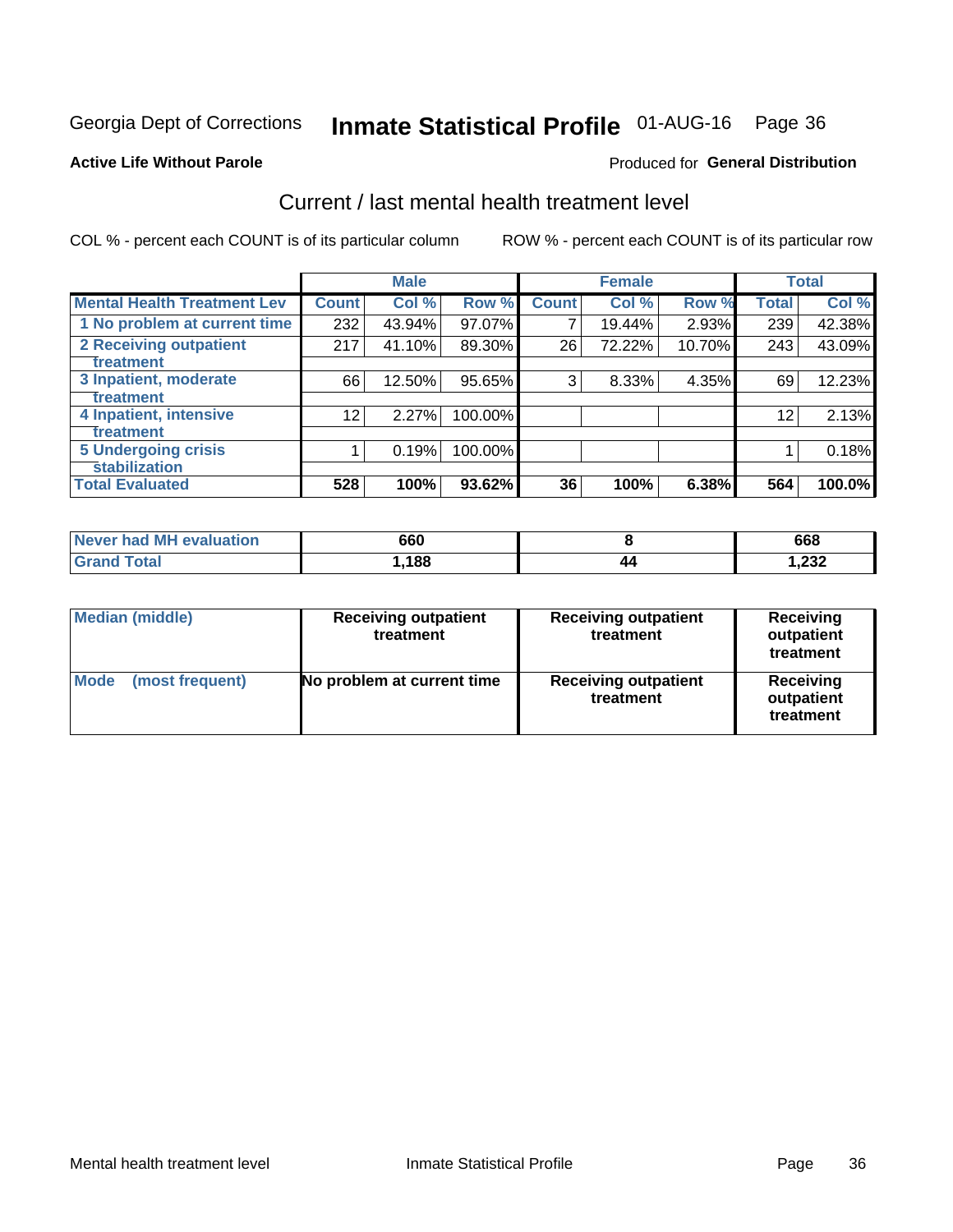Georgia Dept of Corrections **Inmate Statistical Profile** 01-AUG-16

**Active Life Without Parole**

Produced for **General Distribution**

## Current / last mental health treatment level

COL % - percent each COUNT is of its particular column

ROW % - percent each COUNT is of its particular row

| | Male | | | Female | | | Total | |
|---|---|---|---|---|---|---|---|---|
| **Mental Health Treatment Lev** | **Count** | **Col %** | **Row %** | **Count** | **Col %** | **Row %** | **Total** | **Col %** |
| 1 No problem at current time | 232 | 43.94% | 97.07% | 7 | 19.44% | 2.93% | 239 | 42.38% |
| 2 Receiving outpatient treatment | 217 | 41.10% | 89.30% | 26 | 72.22% | 10.70% | 243 | 43.09% |
| 3 Inpatient, moderate treatment | 66 | 12.50% | 95.65% | 3 | 8.33% | 4.35% | 69 | 12.23% |
| 4 Inpatient, intensive treatment | 12 | 2.27% | 100.00% | | | | 12 | 2.13% |
| 5 Undergoing crisis stabilization | 1 | 0.19% | 100.00% | | | | 1 | 0.18% |
| **Total Evaluated** | **528** | **100%** | **93.62%** | **36** | **100%** | **6.38%** | **564** | **100.0%** |

| | Male | Female | Total |
|---|---|---|---|
| Never had MH evaluation | 660 | 8 | 668 |
| Grand Total | 1,188 | 44 | 1,232 |

| | Male | Female | Total |
|---|---|---|---|
| Median (middle) | Receiving outpatient treatment | Receiving outpatient treatment | Receiving outpatient treatment |
| Mode (most frequent) | No problem at current time | Receiving outpatient treatment | Receiving outpatient treatment |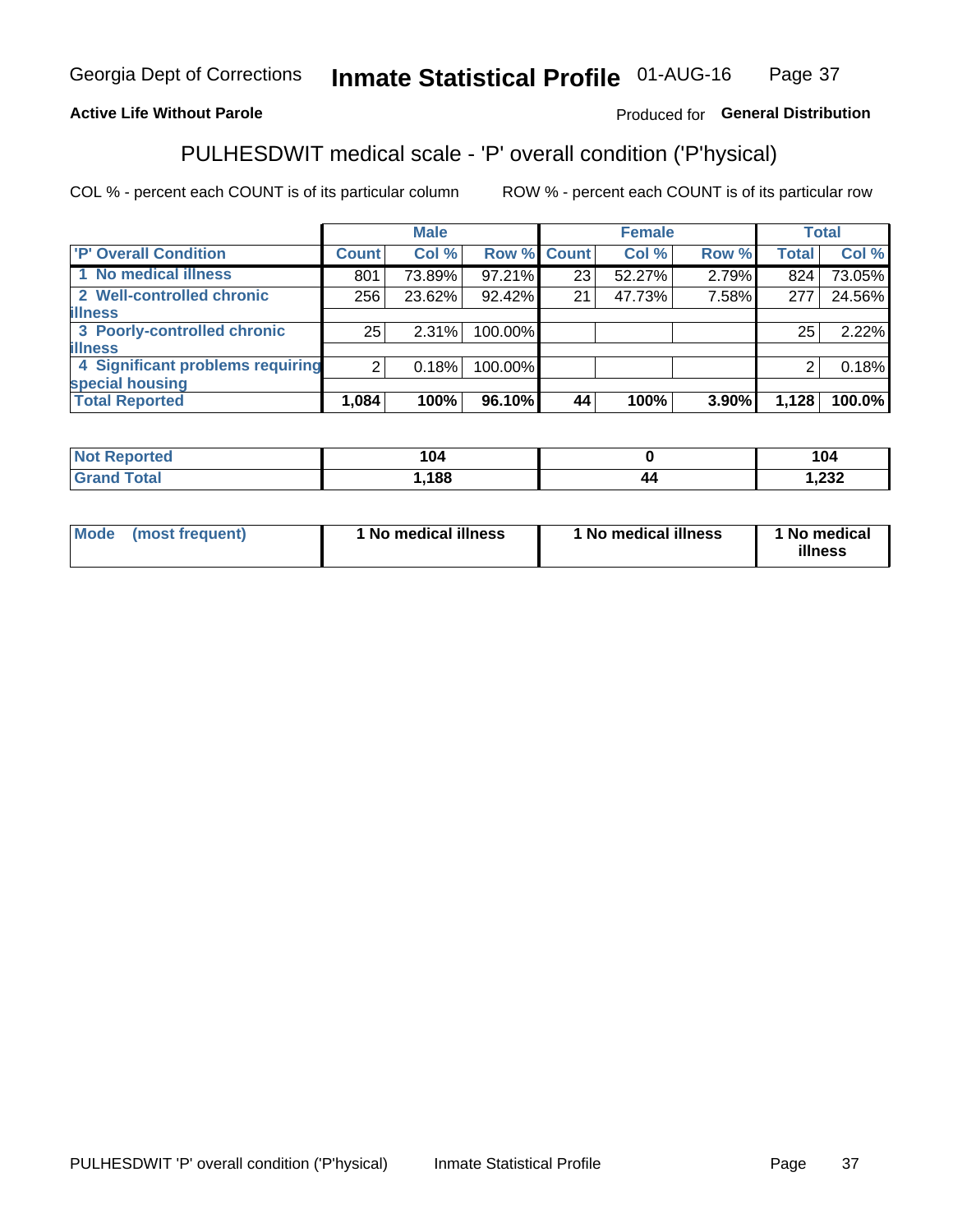Georgia Dept of Corrections **Inmate Statistical Profile** 01-AUG-16

**Active Life Without Parole**

Produced for **General Distribution**

## PULHESDWIT medical scale - 'P' overall condition ('P'hysical)

COL % - percent each COUNT is of its particular column

ROW % - percent each COUNT is of its particular row

| | Male | | | Female | | | Total | |
|---|---|---|---|---|---|---|---|---|
| **'P' Overall Condition** | **Count** | **Col %** | **Row %** | **Count** | **Col %** | **Row %** | **Total** | **Col %** |
| **1 No medical illness** | 801 | 73.89% | 97.21% | 23 | 52.27% | 2.79% | 824 | 73.05% |
| **2 Well-controlled chronic illness** | 256 | 23.62% | 92.42% | 21 | 47.73% | 7.58% | 277 | 24.56% |
| **3 Poorly-controlled chronic illness** | 25 | 2.31% | 100.00% | | | | 25 | 2.22% |
| **4 Significant problems requiring special housing** | 2 | 0.18% | 100.00% | | | | 2 | 0.18% |
| **Total Reported** | **1,084** | **100%** | **96.10%** | **44** | **100%** | **3.90%** | **1,128** | **100.0%** |

| | Male | Female | Total |
|---|---|---|---|
| **Not Reported** | **104** | **0** | **104** |
| **Grand Total** | **1,188** | **44** | **1,232** |

| | Male | Female | Total |
|---|---|---|---|
| **Mode (most frequent)** | **1 No medical illness** | **1 No medical illness** | **1 No medical illness** |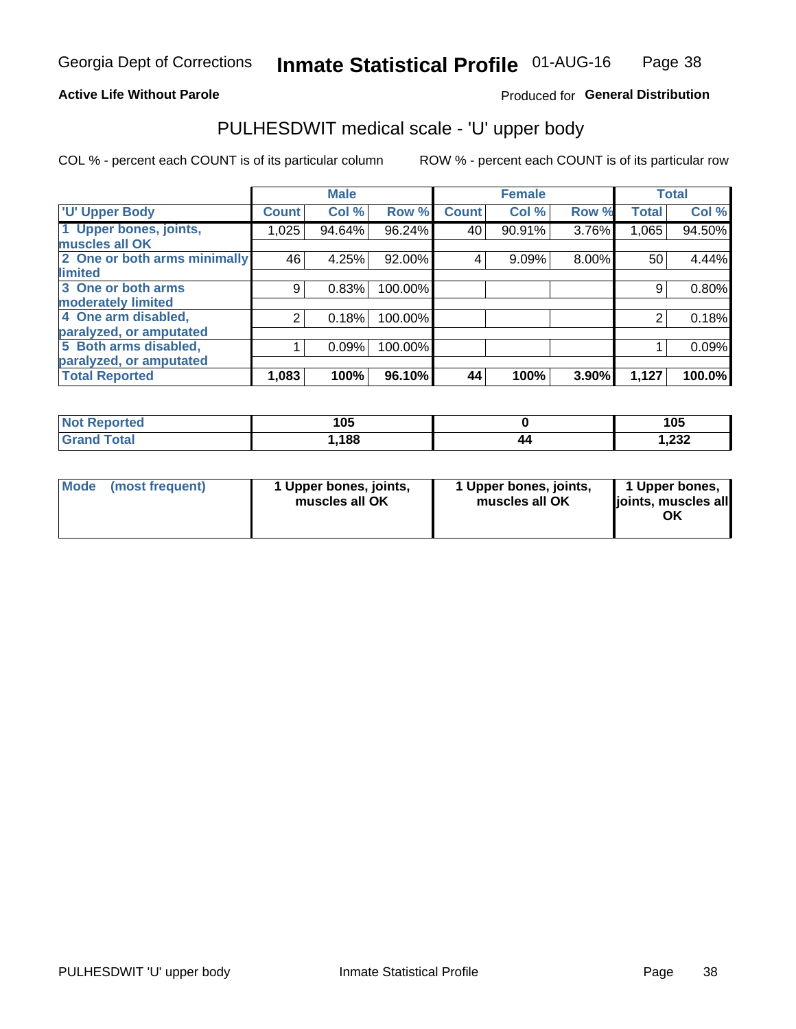Georgia Dept of Corrections **Inmate Statistical Profile** 01-AUG-16

**Active Life Without Parole**

Produced for **General Distribution**

## PULHESDWIT medical scale - 'U' upper body

COL % - percent each COUNT is of its particular column

ROW % - percent each COUNT is of its particular row

| | Male | | | Female | | | Total | |
|---|---|---|---|---|---|---|---|---|
| 'U' Upper Body | Count | Col % | Row % | Count | Col % | Row % | Total | Col % |
| 1 Upper bones, joints, muscles all OK | 1,025 | 94.64% | 96.24% | 40 | 90.91% | 3.76% | 1,065 | 94.50% |
| 2 One or both arms minimally limited | 46 | 4.25% | 92.00% | 4 | 9.09% | 8.00% | 50 | 4.44% |
| 3 One or both arms moderately limited | 9 | 0.83% | 100.00% | | | | 9 | 0.80% |
| 4 One arm disabled, paralyzed, or amputated | 2 | 0.18% | 100.00% | | | | 2 | 0.18% |
| 5 Both arms disabled, paralyzed, or amputated | 1 | 0.09% | 100.00% | | | | 1 | 0.09% |
| **Total Reported** | **1,083** | **100%** | **96.10%** | **44** | **100%** | **3.90%** | **1,127** | **100.0%** |

| | Male | Female | Total |
|---|---|---|---|
| Not Reported | 105 | 0 | 105 |
| Grand Total | 1,188 | 44 | 1,232 |

| | Male | Female | Total |
|---|---|---|---|
| Mode (most frequent) | 1 Upper bones, joints, muscles all OK | 1 Upper bones, joints, muscles all OK | 1 Upper bones, joints, muscles all OK |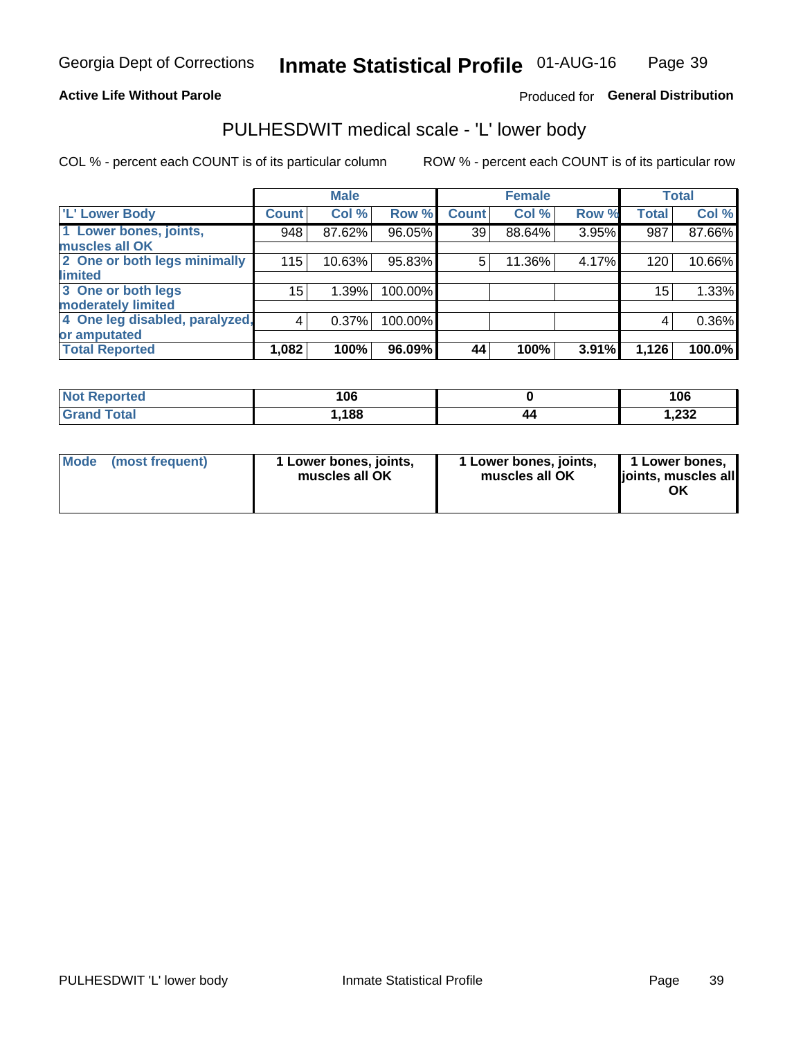Georgia Dept of Corrections **Inmate Statistical Profile** 01-AUG-16

**Active Life Without Parole**

Produced for **General Distribution**

## PULHESDWIT medical scale - 'L' lower body

COL % - percent each COUNT is of its particular column

ROW % - percent each COUNT is of its particular row

| | Male | | | Female | | | Total | |
|---|---|---|---|---|---|---|---|---|
| 'L' Lower Body | Count | Col % | Row % | Count | Col % | Row % | Total | Col % |
| 1 Lower bones, joints, muscles all OK | 948 | 87.62% | 96.05% | 39 | 88.64% | 3.95% | 987 | 87.66% |
| 2 One or both legs minimally limited | 115 | 10.63% | 95.83% | 5 | 11.36% | 4.17% | 120 | 10.66% |
| 3 One or both legs moderately limited | 15 | 1.39% | 100.00% | | | | 15 | 1.33% |
| 4 One leg disabled, paralyzed, or amputated | 4 | 0.37% | 100.00% | | | | 4 | 0.36% |
| **Total Reported** | **1,082** | **100%** | **96.09%** | **44** | **100%** | **3.91%** | **1,126** | **100.0%** |

| | Male | Female | Total |
|---|---|---|---|
| Not Reported | 106 | 0 | 106 |
| Grand Total | 1,188 | 44 | 1,232 |

| | Male | Female | Total |
|---|---|---|---|
| Mode (most frequent) | 1 Lower bones, joints, muscles all OK | 1 Lower bones, joints, muscles all OK | 1 Lower bones, joints, muscles all OK |

PULHESDWIT 'L' lower body

Inmate Statistical Profile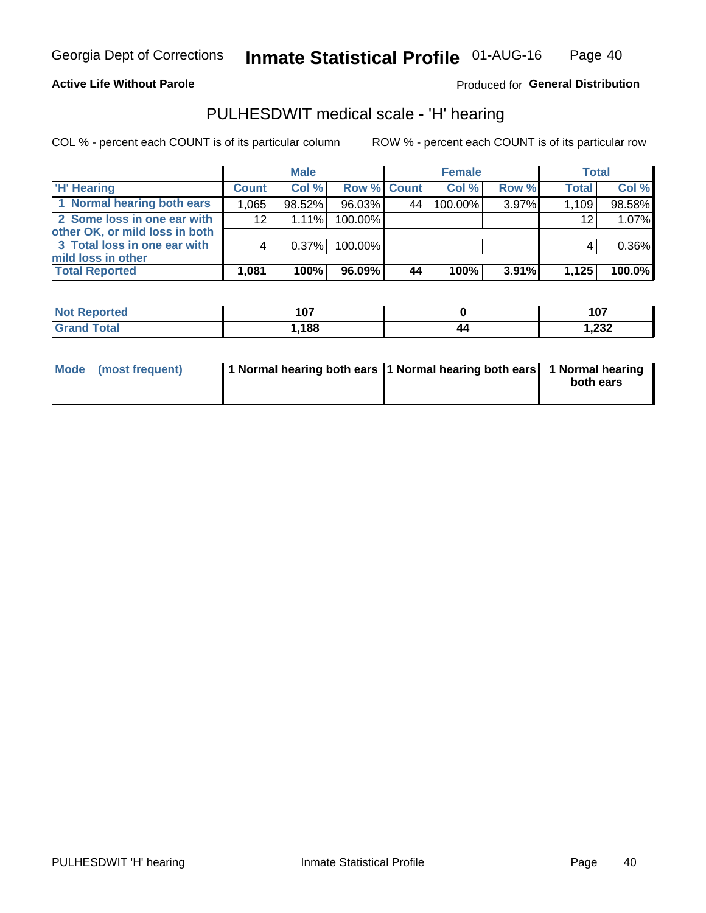# Inmate Statistical Profile

Georgia Dept of Corrections — 01-AUG-16

**Active Life Without Parole** — Produced for **General Distribution**

## PULHESDWIT medical scale - 'H' hearing

COL % - percent each COUNT is of its particular column — ROW % - percent each COUNT is of its particular row

| | Male | | | Female | | | Total | |
|---|---|---|---|---|---|---|---|---|
| **'H' Hearing** | **Count** | **Col %** | **Row %** | **Count** | **Col %** | **Row %** | **Total** | **Col %** |
| 1 Normal hearing both ears | 1,065 | 98.52% | 96.03% | 44 | 100.00% | 3.97% | 1,109 | 98.58% |
| 2 Some loss in one ear with other OK, or mild loss in both | 12 | 1.11% | 100.00% | | | | 12 | 1.07% |
| 3 Total loss in one ear with mild loss in other | 4 | 0.37% | 100.00% | | | | 4 | 0.36% |
| **Total Reported** | **1,081** | **100%** | **96.09%** | **44** | **100%** | **3.91%** | **1,125** | **100.0%** |

| | Male | Female | Total |
|---|---|---|---|
| **Not Reported** | 107 | 0 | 107 |
| **Grand Total** | 1,188 | 44 | 1,232 |

| | Male | Female | Total |
|---|---|---|---|
| **Mode (most frequent)** | 1 Normal hearing both ears | 1 Normal hearing both ears | 1 Normal hearing both ears |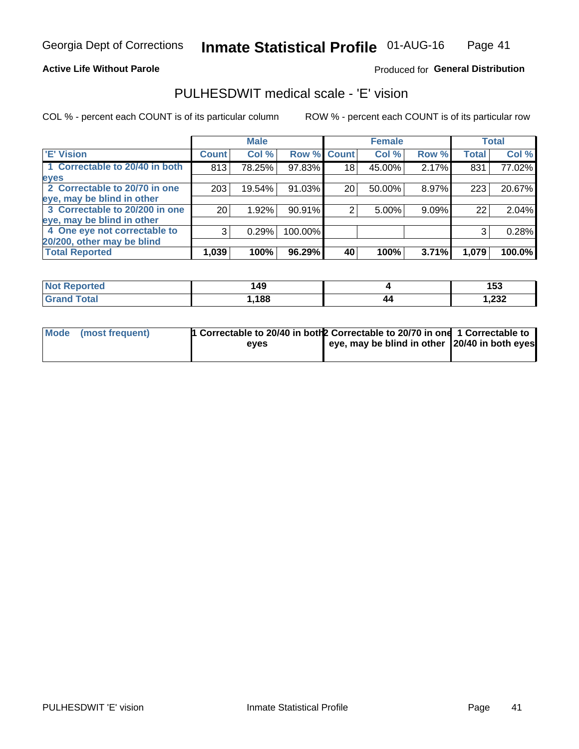Georgia Dept of Corrections **Inmate Statistical Profile** 01-AUG-16

**Active Life Without Parole**

Produced for **General Distribution**

## PULHESDWIT medical scale - 'E' vision

COL % - percent each COUNT is of its particular column ROW % - percent each COUNT is of its particular row

| | Male | | | Female | | | Total | |
|---|---|---|---|---|---|---|---|---|
| 'E' Vision | Count | Col % | Row % | Count | Col % | Row % | Total | Col % |
| 1 Correctable to 20/40 in both eyes | 813 | 78.25% | 97.83% | 18 | 45.00% | 2.17% | 831 | 77.02% |
| 2 Correctable to 20/70 in one eye, may be blind in other | 203 | 19.54% | 91.03% | 20 | 50.00% | 8.97% | 223 | 20.67% |
| 3 Correctable to 20/200 in one eye, may be blind in other | 20 | 1.92% | 90.91% | 2 | 5.00% | 9.09% | 22 | 2.04% |
| 4 One eye not correctable to 20/200, other may be blind | 3 | 0.29% | 100.00% | | | | 3 | 0.28% |
| **Total Reported** | **1,039** | **100%** | **96.29%** | **40** | **100%** | **3.71%** | **1,079** | **100.0%** |

| | Male | Female | Total |
|---|---|---|---|
| Not Reported | 149 | 4 | 153 |
| Grand Total | 1,188 | 44 | 1,232 |

| | Male | Female | Total |
|---|---|---|---|
| Mode (most frequent) | 1 Correctable to 20/40 in both eyes | 2 Correctable to 20/70 in one eye, may be blind in other | 1 Correctable to 20/40 in both eyes |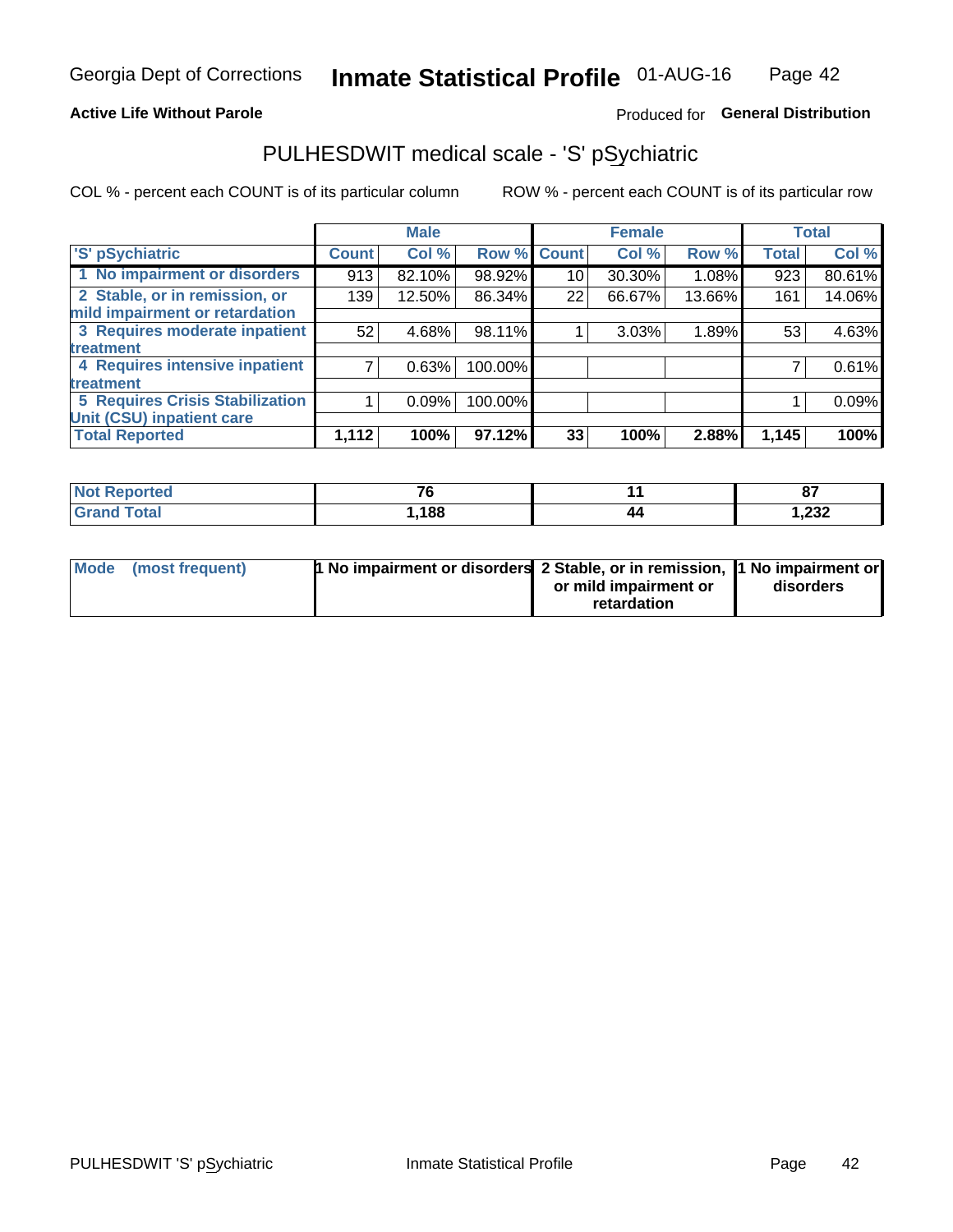Georgia Dept of Corrections **Inmate Statistical Profile** 01-AUG-16

**Active Life Without Parole**

Produced for **General Distribution**

## PULHESDWIT medical scale - 'S' pSychiatric

COL % - percent each COUNT is of its particular column

ROW % - percent each COUNT is of its particular row

| 'S' pSychiatric | Male | | | Female | | | Total | |
|---|---|---|---|---|---|---|---|---|
| | Count | Col % | Row % | Count | Col % | Row % | Total | Col % |
| 1 No impairment or disorders | 913 | 82.10% | 98.92% | 10 | 30.30% | 1.08% | 923 | 80.61% |
| 2 Stable, or in remission, or mild impairment or retardation | 139 | 12.50% | 86.34% | 22 | 66.67% | 13.66% | 161 | 14.06% |
| 3 Requires moderate inpatient treatment | 52 | 4.68% | 98.11% | 1 | 3.03% | 1.89% | 53 | 4.63% |
| 4 Requires intensive inpatient treatment | 7 | 0.63% | 100.00% | | | | 7 | 0.61% |
| 5 Requires Crisis Stabilization Unit (CSU) inpatient care | 1 | 0.09% | 100.00% | | | | 1 | 0.09% |
| **Total Reported** | **1,112** | **100%** | **97.12%** | **33** | **100%** | **2.88%** | **1,145** | **100%** |

| | Male | Female | Total |
|---|---|---|---|
| Not Reported | 76 | 11 | 87 |
| Grand Total | 1,188 | 44 | 1,232 |

| | Male | Female | Total |
|---|---|---|---|
| Mode (most frequent) | 1 No impairment or disorders | 2 Stable, or in remission, or mild impairment or retardation | 1 No impairment or disorders |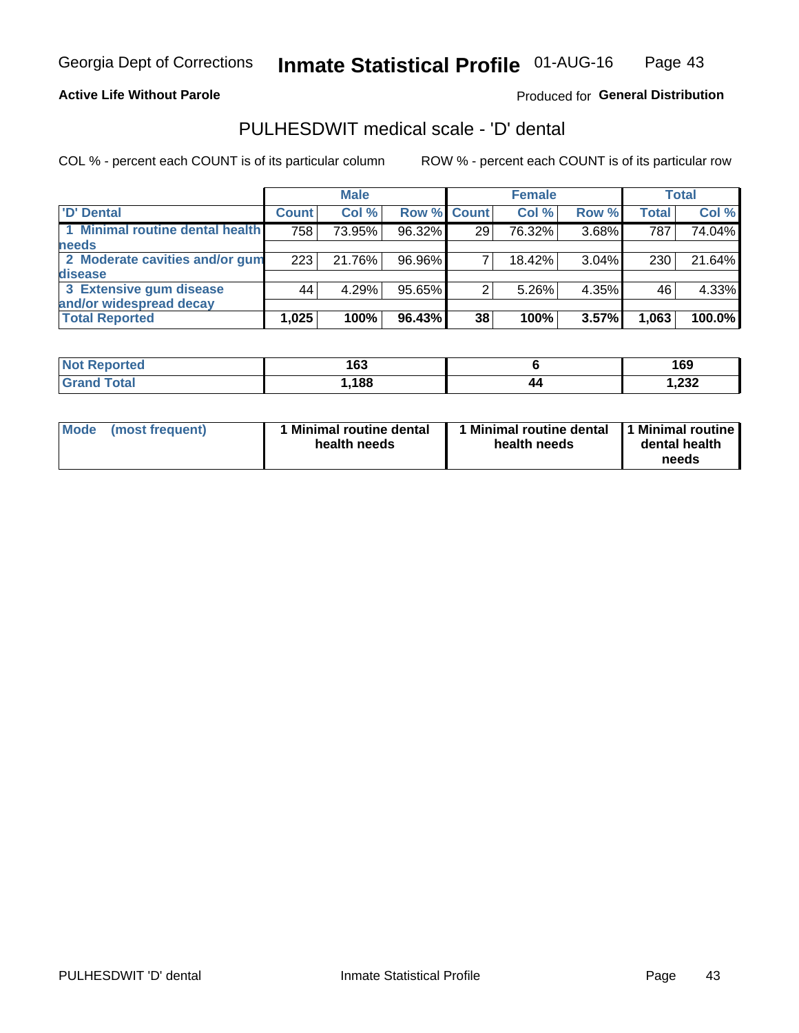Georgia Dept of Corrections **Inmate Statistical Profile** 01-AUG-16

**Active Life Without Parole**

Produced for **General Distribution**

## PULHESDWIT medical scale - 'D' dental

COL % - percent each COUNT is of its particular column ROW % - percent each COUNT is of its particular row

| | Male | | | Female | | | Total | |
|---|---|---|---|---|---|---|---|---|
| 'D' Dental | Count | Col % | Row % | Count | Col % | Row % | Total | Col % |
| 1 Minimal routine dental health needs | 758 | 73.95% | 96.32% | 29 | 76.32% | 3.68% | 787 | 74.04% |
| 2 Moderate cavities and/or gum disease | 223 | 21.76% | 96.96% | 7 | 18.42% | 3.04% | 230 | 21.64% |
| 3 Extensive gum disease and/or widespread decay | 44 | 4.29% | 95.65% | 2 | 5.26% | 4.35% | 46 | 4.33% |
| **Total Reported** | **1,025** | **100%** | **96.43%** | **38** | **100%** | **3.57%** | **1,063** | **100.0%** |

| | Male | Female | Total |
|---|---|---|---|
| Not Reported | 163 | 6 | 169 |
| Grand Total | 1,188 | 44 | 1,232 |

| | Male | Female | Total |
|---|---|---|---|
| Mode (most frequent) | 1 Minimal routine dental health needs | 1 Minimal routine dental health needs | 1 Minimal routine dental health needs |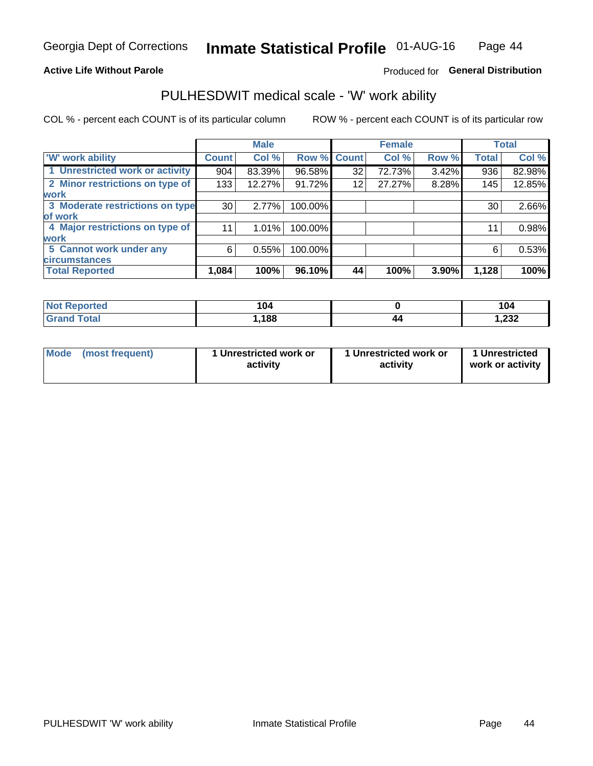Georgia Dept of Corrections **Inmate Statistical Profile** 01-AUG-16

**Active Life Without Parole**

Produced for **General Distribution**

## PULHESDWIT medical scale - 'W' work ability

COL % - percent each COUNT is of its particular column ROW % - percent each COUNT is of its particular row

| | Male | | | Female | | | Total | |
|---|---|---|---|---|---|---|---|---|
| 'W' work ability | Count | Col % | Row % | Count | Col % | Row % | Total | Col % |
| 1 Unrestricted work or activity | 904 | 83.39% | 96.58% | 32 | 72.73% | 3.42% | 936 | 82.98% |
| 2 Minor restrictions on type of work | 133 | 12.27% | 91.72% | 12 | 27.27% | 8.28% | 145 | 12.85% |
| 3 Moderate restrictions on type of work | 30 | 2.77% | 100.00% | | | | 30 | 2.66% |
| 4 Major restrictions on type of work | 11 | 1.01% | 100.00% | | | | 11 | 0.98% |
| 5 Cannot work under any circumstances | 6 | 0.55% | 100.00% | | | | 6 | 0.53% |
| **Total Reported** | **1,084** | **100%** | **96.10%** | **44** | **100%** | **3.90%** | **1,128** | **100%** |

| | Male | Female | Total |
|---|---|---|---|
| Not Reported | 104 | 0 | 104 |
| Grand Total | 1,188 | 44 | 1,232 |

| | Male | Female | Total |
|---|---|---|---|
| Mode (most frequent) | 1 Unrestricted work or activity | 1 Unrestricted work or activity | 1 Unrestricted work or activity |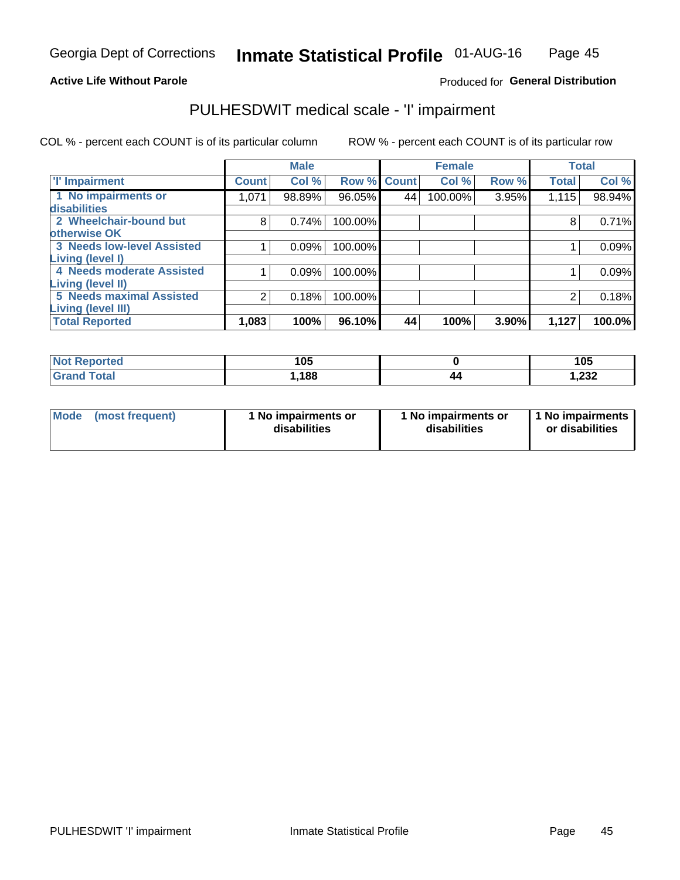Georgia Dept of Corrections **Inmate Statistical Profile** 01-AUG-16

**Active Life Without Parole**

Produced for **General Distribution**

## PULHESDWIT medical scale - 'I' impairment

COL % - percent each COUNT is of its particular column ROW % - percent each COUNT is of its particular row

| | Male | | | Female | | | Total | |
|---|---|---|---|---|---|---|---|---|
| 'I' Impairment | Count | Col % | Row % | Count | Col % | Row % | Total | Col % |
| 1 No impairments or disabilities | 1,071 | 98.89% | 96.05% | 44 | 100.00% | 3.95% | 1,115 | 98.94% |
| 2 Wheelchair-bound but otherwise OK | 8 | 0.74% | 100.00% | | | | 8 | 0.71% |
| 3 Needs low-level Assisted Living (level I) | 1 | 0.09% | 100.00% | | | | 1 | 0.09% |
| 4 Needs moderate Assisted Living (level II) | 1 | 0.09% | 100.00% | | | | 1 | 0.09% |
| 5 Needs maximal Assisted Living (level III) | 2 | 0.18% | 100.00% | | | | 2 | 0.18% |
| **Total Reported** | **1,083** | **100%** | **96.10%** | **44** | **100%** | **3.90%** | **1,127** | **100.0%** |

| | Male | Female | Total |
|---|---|---|---|
| Not Reported | 105 | 0 | 105 |
| Grand Total | 1,188 | 44 | 1,232 |

| | Male | Female | Total |
|---|---|---|---|
| Mode (most frequent) | 1 No impairments or disabilities | 1 No impairments or disabilities | 1 No impairments or disabilities |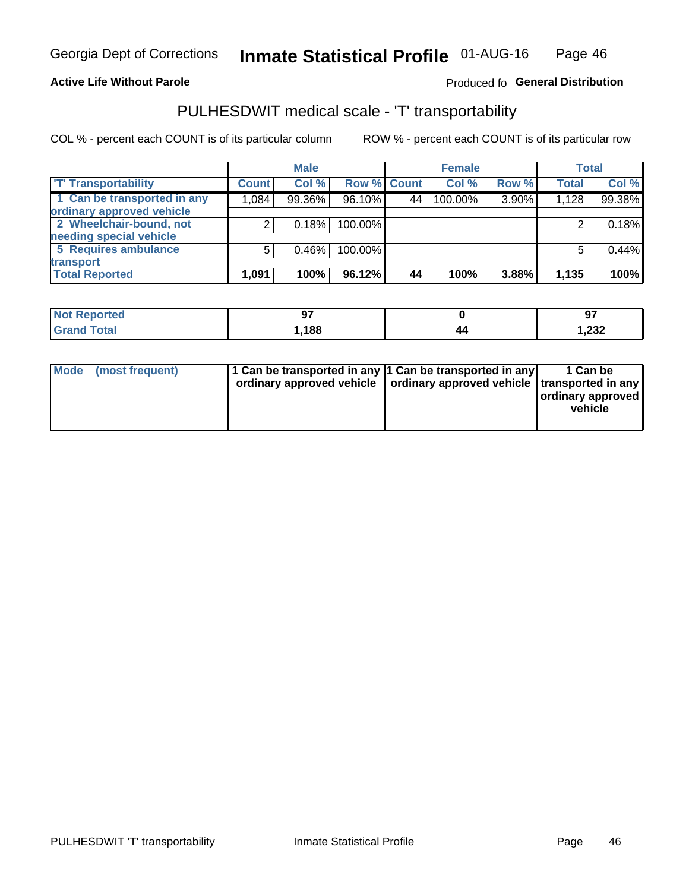Georgia Dept of Corrections **Inmate Statistical Profile** 01-AUG-16

**Active Life Without Parole**

Produced fo **General Distribution**

## PULHESDWIT medical scale - 'T' transportability

COL % - percent each COUNT is of its particular column

ROW % - percent each COUNT is of its particular row

| | Male | | | Female | | | Total | |
|---|---|---|---|---|---|---|---|---|
| 'T' Transportability | Count | Col % | Row % | Count | Col % | Row % | Total | Col % |
| 1 Can be transported in any ordinary approved vehicle | 1,084 | 99.36% | 96.10% | 44 | 100.00% | 3.90% | 1,128 | 99.38% |
| 2 Wheelchair-bound, not needing special vehicle | 2 | 0.18% | 100.00% | | | | 2 | 0.18% |
| 5 Requires ambulance transport | 5 | 0.46% | 100.00% | | | | 5 | 0.44% |
| **Total Reported** | **1,091** | **100%** | **96.12%** | **44** | **100%** | **3.88%** | **1,135** | **100%** |

| | Male | Female | Total |
|---|---|---|---|
| Not Reported | 97 | 0 | 97 |
| Grand Total | 1,188 | 44 | 1,232 |

| | Male | Female | Total |
|---|---|---|---|
| Mode (most frequent) | 1 Can be transported in any ordinary approved vehicle | 1 Can be transported in any ordinary approved vehicle | 1 Can be transported in any ordinary approved vehicle |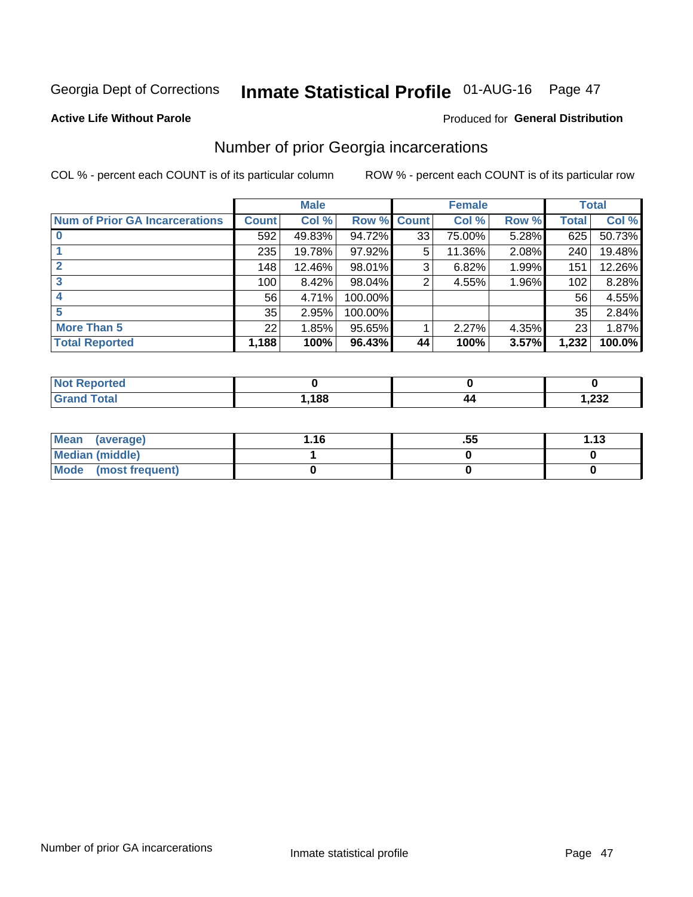Georgia Dept of Corrections **Inmate Statistical Profile** 01-AUG-16

**Active Life Without Parole**

Produced for **General Distribution**

## Number of prior Georgia incarcerations

COL % - percent each COUNT is of its particular column

ROW % - percent each COUNT is of its particular row

| | Male | | | Female | | | Total | |
|---|---|---|---|---|---|---|---|---|
| **Num of Prior GA Incarcerations** | **Count** | **Col %** | **Row %** | **Count** | **Col %** | **Row %** | **Total** | **Col %** |
| **0** | 592 | 49.83% | 94.72% | 33 | 75.00% | 5.28% | 625 | 50.73% |
| **1** | 235 | 19.78% | 97.92% | 5 | 11.36% | 2.08% | 240 | 19.48% |
| **2** | 148 | 12.46% | 98.01% | 3 | 6.82% | 1.99% | 151 | 12.26% |
| **3** | 100 | 8.42% | 98.04% | 2 | 4.55% | 1.96% | 102 | 8.28% |
| **4** | 56 | 4.71% | 100.00% | | | | 56 | 4.55% |
| **5** | 35 | 2.95% | 100.00% | | | | 35 | 2.84% |
| **More Than 5** | 22 | 1.85% | 95.65% | 1 | 2.27% | 4.35% | 23 | 1.87% |
| **Total Reported** | **1,188** | **100%** | **96.43%** | **44** | **100%** | **3.57%** | **1,232** | **100.0%** |

| | Male | Female | Total |
|---|---|---|---|
| **Not Reported** | **0** | **0** | **0** |
| **Grand Total** | **1,188** | **44** | **1,232** |

| | Male | Female | Total |
|---|---|---|---|
| **Mean (average)** | **1.16** | **.55** | **1.13** |
| **Median (middle)** | **1** | **0** | **0** |
| **Mode (most frequent)** | **0** | **0** | **0** |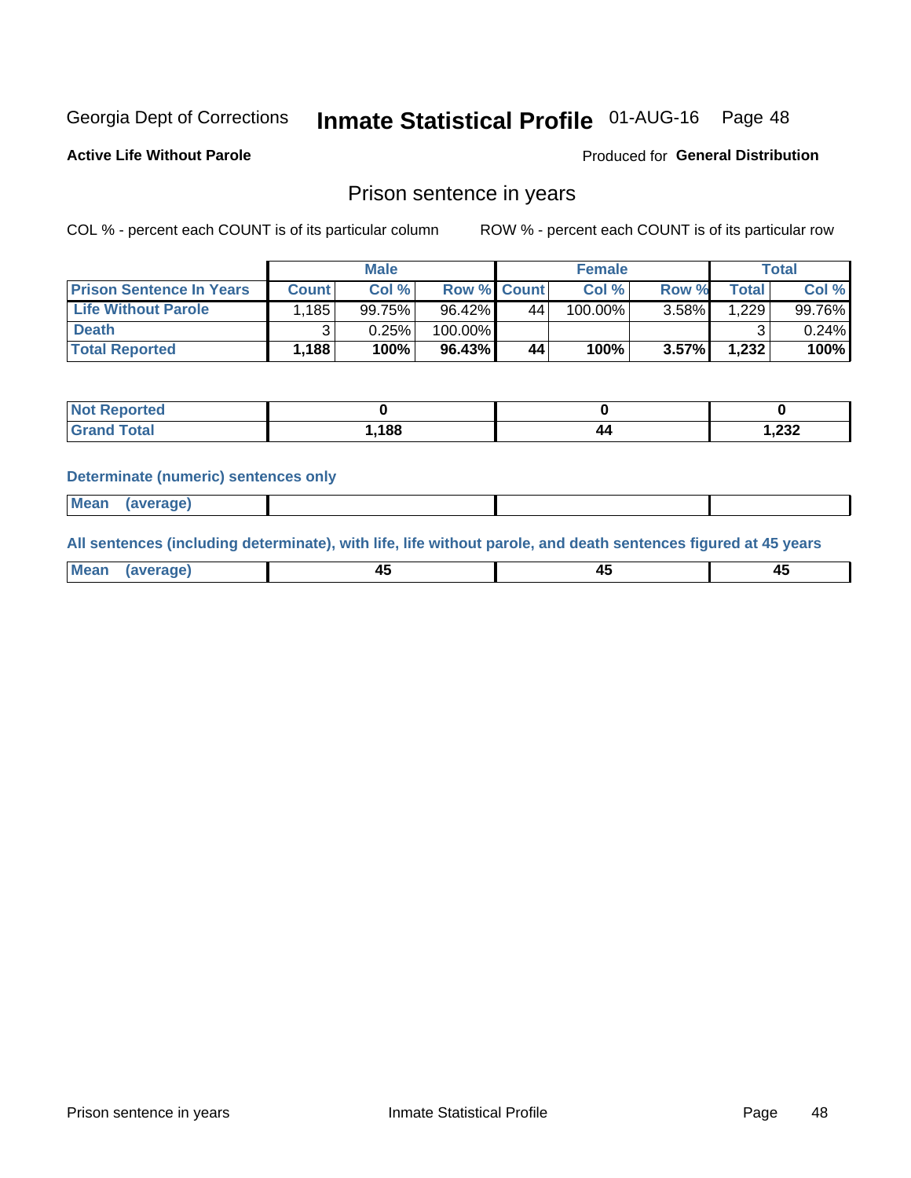Georgia Dept of Corrections **Inmate Statistical Profile** 01-AUG-16

**Active Life Without Parole**

Produced for **General Distribution**

## Prison sentence in years

COL % - percent each COUNT is of its particular column

ROW % - percent each COUNT is of its particular row

| | Male | | | Female | | | Total | |
|---|---|---|---|---|---|---|---|---|
| **Prison Sentence In Years** | **Count** | **Col %** | **Row %** | **Count** | **Col %** | **Row %** | **Total** | **Col %** |
| **Life Without Parole** | 1,185 | 99.75% | 96.42% | 44 | 100.00% | 3.58% | 1,229 | 99.76% |
| **Death** | 3 | 0.25% | 100.00% | | | | 3 | 0.24% |
| **Total Reported** | **1,188** | **100%** | **96.43%** | **44** | **100%** | **3.57%** | **1,232** | **100%** |

| | Male | Female | Total |
|---|---|---|---|
| **Not Reported** | **0** | **0** | **0** |
| **Grand Total** | **1,188** | **44** | **1,232** |

**Determinate (numeric) sentences only**

| | Male | Female | Total |
|---|---|---|---|
| **Mean (average)** | | | |

**All sentences (including determinate), with life, life without parole, and death sentences figured at 45 years**

| | Male | Female | Total |
|---|---|---|---|
| **Mean (average)** | **45** | **45** | **45** |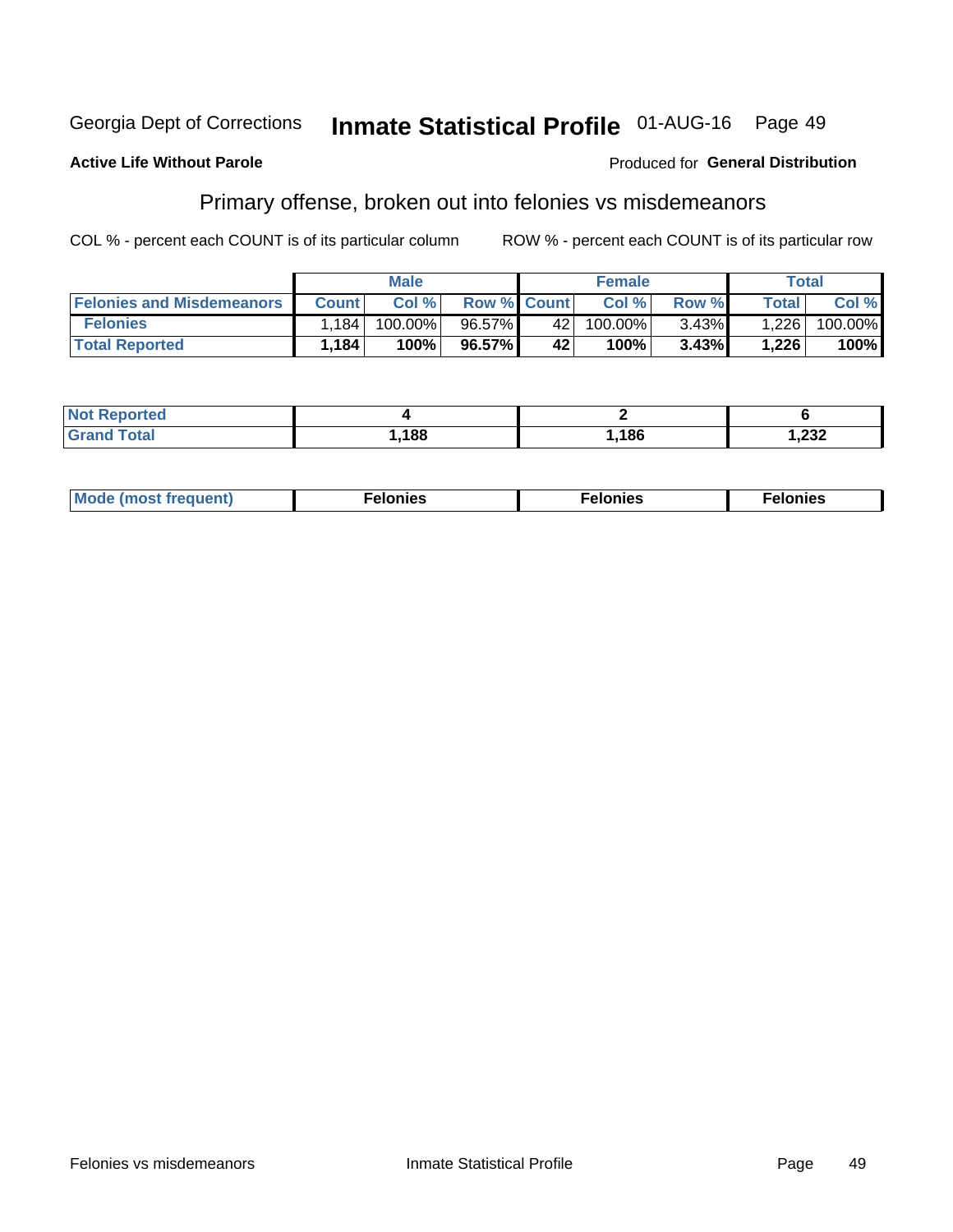Georgia Dept of Corrections **Inmate Statistical Profile** 01-AUG-16

**Active Life Without Parole**

Produced for **General Distribution**

## Primary offense, broken out into felonies vs misdemeanors

COL % - percent each COUNT is of its particular column

ROW % - percent each COUNT is of its particular row

| | Male | | | Female | | | Total | |
|---|---|---|---|---|---|---|---|---|
| **Felonies and Misdemeanors** | **Count** | **Col %** | **Row %** | **Count** | **Col %** | **Row %** | **Total** | **Col %** |
| Felonies | 1,184 | 100.00% | 96.57% | 42 | 100.00% | 3.43% | 1,226 | 100.00% |
| **Total Reported** | **1,184** | **100%** | **96.57%** | **42** | **100%** | **3.43%** | **1,226** | **100%** |

| | Male | Female | Total |
|---|---|---|---|
| **Not Reported** | **4** | **2** | **6** |
| **Grand Total** | **1,188** | **1,186** | **1,232** |

| | Male | Female | Total |
|---|---|---|---|
| **Mode (most frequent)** | **Felonies** | **Felonies** | **Felonies** |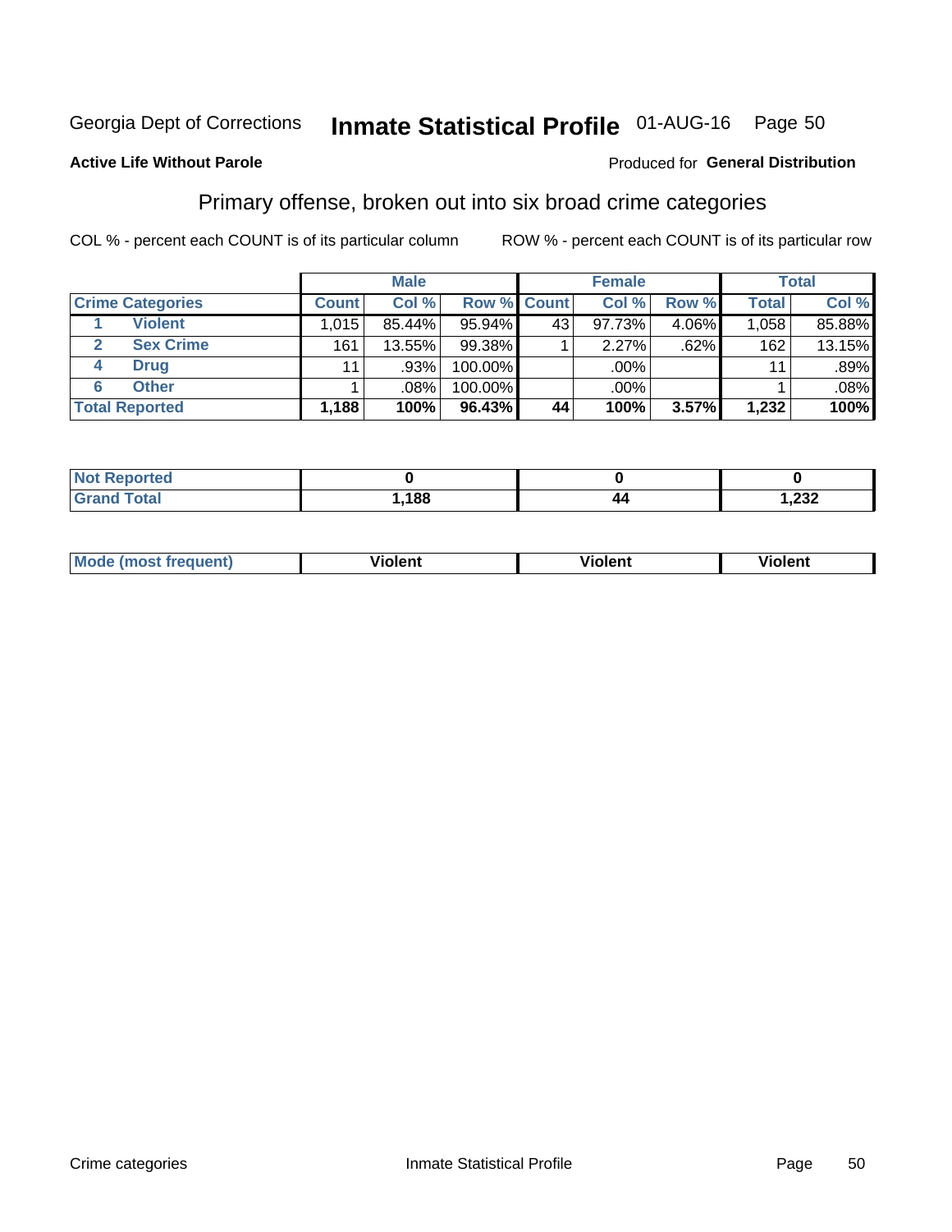Georgia Dept of Corrections **Inmate Statistical Profile** 01-AUG-16 Page 50

**Active Life Without Parole**

Produced for **General Distribution**

## Primary offense, broken out into six broad crime categories

COL % - percent each COUNT is of its particular column

ROW % - percent each COUNT is of its particular row

| | | Male | | | Female | | | Total | |
|---|---|---|---|---|---|---|---|---|---|
| **Crime Categories** | | **Count** | **Col %** | **Row %** | **Count** | **Col %** | **Row %** | **Total** | **Col %** |
| 1 | Violent | 1,015 | 85.44% | 95.94% | 43 | 97.73% | 4.06% | 1,058 | 85.88% |
| 2 | Sex Crime | 161 | 13.55% | 99.38% | 1 | 2.27% | .62% | 162 | 13.15% |
| 4 | Drug | 11 | .93% | 100.00% | | .00% | | 11 | .89% |
| 6 | Other | 1 | .08% | 100.00% | | .00% | | 1 | .08% |
| **Total Reported** | | **1,188** | **100%** | **96.43%** | **44** | **100%** | **3.57%** | **1,232** | **100%** |

| | Male | Female | Total |
|---|---|---|---|
| **Not Reported** | **0** | **0** | **0** |
| **Grand Total** | **1,188** | **44** | **1,232** |

| | Male | Female | Total |
|---|---|---|---|
| **Mode (most frequent)** | **Violent** | **Violent** | **Violent** |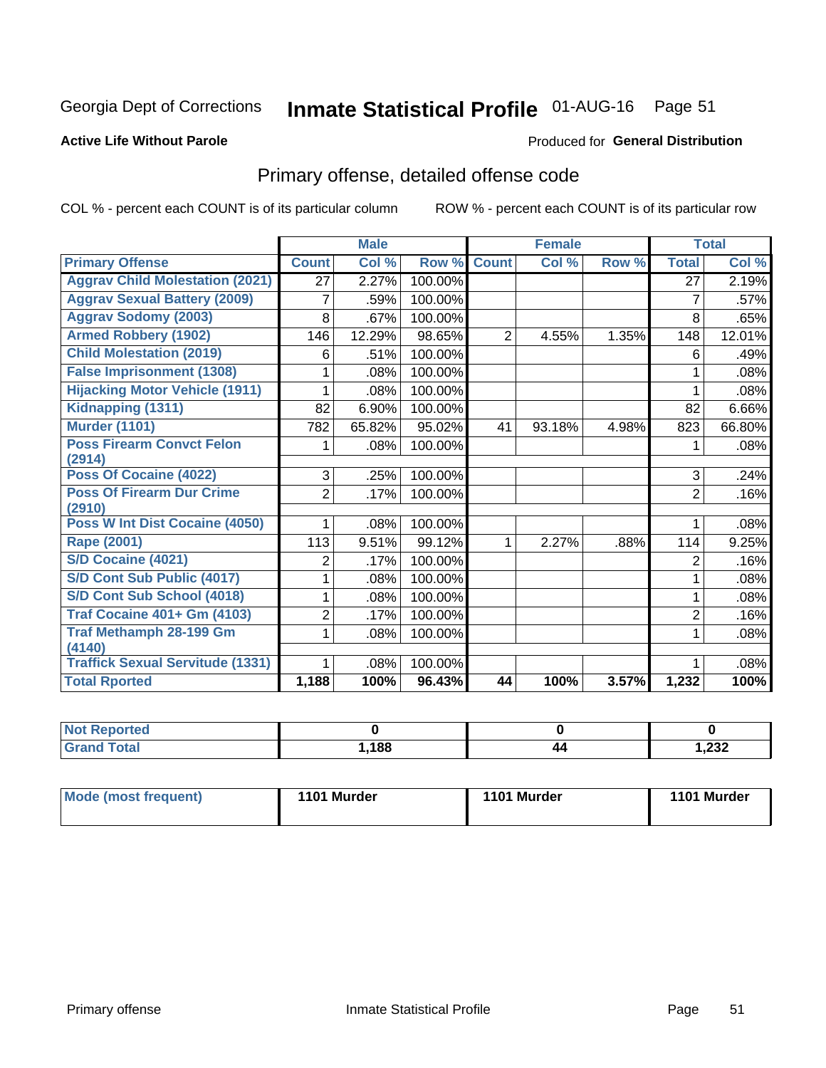Georgia Dept of Corrections **Inmate Statistical Profile** 01-AUG-16

**Active Life Without Parole**

Produced for **General Distribution**

## Primary offense, detailed offense code

COL % - percent each COUNT is of its particular column

ROW % - percent each COUNT is of its particular row

| | Male | | | Female | | | Total | |
|---|---|---|---|---|---|---|---|---|
| **Primary Offense** | **Count** | **Col %** | **Row %** | **Count** | **Col %** | **Row %** | **Total** | **Col %** |
| Aggrav Child Molestation (2021) | 27 | 2.27% | 100.00% | | | | 27 | 2.19% |
| Aggrav Sexual Battery (2009) | 7 | .59% | 100.00% | | | | 7 | .57% |
| Aggrav Sodomy (2003) | 8 | .67% | 100.00% | | | | 8 | .65% |
| Armed Robbery (1902) | 146 | 12.29% | 98.65% | 2 | 4.55% | 1.35% | 148 | 12.01% |
| Child Molestation (2019) | 6 | .51% | 100.00% | | | | 6 | .49% |
| False Imprisonment (1308) | 1 | .08% | 100.00% | | | | 1 | .08% |
| Hijacking Motor Vehicle (1911) | 1 | .08% | 100.00% | | | | 1 | .08% |
| Kidnapping (1311) | 82 | 6.90% | 100.00% | | | | 82 | 6.66% |
| Murder (1101) | 782 | 65.82% | 95.02% | 41 | 93.18% | 4.98% | 823 | 66.80% |
| Poss Firearm Convct Felon (2914) | 1 | .08% | 100.00% | | | | 1 | .08% |
| Poss Of Cocaine (4022) | 3 | .25% | 100.00% | | | | 3 | .24% |
| Poss Of Firearm Dur Crime (2910) | 2 | .17% | 100.00% | | | | 2 | .16% |
| Poss W Int Dist Cocaine (4050) | 1 | .08% | 100.00% | | | | 1 | .08% |
| Rape (2001) | 113 | 9.51% | 99.12% | 1 | 2.27% | .88% | 114 | 9.25% |
| S/D Cocaine (4021) | 2 | .17% | 100.00% | | | | 2 | .16% |
| S/D Cont Sub Public (4017) | 1 | .08% | 100.00% | | | | 1 | .08% |
| S/D Cont Sub School (4018) | 1 | .08% | 100.00% | | | | 1 | .08% |
| Traf Cocaine 401+ Gm (4103) | 2 | .17% | 100.00% | | | | 2 | .16% |
| Traf Methamph 28-199 Gm (4140) | 1 | .08% | 100.00% | | | | 1 | .08% |
| Traffick Sexual Servitude (1331) | 1 | .08% | 100.00% | | | | 1 | .08% |
| **Total Rported** | **1,188** | **100%** | **96.43%** | **44** | **100%** | **3.57%** | **1,232** | **100%** |

| | Male | Female | Total |
|---|---|---|---|
| Not Reported | 0 | 0 | 0 |
| Grand Total | 1,188 | 44 | 1,232 |

| | Male | Female | Total |
|---|---|---|---|
| Mode (most frequent) | 1101 Murder | 1101 Murder | 1101 Murder |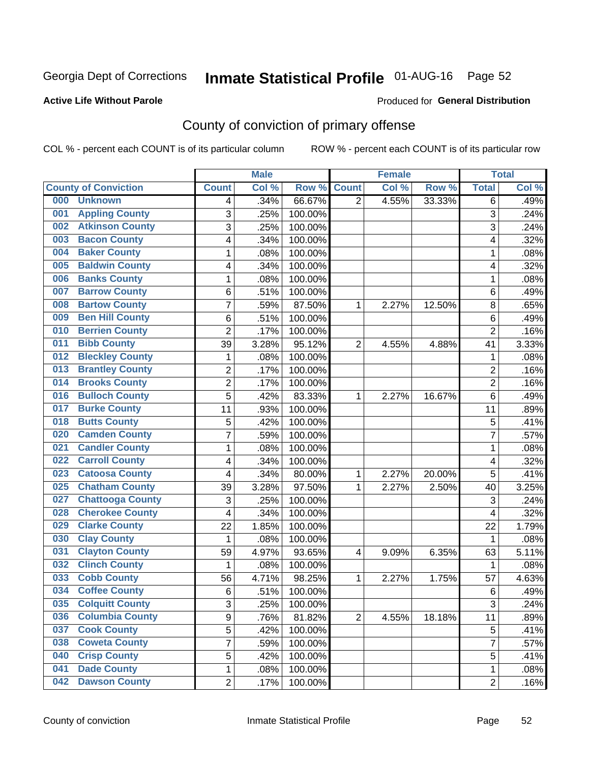Georgia Dept of Corrections **Inmate Statistical Profile** 01-AUG-16

**Active Life Without Parole**

Produced for **General Distribution**

## County of conviction of primary offense

COL % - percent each COUNT is of its particular column ROW % - percent each COUNT is of its particular row

| County of Conviction | Male | | | Female | | | Total | |
|---|---|---|---|---|---|---|---|---|
| | Count | Col % | Row % | Count | Col % | Row % | Total | Col % |
| 000 Unknown | 4 | .34% | 66.67% | 2 | 4.55% | 33.33% | 6 | .49% |
| 001 Appling County | 3 | .25% | 100.00% | | | | 3 | .24% |
| 002 Atkinson County | 3 | .25% | 100.00% | | | | 3 | .24% |
| 003 Bacon County | 4 | .34% | 100.00% | | | | 4 | .32% |
| 004 Baker County | 1 | .08% | 100.00% | | | | 1 | .08% |
| 005 Baldwin County | 4 | .34% | 100.00% | | | | 4 | .32% |
| 006 Banks County | 1 | .08% | 100.00% | | | | 1 | .08% |
| 007 Barrow County | 6 | .51% | 100.00% | | | | 6 | .49% |
| 008 Bartow County | 7 | .59% | 87.50% | 1 | 2.27% | 12.50% | 8 | .65% |
| 009 Ben Hill County | 6 | .51% | 100.00% | | | | 6 | .49% |
| 010 Berrien County | 2 | .17% | 100.00% | | | | 2 | .16% |
| 011 Bibb County | 39 | 3.28% | 95.12% | 2 | 4.55% | 4.88% | 41 | 3.33% |
| 012 Bleckley County | 1 | .08% | 100.00% | | | | 1 | .08% |
| 013 Brantley County | 2 | .17% | 100.00% | | | | 2 | .16% |
| 014 Brooks County | 2 | .17% | 100.00% | | | | 2 | .16% |
| 016 Bulloch County | 5 | .42% | 83.33% | 1 | 2.27% | 16.67% | 6 | .49% |
| 017 Burke County | 11 | .93% | 100.00% | | | | 11 | .89% |
| 018 Butts County | 5 | .42% | 100.00% | | | | 5 | .41% |
| 020 Camden County | 7 | .59% | 100.00% | | | | 7 | .57% |
| 021 Candler County | 1 | .08% | 100.00% | | | | 1 | .08% |
| 022 Carroll County | 4 | .34% | 100.00% | | | | 4 | .32% |
| 023 Catoosa County | 4 | .34% | 80.00% | 1 | 2.27% | 20.00% | 5 | .41% |
| 025 Chatham County | 39 | 3.28% | 97.50% | 1 | 2.27% | 2.50% | 40 | 3.25% |
| 027 Chattooga County | 3 | .25% | 100.00% | | | | 3 | .24% |
| 028 Cherokee County | 4 | .34% | 100.00% | | | | 4 | .32% |
| 029 Clarke County | 22 | 1.85% | 100.00% | | | | 22 | 1.79% |
| 030 Clay County | 1 | .08% | 100.00% | | | | 1 | .08% |
| 031 Clayton County | 59 | 4.97% | 93.65% | 4 | 9.09% | 6.35% | 63 | 5.11% |
| 032 Clinch County | 1 | .08% | 100.00% | | | | 1 | .08% |
| 033 Cobb County | 56 | 4.71% | 98.25% | 1 | 2.27% | 1.75% | 57 | 4.63% |
| 034 Coffee County | 6 | .51% | 100.00% | | | | 6 | .49% |
| 035 Colquitt County | 3 | .25% | 100.00% | | | | 3 | .24% |
| 036 Columbia County | 9 | .76% | 81.82% | 2 | 4.55% | 18.18% | 11 | .89% |
| 037 Cook County | 5 | .42% | 100.00% | | | | 5 | .41% |
| 038 Coweta County | 7 | .59% | 100.00% | | | | 7 | .57% |
| 040 Crisp County | 5 | .42% | 100.00% | | | | 5 | .41% |
| 041 Dade County | 1 | .08% | 100.00% | | | | 1 | .08% |
| 042 Dawson County | 2 | .17% | 100.00% | | | | 2 | .16% |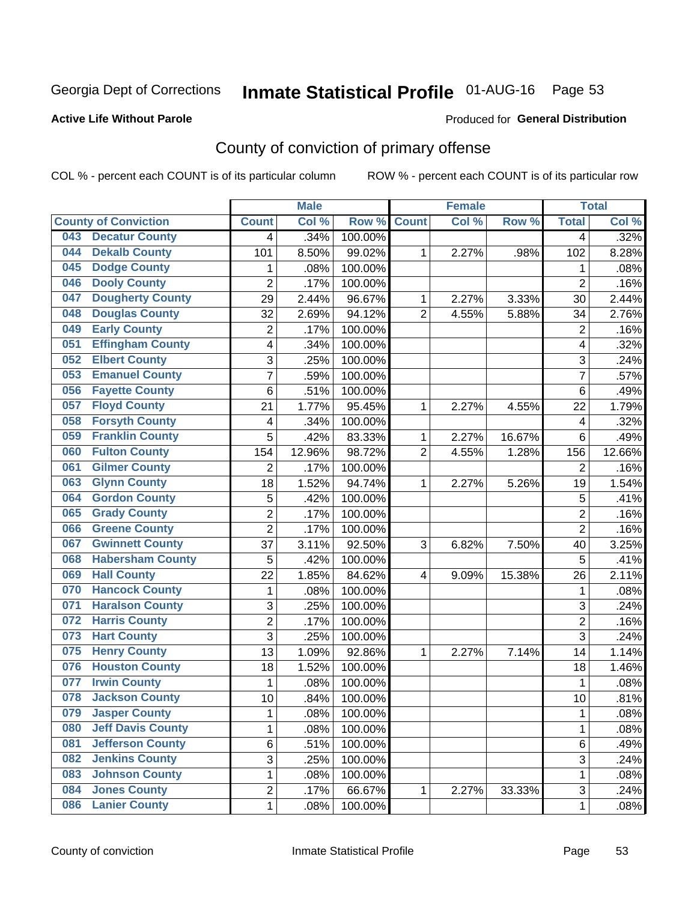Georgia Dept of Corrections **Inmate Statistical Profile** 01-AUG-16

**Active Life Without Parole**

Produced for **General Distribution**

## County of conviction of primary offense

COL % - percent each COUNT is of its particular column    ROW % - percent each COUNT is of its particular row

| County of Conviction | Male | | | Female | | | Total | |
|---|---|---|---|---|---|---|---|---|
| | Count | Col % | Row % | Count | Col % | Row % | Total | Col % |
| 043 Decatur County | 4 | .34% | 100.00% | | | | 4 | .32% |
| 044 Dekalb County | 101 | 8.50% | 99.02% | 1 | 2.27% | .98% | 102 | 8.28% |
| 045 Dodge County | 1 | .08% | 100.00% | | | | 1 | .08% |
| 046 Dooly County | 2 | .17% | 100.00% | | | | 2 | .16% |
| 047 Dougherty County | 29 | 2.44% | 96.67% | 1 | 2.27% | 3.33% | 30 | 2.44% |
| 048 Douglas County | 32 | 2.69% | 94.12% | 2 | 4.55% | 5.88% | 34 | 2.76% |
| 049 Early County | 2 | .17% | 100.00% | | | | 2 | .16% |
| 051 Effingham County | 4 | .34% | 100.00% | | | | 4 | .32% |
| 052 Elbert County | 3 | .25% | 100.00% | | | | 3 | .24% |
| 053 Emanuel County | 7 | .59% | 100.00% | | | | 7 | .57% |
| 056 Fayette County | 6 | .51% | 100.00% | | | | 6 | .49% |
| 057 Floyd County | 21 | 1.77% | 95.45% | 1 | 2.27% | 4.55% | 22 | 1.79% |
| 058 Forsyth County | 4 | .34% | 100.00% | | | | 4 | .32% |
| 059 Franklin County | 5 | .42% | 83.33% | 1 | 2.27% | 16.67% | 6 | .49% |
| 060 Fulton County | 154 | 12.96% | 98.72% | 2 | 4.55% | 1.28% | 156 | 12.66% |
| 061 Gilmer County | 2 | .17% | 100.00% | | | | 2 | .16% |
| 063 Glynn County | 18 | 1.52% | 94.74% | 1 | 2.27% | 5.26% | 19 | 1.54% |
| 064 Gordon County | 5 | .42% | 100.00% | | | | 5 | .41% |
| 065 Grady County | 2 | .17% | 100.00% | | | | 2 | .16% |
| 066 Greene County | 2 | .17% | 100.00% | | | | 2 | .16% |
| 067 Gwinnett County | 37 | 3.11% | 92.50% | 3 | 6.82% | 7.50% | 40 | 3.25% |
| 068 Habersham County | 5 | .42% | 100.00% | | | | 5 | .41% |
| 069 Hall County | 22 | 1.85% | 84.62% | 4 | 9.09% | 15.38% | 26 | 2.11% |
| 070 Hancock County | 1 | .08% | 100.00% | | | | 1 | .08% |
| 071 Haralson County | 3 | .25% | 100.00% | | | | 3 | .24% |
| 072 Harris County | 2 | .17% | 100.00% | | | | 2 | .16% |
| 073 Hart County | 3 | .25% | 100.00% | | | | 3 | .24% |
| 075 Henry County | 13 | 1.09% | 92.86% | 1 | 2.27% | 7.14% | 14 | 1.14% |
| 076 Houston County | 18 | 1.52% | 100.00% | | | | 18 | 1.46% |
| 077 Irwin County | 1 | .08% | 100.00% | | | | 1 | .08% |
| 078 Jackson County | 10 | .84% | 100.00% | | | | 10 | .81% |
| 079 Jasper County | 1 | .08% | 100.00% | | | | 1 | .08% |
| 080 Jeff Davis County | 1 | .08% | 100.00% | | | | 1 | .08% |
| 081 Jefferson County | 6 | .51% | 100.00% | | | | 6 | .49% |
| 082 Jenkins County | 3 | .25% | 100.00% | | | | 3 | .24% |
| 083 Johnson County | 1 | .08% | 100.00% | | | | 1 | .08% |
| 084 Jones County | 2 | .17% | 66.67% | 1 | 2.27% | 33.33% | 3 | .24% |
| 086 Lanier County | 1 | .08% | 100.00% | | | | 1 | .08% |

County of conviction    Inmate Statistical Profile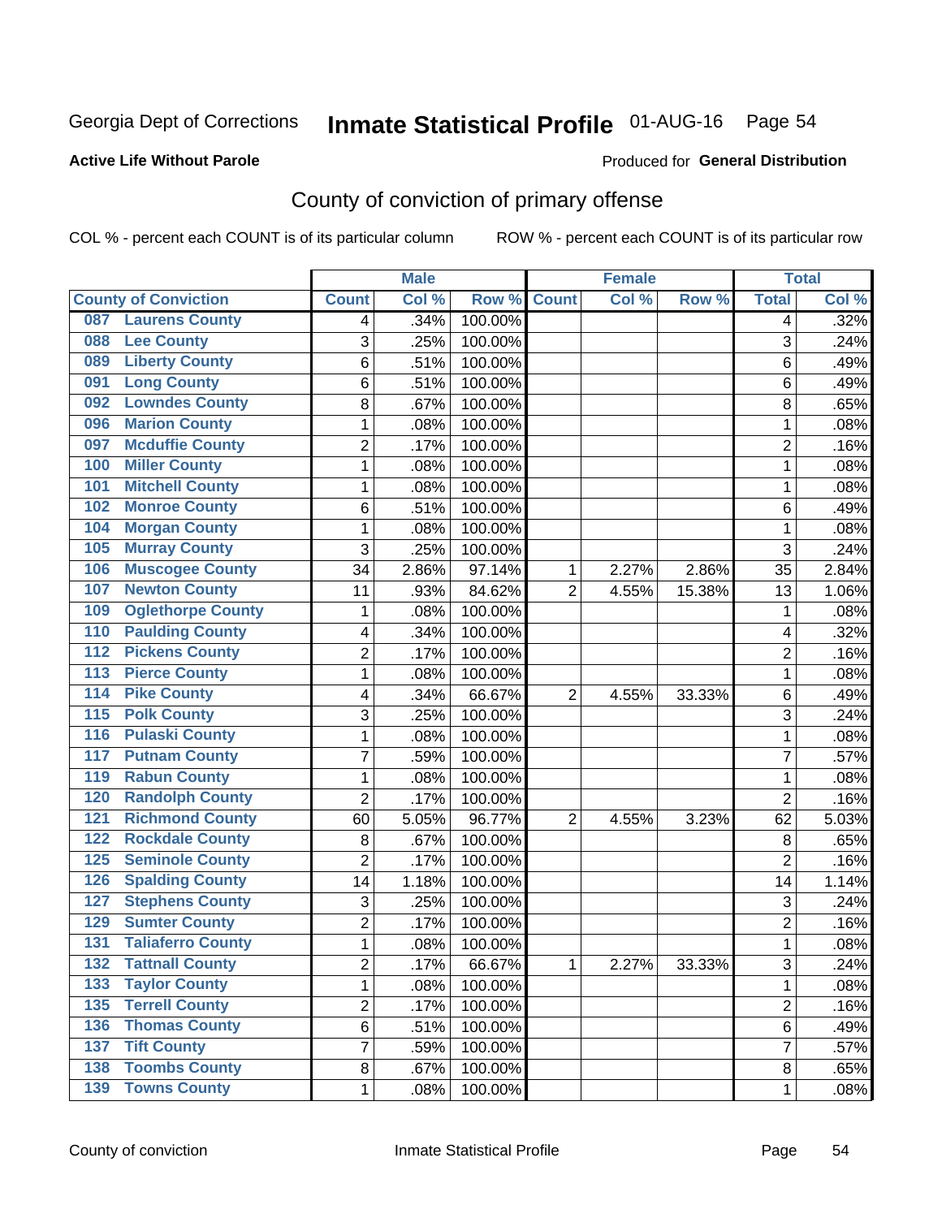Georgia Dept of Corrections **Inmate Statistical Profile** 01-AUG-16 Page 54

**Active Life Without Parole**

Produced for **General Distribution**

## County of conviction of primary offense

COL % - percent each COUNT is of its particular column ROW % - percent each COUNT is of its particular row

| County of Conviction | Male | | | Female | | | Total | |
|---|---|---|---|---|---|---|---|---|
| | Count | Col % | Row % | Count | Col % | Row % | Total | Col % |
| 087 Laurens County | 4 | .34% | 100.00% | | | | 4 | .32% |
| 088 Lee County | 3 | .25% | 100.00% | | | | 3 | .24% |
| 089 Liberty County | 6 | .51% | 100.00% | | | | 6 | .49% |
| 091 Long County | 6 | .51% | 100.00% | | | | 6 | .49% |
| 092 Lowndes County | 8 | .67% | 100.00% | | | | 8 | .65% |
| 096 Marion County | 1 | .08% | 100.00% | | | | 1 | .08% |
| 097 Mcduffie County | 2 | .17% | 100.00% | | | | 2 | .16% |
| 100 Miller County | 1 | .08% | 100.00% | | | | 1 | .08% |
| 101 Mitchell County | 1 | .08% | 100.00% | | | | 1 | .08% |
| 102 Monroe County | 6 | .51% | 100.00% | | | | 6 | .49% |
| 104 Morgan County | 1 | .08% | 100.00% | | | | 1 | .08% |
| 105 Murray County | 3 | .25% | 100.00% | | | | 3 | .24% |
| 106 Muscogee County | 34 | 2.86% | 97.14% | 1 | 2.27% | 2.86% | 35 | 2.84% |
| 107 Newton County | 11 | .93% | 84.62% | 2 | 4.55% | 15.38% | 13 | 1.06% |
| 109 Oglethorpe County | 1 | .08% | 100.00% | | | | 1 | .08% |
| 110 Paulding County | 4 | .34% | 100.00% | | | | 4 | .32% |
| 112 Pickens County | 2 | .17% | 100.00% | | | | 2 | .16% |
| 113 Pierce County | 1 | .08% | 100.00% | | | | 1 | .08% |
| 114 Pike County | 4 | .34% | 66.67% | 2 | 4.55% | 33.33% | 6 | .49% |
| 115 Polk County | 3 | .25% | 100.00% | | | | 3 | .24% |
| 116 Pulaski County | 1 | .08% | 100.00% | | | | 1 | .08% |
| 117 Putnam County | 7 | .59% | 100.00% | | | | 7 | .57% |
| 119 Rabun County | 1 | .08% | 100.00% | | | | 1 | .08% |
| 120 Randolph County | 2 | .17% | 100.00% | | | | 2 | .16% |
| 121 Richmond County | 60 | 5.05% | 96.77% | 2 | 4.55% | 3.23% | 62 | 5.03% |
| 122 Rockdale County | 8 | .67% | 100.00% | | | | 8 | .65% |
| 125 Seminole County | 2 | .17% | 100.00% | | | | 2 | .16% |
| 126 Spalding County | 14 | 1.18% | 100.00% | | | | 14 | 1.14% |
| 127 Stephens County | 3 | .25% | 100.00% | | | | 3 | .24% |
| 129 Sumter County | 2 | .17% | 100.00% | | | | 2 | .16% |
| 131 Taliaferro County | 1 | .08% | 100.00% | | | | 1 | .08% |
| 132 Tattnall County | 2 | .17% | 66.67% | 1 | 2.27% | 33.33% | 3 | .24% |
| 133 Taylor County | 1 | .08% | 100.00% | | | | 1 | .08% |
| 135 Terrell County | 2 | .17% | 100.00% | | | | 2 | .16% |
| 136 Thomas County | 6 | .51% | 100.00% | | | | 6 | .49% |
| 137 Tift County | 7 | .59% | 100.00% | | | | 7 | .57% |
| 138 Toombs County | 8 | .67% | 100.00% | | | | 8 | .65% |
| 139 Towns County | 1 | .08% | 100.00% | | | | 1 | .08% |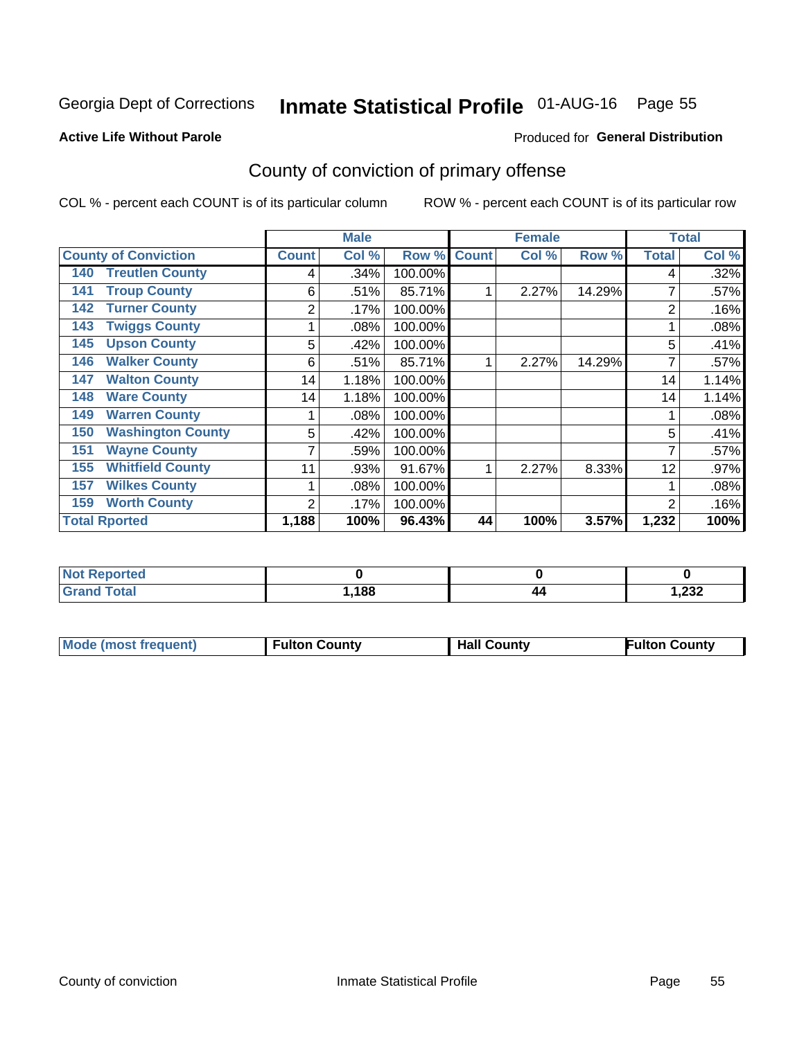Georgia Dept of Corrections **Inmate Statistical Profile** 01-AUG-16

**Active Life Without Parole**

Produced for **General Distribution**

## County of conviction of primary offense

COL % - percent each COUNT is of its particular column ROW % - percent each COUNT is of its particular row

| | Male | | | Female | | | Total | |
|---|---|---|---|---|---|---|---|---|
| **County of Conviction** | **Count** | **Col %** | **Row %** | **Count** | **Col %** | **Row %** | **Total** | **Col %** |
| 140 Treutlen County | 4 | .34% | 100.00% | | | | 4 | .32% |
| 141 Troup County | 6 | .51% | 85.71% | 1 | 2.27% | 14.29% | 7 | .57% |
| 142 Turner County | 2 | .17% | 100.00% | | | | 2 | .16% |
| 143 Twiggs County | 1 | .08% | 100.00% | | | | 1 | .08% |
| 145 Upson County | 5 | .42% | 100.00% | | | | 5 | .41% |
| 146 Walker County | 6 | .51% | 85.71% | 1 | 2.27% | 14.29% | 7 | .57% |
| 147 Walton County | 14 | 1.18% | 100.00% | | | | 14 | 1.14% |
| 148 Ware County | 14 | 1.18% | 100.00% | | | | 14 | 1.14% |
| 149 Warren County | 1 | .08% | 100.00% | | | | 1 | .08% |
| 150 Washington County | 5 | .42% | 100.00% | | | | 5 | .41% |
| 151 Wayne County | 7 | .59% | 100.00% | | | | 7 | .57% |
| 155 Whitfield County | 11 | .93% | 91.67% | 1 | 2.27% | 8.33% | 12 | .97% |
| 157 Wilkes County | 1 | .08% | 100.00% | | | | 1 | .08% |
| 159 Worth County | 2 | .17% | 100.00% | | | | 2 | .16% |
| **Total Rported** | **1,188** | **100%** | **96.43%** | **44** | **100%** | **3.57%** | **1,232** | **100%** |

| | Male | Female | Total |
|---|---|---|---|
| **Not Reported** | **0** | **0** | **0** |
| **Grand Total** | **1,188** | **44** | **1,232** |

| | Male | Female | Total |
|---|---|---|---|
| **Mode (most frequent)** | **Fulton County** | **Hall County** | **Fulton County** |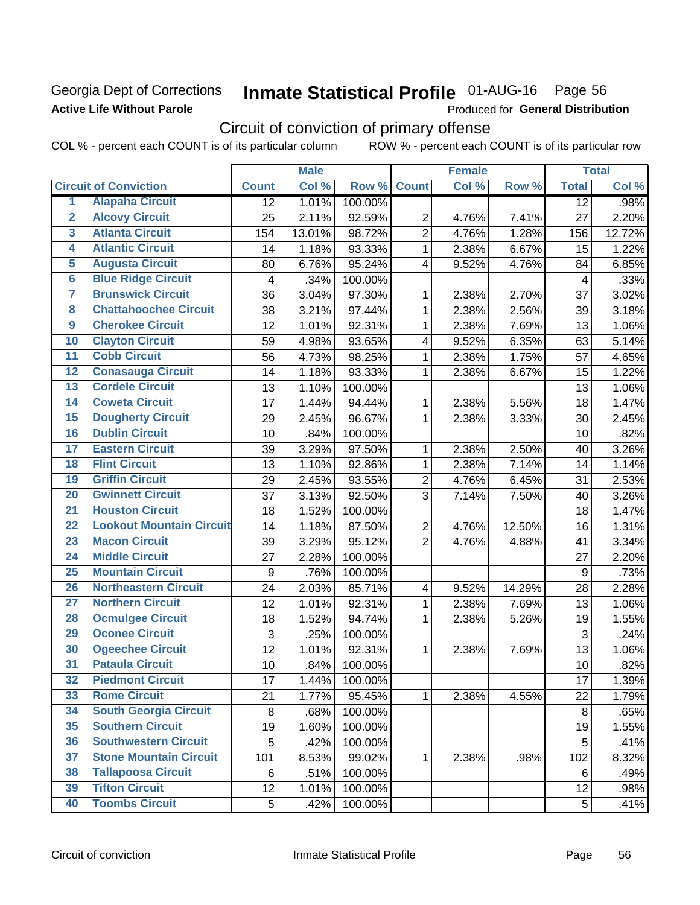Georgia Dept of Corrections
**Active Life Without Parole**

# Inmate Statistical Profile 01-AUG-16 Page 56

Produced for **General Distribution**

## Circuit of conviction of primary offense

COL % - percent each COUNT is of its particular column ROW % - percent each COUNT is of its particular row

| | | Male | | | Female | | | Total | |
|---|---|---|---|---|---|---|---|---|---|
| | **Circuit of Conviction** | **Count** | **Col %** | **Row %** | **Count** | **Col %** | **Row %** | **Total** | **Col %** |
| 1 | Alapaha Circuit | 12 | 1.01% | 100.00% | | | | 12 | .98% |
| 2 | Alcovy Circuit | 25 | 2.11% | 92.59% | 2 | 4.76% | 7.41% | 27 | 2.20% |
| 3 | Atlanta Circuit | 154 | 13.01% | 98.72% | 2 | 4.76% | 1.28% | 156 | 12.72% |
| 4 | Atlantic Circuit | 14 | 1.18% | 93.33% | 1 | 2.38% | 6.67% | 15 | 1.22% |
| 5 | Augusta Circuit | 80 | 6.76% | 95.24% | 4 | 9.52% | 4.76% | 84 | 6.85% |
| 6 | Blue Ridge Circuit | 4 | .34% | 100.00% | | | | 4 | .33% |
| 7 | Brunswick Circuit | 36 | 3.04% | 97.30% | 1 | 2.38% | 2.70% | 37 | 3.02% |
| 8 | Chattahoochee Circuit | 38 | 3.21% | 97.44% | 1 | 2.38% | 2.56% | 39 | 3.18% |
| 9 | Cherokee Circuit | 12 | 1.01% | 92.31% | 1 | 2.38% | 7.69% | 13 | 1.06% |
| 10 | Clayton Circuit | 59 | 4.98% | 93.65% | 4 | 9.52% | 6.35% | 63 | 5.14% |
| 11 | Cobb Circuit | 56 | 4.73% | 98.25% | 1 | 2.38% | 1.75% | 57 | 4.65% |
| 12 | Conasauga Circuit | 14 | 1.18% | 93.33% | 1 | 2.38% | 6.67% | 15 | 1.22% |
| 13 | Cordele Circuit | 13 | 1.10% | 100.00% | | | | 13 | 1.06% |
| 14 | Coweta Circuit | 17 | 1.44% | 94.44% | 1 | 2.38% | 5.56% | 18 | 1.47% |
| 15 | Dougherty Circuit | 29 | 2.45% | 96.67% | 1 | 2.38% | 3.33% | 30 | 2.45% |
| 16 | Dublin Circuit | 10 | .84% | 100.00% | | | | 10 | .82% |
| 17 | Eastern Circuit | 39 | 3.29% | 97.50% | 1 | 2.38% | 2.50% | 40 | 3.26% |
| 18 | Flint Circuit | 13 | 1.10% | 92.86% | 1 | 2.38% | 7.14% | 14 | 1.14% |
| 19 | Griffin Circuit | 29 | 2.45% | 93.55% | 2 | 4.76% | 6.45% | 31 | 2.53% |
| 20 | Gwinnett Circuit | 37 | 3.13% | 92.50% | 3 | 7.14% | 7.50% | 40 | 3.26% |
| 21 | Houston Circuit | 18 | 1.52% | 100.00% | | | | 18 | 1.47% |
| 22 | Lookout Mountain Circuit | 14 | 1.18% | 87.50% | 2 | 4.76% | 12.50% | 16 | 1.31% |
| 23 | Macon Circuit | 39 | 3.29% | 95.12% | 2 | 4.76% | 4.88% | 41 | 3.34% |
| 24 | Middle Circuit | 27 | 2.28% | 100.00% | | | | 27 | 2.20% |
| 25 | Mountain Circuit | 9 | .76% | 100.00% | | | | 9 | .73% |
| 26 | Northeastern Circuit | 24 | 2.03% | 85.71% | 4 | 9.52% | 14.29% | 28 | 2.28% |
| 27 | Northern Circuit | 12 | 1.01% | 92.31% | 1 | 2.38% | 7.69% | 13 | 1.06% |
| 28 | Ocmulgee Circuit | 18 | 1.52% | 94.74% | 1 | 2.38% | 5.26% | 19 | 1.55% |
| 29 | Oconee Circuit | 3 | .25% | 100.00% | | | | 3 | .24% |
| 30 | Ogeechee Circuit | 12 | 1.01% | 92.31% | 1 | 2.38% | 7.69% | 13 | 1.06% |
| 31 | Pataula Circuit | 10 | .84% | 100.00% | | | | 10 | .82% |
| 32 | Piedmont Circuit | 17 | 1.44% | 100.00% | | | | 17 | 1.39% |
| 33 | Rome Circuit | 21 | 1.77% | 95.45% | 1 | 2.38% | 4.55% | 22 | 1.79% |
| 34 | South Georgia Circuit | 8 | .68% | 100.00% | | | | 8 | .65% |
| 35 | Southern Circuit | 19 | 1.60% | 100.00% | | | | 19 | 1.55% |
| 36 | Southwestern Circuit | 5 | .42% | 100.00% | | | | 5 | .41% |
| 37 | Stone Mountain Circuit | 101 | 8.53% | 99.02% | 1 | 2.38% | .98% | 102 | 8.32% |
| 38 | Tallapoosa Circuit | 6 | .51% | 100.00% | | | | 6 | .49% |
| 39 | Tifton Circuit | 12 | 1.01% | 100.00% | | | | 12 | .98% |
| 40 | Toombs Circuit | 5 | .42% | 100.00% | | | | 5 | .41% |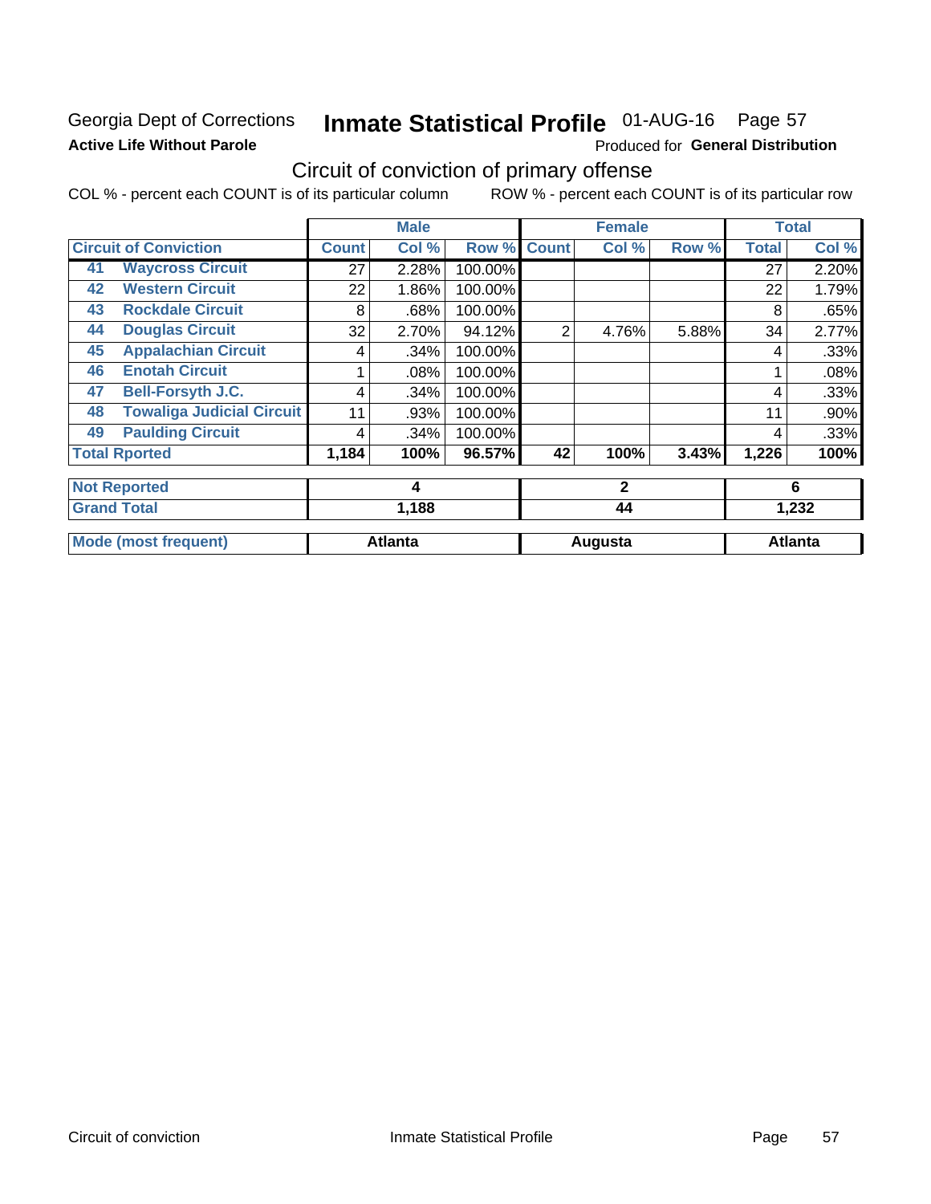Georgia Dept of Corrections
**Active Life Without Parole**

# Inmate Statistical Profile 01-AUG-16 Page 57

Produced for **General Distribution**

## Circuit of conviction of primary offense

COL % - percent each COUNT is of its particular column ROW % - percent each COUNT is of its particular row

| | | Male | | | Female | | | Total | |
|---|---|---|---|---|---|---|---|---|---|
| Circuit of Conviction | | Count | Col % | Row % | Count | Col % | Row % | Total | Col % |
| 41 | Waycross Circuit | 27 | 2.28% | 100.00% | | | | 27 | 2.20% |
| 42 | Western Circuit | 22 | 1.86% | 100.00% | | | | 22 | 1.79% |
| 43 | Rockdale Circuit | 8 | .68% | 100.00% | | | | 8 | .65% |
| 44 | Douglas Circuit | 32 | 2.70% | 94.12% | 2 | 4.76% | 5.88% | 34 | 2.77% |
| 45 | Appalachian Circuit | 4 | .34% | 100.00% | | | | 4 | .33% |
| 46 | Enotah Circuit | 1 | .08% | 100.00% | | | | 1 | .08% |
| 47 | Bell-Forsyth J.C. | 4 | .34% | 100.00% | | | | 4 | .33% |
| 48 | Towaliga Judicial Circuit | 11 | .93% | 100.00% | | | | 11 | .90% |
| 49 | Paulding Circuit | 4 | .34% | 100.00% | | | | 4 | .33% |
| Total Rported | | 1,184 | 100% | 96.57% | 42 | 100% | 3.43% | 1,226 | 100% |
| Not Reported | | 4 | | | 2 | | | 6 | |
| Grand Total | | 1,188 | | | 44 | | | 1,232 | |
| Mode (most frequent) | | Atlanta | | | Augusta | | | Atlanta | |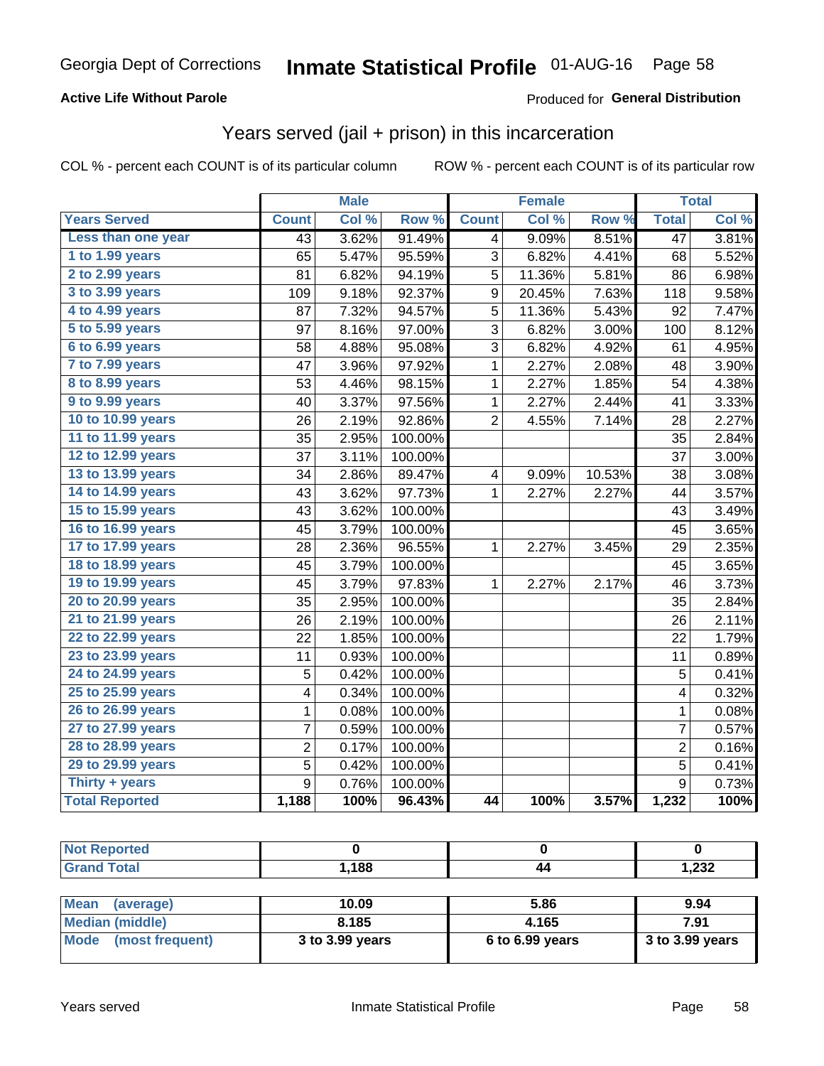# Georgia Dept of Corrections — Inmate Statistical Profile 01-AUG-16

**Active Life Without Parole**

Produced for **General Distribution**

## Years served (jail + prison) in this incarceration

COL % - percent each COUNT is of its particular column

ROW % - percent each COUNT is of its particular row

| | Male | | | Female | | | Total | |
|---|---|---|---|---|---|---|---|---|
| **Years Served** | **Count** | **Col %** | **Row %** | **Count** | **Col %** | **Row %** | **Total** | **Col %** |
| Less than one year | 43 | 3.62% | 91.49% | 4 | 9.09% | 8.51% | 47 | 3.81% |
| 1 to 1.99 years | 65 | 5.47% | 95.59% | 3 | 6.82% | 4.41% | 68 | 5.52% |
| 2 to 2.99 years | 81 | 6.82% | 94.19% | 5 | 11.36% | 5.81% | 86 | 6.98% |
| 3 to 3.99 years | 109 | 9.18% | 92.37% | 9 | 20.45% | 7.63% | 118 | 9.58% |
| 4 to 4.99 years | 87 | 7.32% | 94.57% | 5 | 11.36% | 5.43% | 92 | 7.47% |
| 5 to 5.99 years | 97 | 8.16% | 97.00% | 3 | 6.82% | 3.00% | 100 | 8.12% |
| 6 to 6.99 years | 58 | 4.88% | 95.08% | 3 | 6.82% | 4.92% | 61 | 4.95% |
| 7 to 7.99 years | 47 | 3.96% | 97.92% | 1 | 2.27% | 2.08% | 48 | 3.90% |
| 8 to 8.99 years | 53 | 4.46% | 98.15% | 1 | 2.27% | 1.85% | 54 | 4.38% |
| 9 to 9.99 years | 40 | 3.37% | 97.56% | 1 | 2.27% | 2.44% | 41 | 3.33% |
| 10 to 10.99 years | 26 | 2.19% | 92.86% | 2 | 4.55% | 7.14% | 28 | 2.27% |
| 11 to 11.99 years | 35 | 2.95% | 100.00% | | | | 35 | 2.84% |
| 12 to 12.99 years | 37 | 3.11% | 100.00% | | | | 37 | 3.00% |
| 13 to 13.99 years | 34 | 2.86% | 89.47% | 4 | 9.09% | 10.53% | 38 | 3.08% |
| 14 to 14.99 years | 43 | 3.62% | 97.73% | 1 | 2.27% | 2.27% | 44 | 3.57% |
| 15 to 15.99 years | 43 | 3.62% | 100.00% | | | | 43 | 3.49% |
| 16 to 16.99 years | 45 | 3.79% | 100.00% | | | | 45 | 3.65% |
| 17 to 17.99 years | 28 | 2.36% | 96.55% | 1 | 2.27% | 3.45% | 29 | 2.35% |
| 18 to 18.99 years | 45 | 3.79% | 100.00% | | | | 45 | 3.65% |
| 19 to 19.99 years | 45 | 3.79% | 97.83% | 1 | 2.27% | 2.17% | 46 | 3.73% |
| 20 to 20.99 years | 35 | 2.95% | 100.00% | | | | 35 | 2.84% |
| 21 to 21.99 years | 26 | 2.19% | 100.00% | | | | 26 | 2.11% |
| 22 to 22.99 years | 22 | 1.85% | 100.00% | | | | 22 | 1.79% |
| 23 to 23.99 years | 11 | 0.93% | 100.00% | | | | 11 | 0.89% |
| 24 to 24.99 years | 5 | 0.42% | 100.00% | | | | 5 | 0.41% |
| 25 to 25.99 years | 4 | 0.34% | 100.00% | | | | 4 | 0.32% |
| 26 to 26.99 years | 1 | 0.08% | 100.00% | | | | 1 | 0.08% |
| 27 to 27.99 years | 7 | 0.59% | 100.00% | | | | 7 | 0.57% |
| 28 to 28.99 years | 2 | 0.17% | 100.00% | | | | 2 | 0.16% |
| 29 to 29.99 years | 5 | 0.42% | 100.00% | | | | 5 | 0.41% |
| Thirty + years | 9 | 0.76% | 100.00% | | | | 9 | 0.73% |
| **Total Reported** | **1,188** | **100%** | **96.43%** | **44** | **100%** | **3.57%** | **1,232** | **100%** |

| | Male | Female | Total |
|---|---|---|---|
| Not Reported | 0 | 0 | 0 |
| Grand Total | 1,188 | 44 | 1,232 |

| | Male | Female | Total |
|---|---|---|---|
| Mean (average) | 10.09 | 5.86 | 9.94 |
| Median (middle) | 8.185 | 4.165 | 7.91 |
| Mode (most frequent) | 3 to 3.99 years | 6 to 6.99 years | 3 to 3.99 years |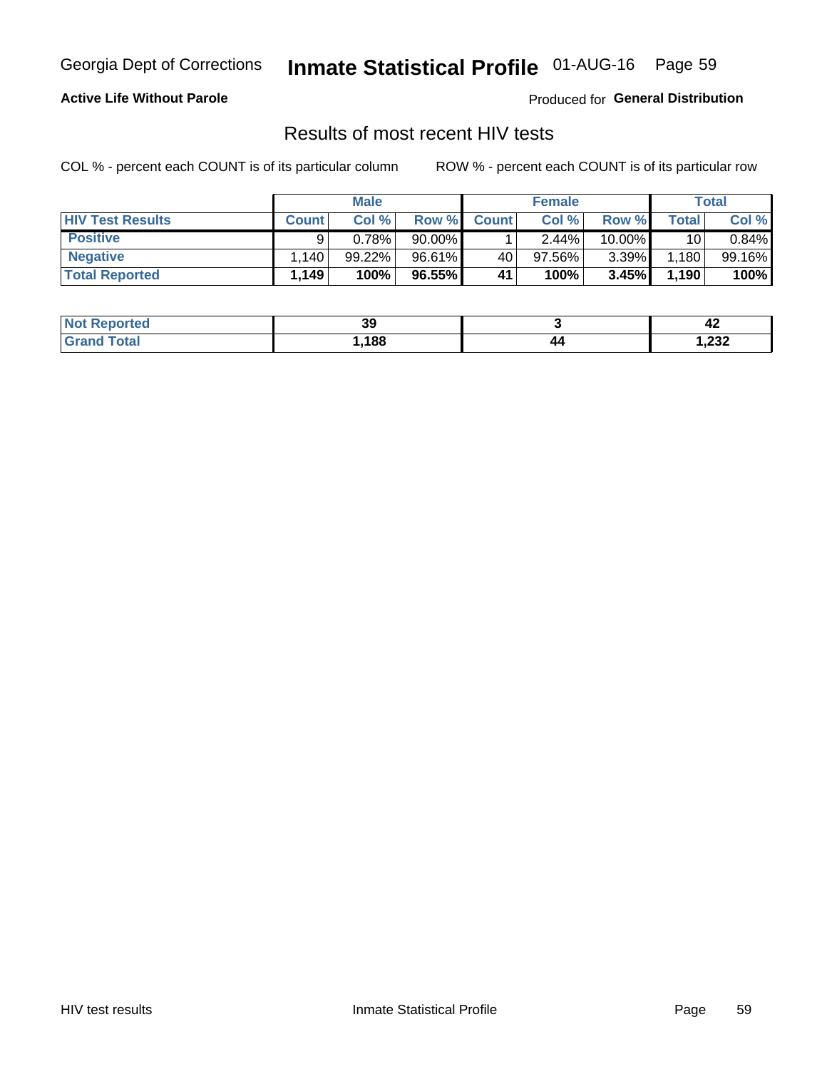Georgia Dept of Corrections **Inmate Statistical Profile** 01-AUG-16

**Active Life Without Parole**

Produced for **General Distribution**

## Results of most recent HIV tests

COL % - percent each COUNT is of its particular column ROW % - percent each COUNT is of its particular row

| | Male | | | Female | | | Total | |
|---|---|---|---|---|---|---|---|---|
| **HIV Test Results** | **Count** | **Col %** | **Row %** | **Count** | **Col %** | **Row %** | **Total** | **Col %** |
| **Positive** | 9 | 0.78% | 90.00% | 1 | 2.44% | 10.00% | 10 | 0.84% |
| **Negative** | 1,140 | 99.22% | 96.61% | 40 | 97.56% | 3.39% | 1,180 | 99.16% |
| **Total Reported** | **1,149** | **100%** | **96.55%** | **41** | **100%** | **3.45%** | **1,190** | **100%** |

| | Male | Female | Total |
|---|---|---|---|
| **Not Reported** | **39** | **3** | **42** |
| **Grand Total** | **1,188** | **44** | **1,232** |

HIV test results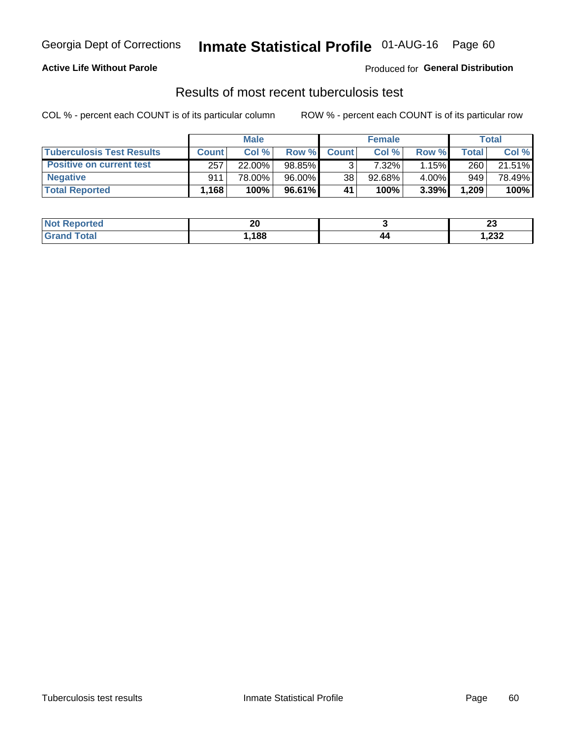Georgia Dept of Corrections **Inmate Statistical Profile** 01-AUG-16 Page 60

**Active Life Without Parole**

Produced for **General Distribution**

## Results of most recent tuberculosis test

COL % - percent each COUNT is of its particular column ROW % - percent each COUNT is of its particular row

| | Male | | | Female | | | Total | |
|---|---|---|---|---|---|---|---|---|
| **Tuberculosis Test Results** | **Count** | **Col %** | **Row %** | **Count** | **Col %** | **Row %** | **Total** | **Col %** |
| **Positive on current test** | 257 | 22.00% | 98.85% | 3 | 7.32% | 1.15% | 260 | 21.51% |
| **Negative** | 911 | 78.00% | 96.00% | 38 | 92.68% | 4.00% | 949 | 78.49% |
| **Total Reported** | **1,168** | **100%** | **96.61%** | **41** | **100%** | **3.39%** | **1,209** | **100%** |

| | Male | Female | Total |
|---|---|---|---|
| **Not Reported** | **20** | **3** | **23** |
| **Grand Total** | **1,188** | **44** | **1,232** |

Tuberculosis test results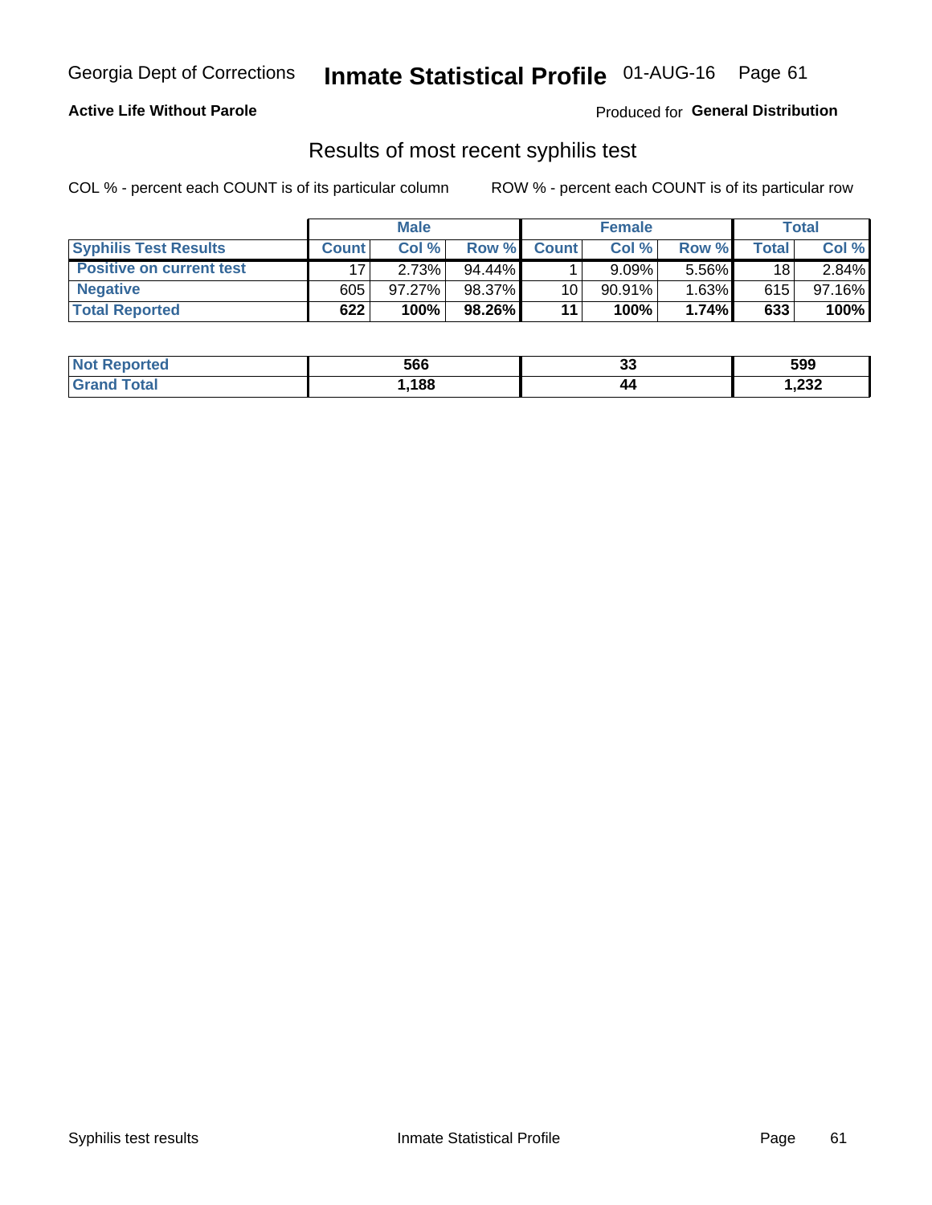Georgia Dept of Corrections **Inmate Statistical Profile** 01-AUG-16

**Active Life Without Parole**

Produced for **General Distribution**

## Results of most recent syphilis test

COL % - percent each COUNT is of its particular column

ROW % - percent each COUNT is of its particular row

| | Male | | | Female | | | Total | |
|---|---|---|---|---|---|---|---|---|
| **Syphilis Test Results** | **Count** | **Col %** | **Row %** | **Count** | **Col %** | **Row %** | **Total** | **Col %** |
| **Positive on current test** | 17 | 2.73% | 94.44% | 1 | 9.09% | 5.56% | 18 | 2.84% |
| **Negative** | 605 | 97.27% | 98.37% | 10 | 90.91% | 1.63% | 615 | 97.16% |
| **Total Reported** | **622** | **100%** | **98.26%** | **11** | **100%** | **1.74%** | **633** | **100%** |

| | Male | Female | Total |
|---|---|---|---|
| **Not Reported** | **566** | **33** | **599** |
| **Grand Total** | **1,188** | **44** | **1,232** |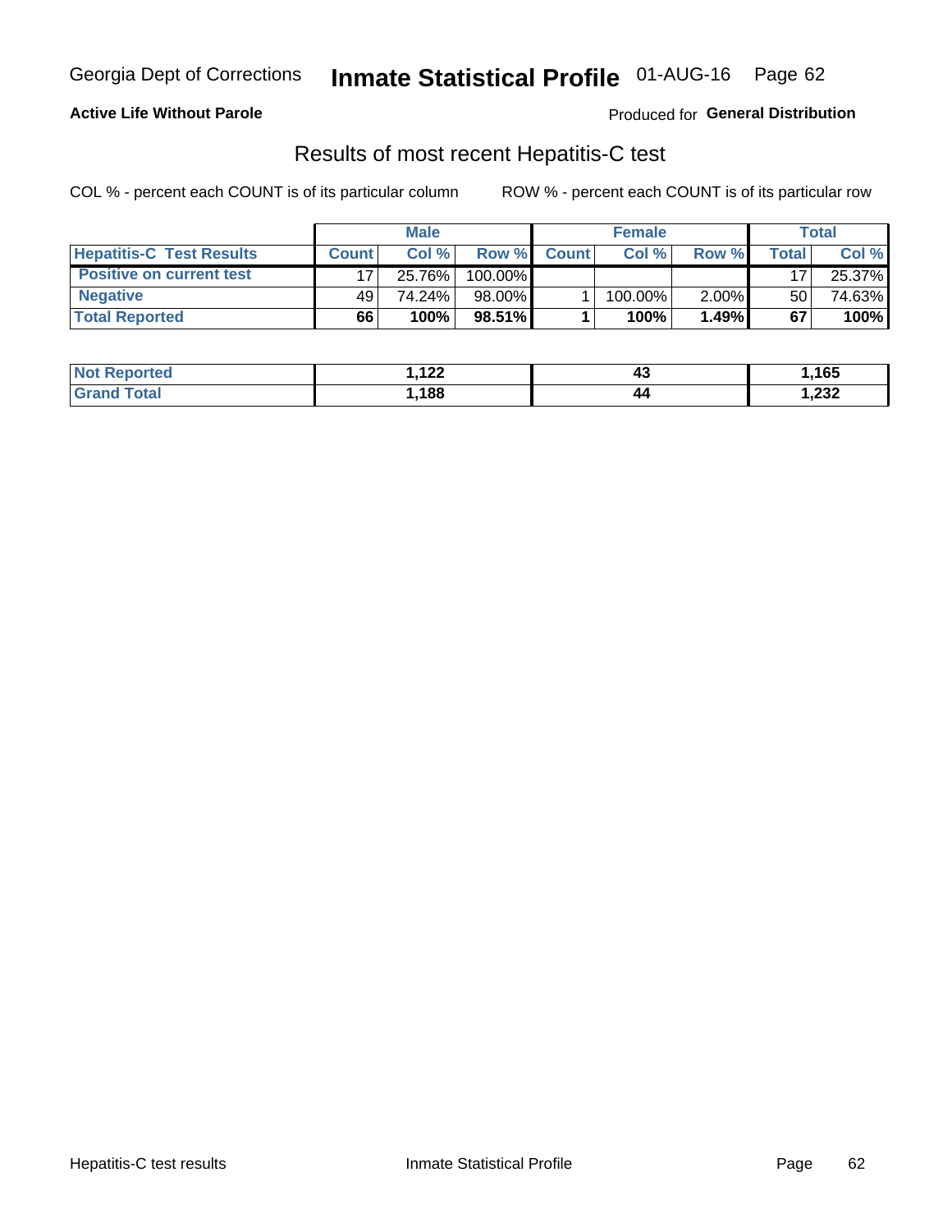Georgia Dept of Corrections **Inmate Statistical Profile** 01-AUG-16

**Active Life Without Parole**

Produced for **General Distribution**

## Results of most recent Hepatitis-C test

COL % - percent each COUNT is of its particular column    ROW % - percent each COUNT is of its particular row

| | Male | | | Female | | | Total | |
|---|---|---|---|---|---|---|---|---|
| **Hepatitis-C Test Results** | **Count** | **Col %** | **Row %** | **Count** | **Col %** | **Row %** | **Total** | **Col %** |
| **Positive on current test** | 17 | 25.76% | 100.00% | | | | 17 | 25.37% |
| **Negative** | 49 | 74.24% | 98.00% | 1 | 100.00% | 2.00% | 50 | 74.63% |
| **Total Reported** | **66** | **100%** | **98.51%** | **1** | **100%** | **1.49%** | **67** | **100%** |

| | Male | Female | Total |
|---|---|---|---|
| **Not Reported** | **1,122** | **43** | **1,165** |
| **Grand Total** | **1,188** | **44** | **1,232** |

Hepatitis-C test results